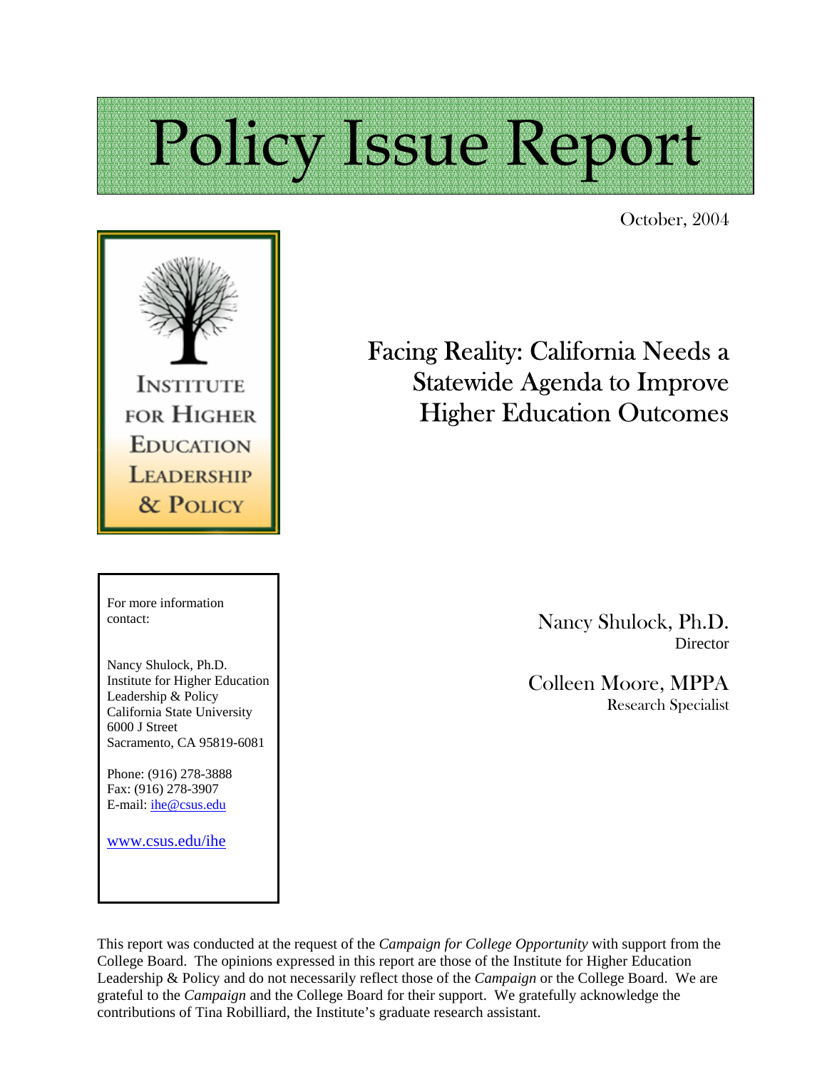# Policy Issue Report

October, 2004

INSTITUTE FOR HIGHER EDUCATION LEADERSHIP & POLICY

## Facing Reality: California Needs a Statewide Agenda to Improve Higher Education Outcomes

For more information contact:

Nancy Shulock, Ph.D.
Institute for Higher Education Leadership & Policy
California State University
6000 J Street
Sacramento, CA 95819-6081

Phone: (916) 278-3888
Fax: (916) 278-3907
E-mail: ihe@csus.edu

www.csus.edu/ihe

Nancy Shulock, Ph.D.
Director

Colleen Moore, MPPA
Research Specialist

This report was conducted at the request of the *Campaign for College Opportunity* with support from the College Board. The opinions expressed in this report are those of the Institute for Higher Education Leadership & Policy and do not necessarily reflect those of the *Campaign* or the College Board. We are grateful to the *Campaign* and the College Board for their support. We gratefully acknowledge the contributions of Tina Robilliard, the Institute's graduate research assistant.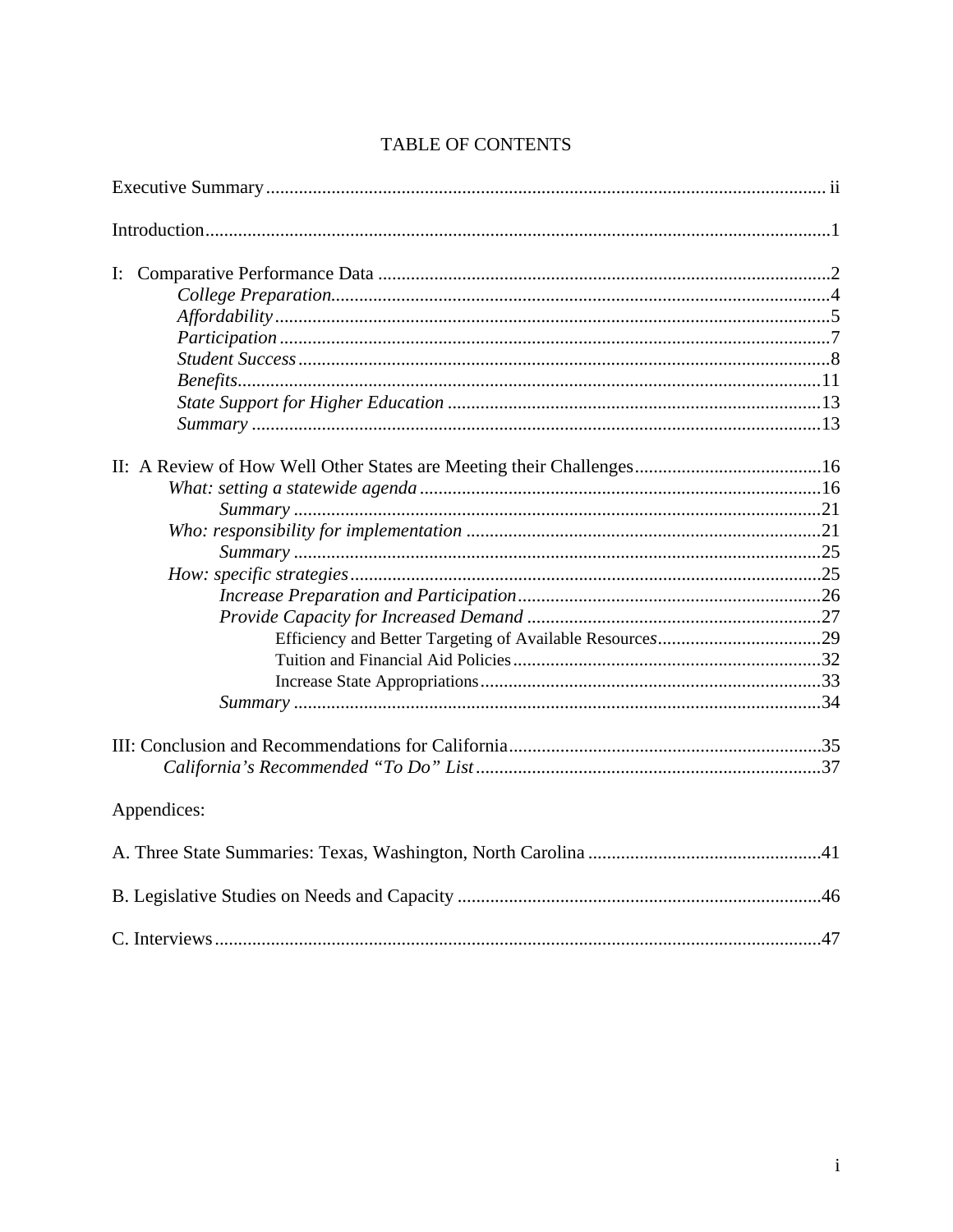# TABLE OF CONTENTS

Executive Summary ..... ii

Introduction ..... 1

I: Comparative Performance Data ..... 2
- *College Preparation* ..... 4
- *Affordability* ..... 5
- *Participation* ..... 7
- *Student Success* ..... 8
- *Benefits* ..... 11
- *State Support for Higher Education* ..... 13
- *Summary* ..... 13

II: A Review of How Well Other States are Meeting their Challenges ..... 16
- *What: setting a statewide agenda* ..... 16
  - *Summary* ..... 21
- *Who: responsibility for implementation* ..... 21
  - *Summary* ..... 25
- *How: specific strategies* ..... 25
  - *Increase Preparation and Participation* ..... 26
  - *Provide Capacity for Increased Demand* ..... 27
    - Efficiency and Better Targeting of Available Resources ..... 29
    - Tuition and Financial Aid Policies ..... 32
    - Increase State Appropriations ..... 33
  - *Summary* ..... 34

III: Conclusion and Recommendations for California ..... 35
- *California's Recommended "To Do" List* ..... 37

Appendices:

A. Three State Summaries: Texas, Washington, North Carolina ..... 41

B. Legislative Studies on Needs and Capacity ..... 46

C. Interviews ..... 47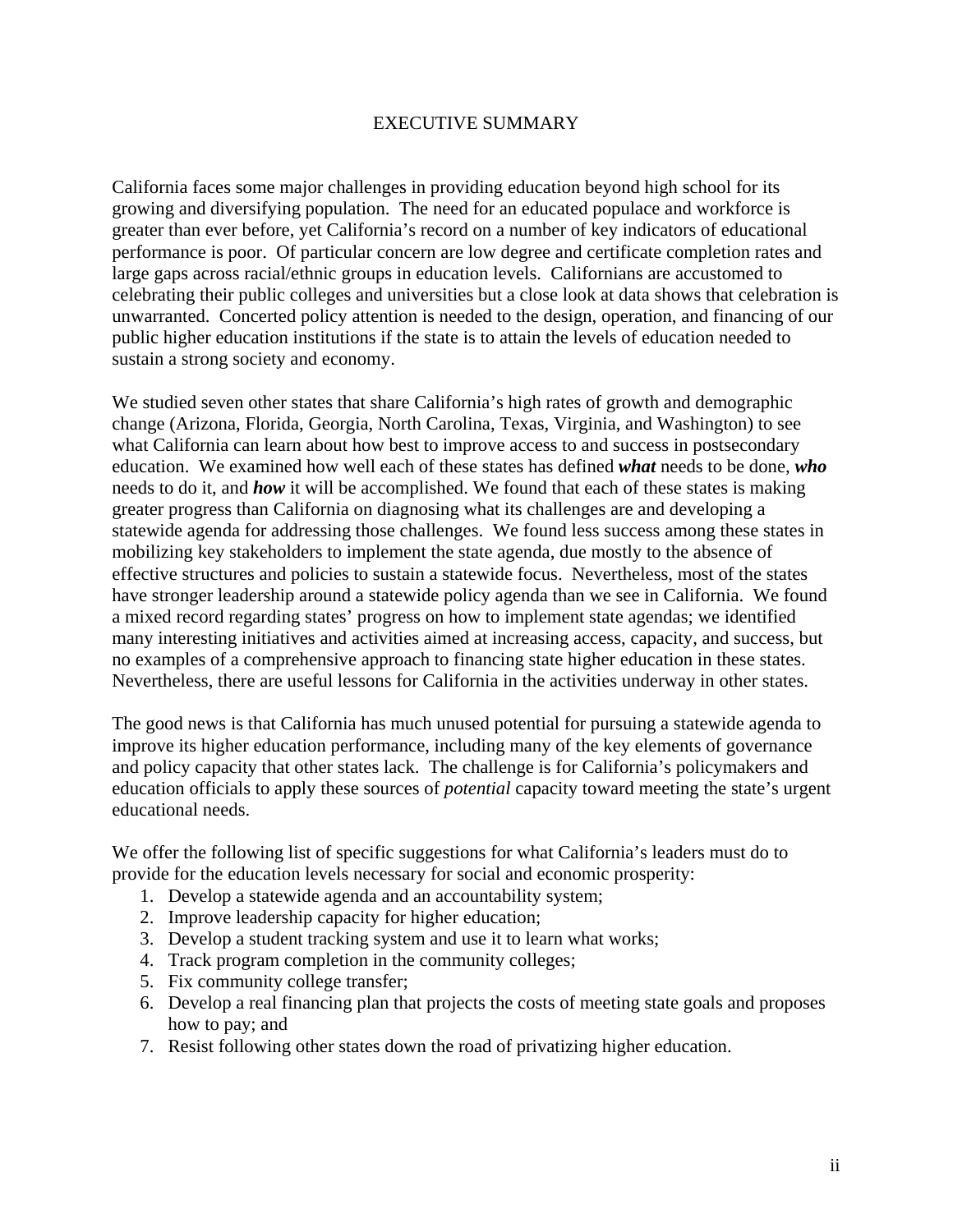# EXECUTIVE SUMMARY

California faces some major challenges in providing education beyond high school for its growing and diversifying population. The need for an educated populace and workforce is greater than ever before, yet California's record on a number of key indicators of educational performance is poor. Of particular concern are low degree and certificate completion rates and large gaps across racial/ethnic groups in education levels. Californians are accustomed to celebrating their public colleges and universities but a close look at data shows that celebration is unwarranted. Concerted policy attention is needed to the design, operation, and financing of our public higher education institutions if the state is to attain the levels of education needed to sustain a strong society and economy.

We studied seven other states that share California's high rates of growth and demographic change (Arizona, Florida, Georgia, North Carolina, Texas, Virginia, and Washington) to see what California can learn about how best to improve access to and success in postsecondary education. We examined how well each of these states has defined ***what*** needs to be done, ***who*** needs to do it, and ***how*** it will be accomplished. We found that each of these states is making greater progress than California on diagnosing what its challenges are and developing a statewide agenda for addressing those challenges. We found less success among these states in mobilizing key stakeholders to implement the state agenda, due mostly to the absence of effective structures and policies to sustain a statewide focus. Nevertheless, most of the states have stronger leadership around a statewide policy agenda than we see in California. We found a mixed record regarding states' progress on how to implement state agendas; we identified many interesting initiatives and activities aimed at increasing access, capacity, and success, but no examples of a comprehensive approach to financing state higher education in these states. Nevertheless, there are useful lessons for California in the activities underway in other states.

The good news is that California has much unused potential for pursuing a statewide agenda to improve its higher education performance, including many of the key elements of governance and policy capacity that other states lack. The challenge is for California's policymakers and education officials to apply these sources of *potential* capacity toward meeting the state's urgent educational needs.

We offer the following list of specific suggestions for what California's leaders must do to provide for the education levels necessary for social and economic prosperity:

1. Develop a statewide agenda and an accountability system;
2. Improve leadership capacity for higher education;
3. Develop a student tracking system and use it to learn what works;
4. Track program completion in the community colleges;
5. Fix community college transfer;
6. Develop a real financing plan that projects the costs of meeting state goals and proposes how to pay; and
7. Resist following other states down the road of privatizing higher education.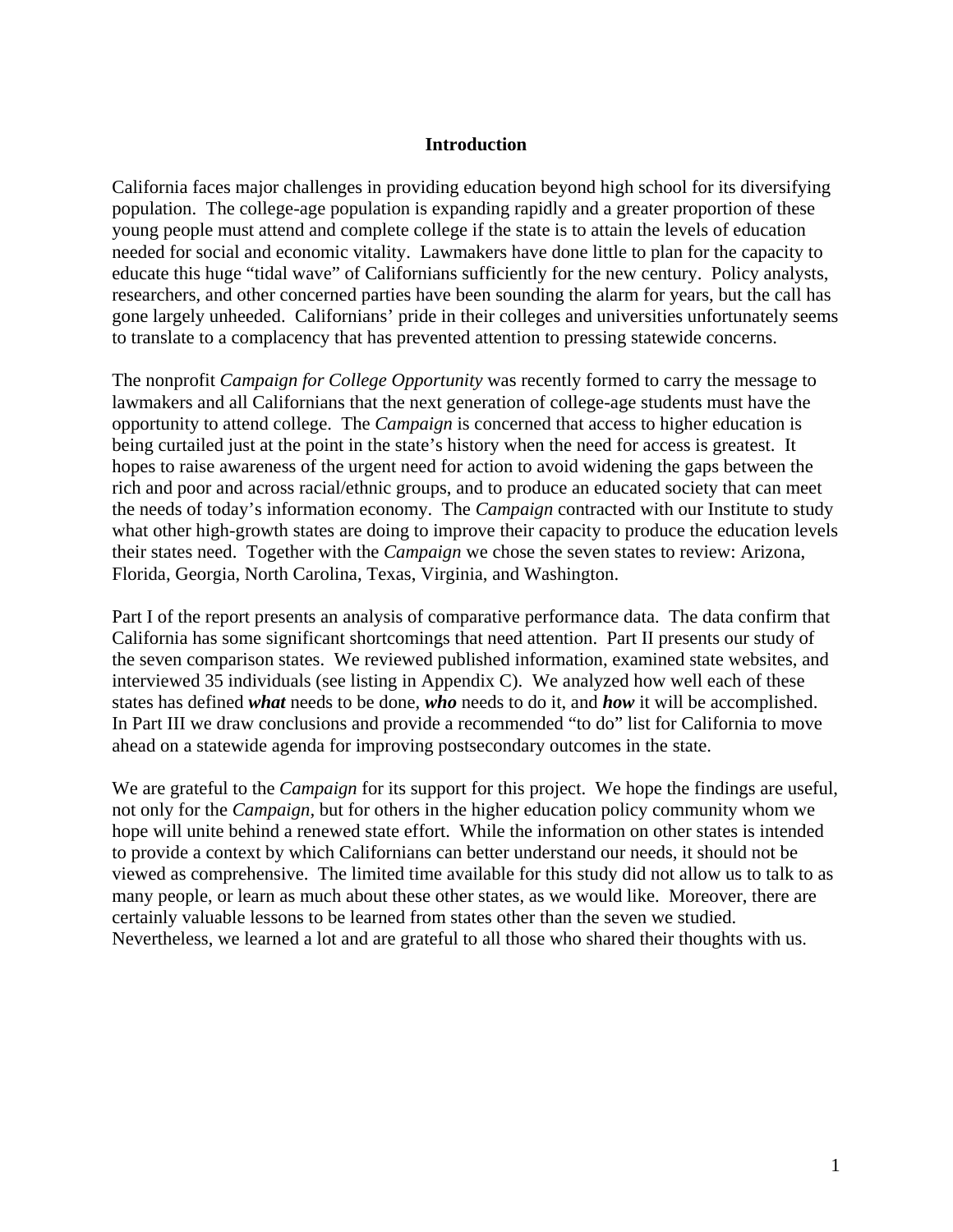## Introduction

California faces major challenges in providing education beyond high school for its diversifying population. The college-age population is expanding rapidly and a greater proportion of these young people must attend and complete college if the state is to attain the levels of education needed for social and economic vitality. Lawmakers have done little to plan for the capacity to educate this huge "tidal wave" of Californians sufficiently for the new century. Policy analysts, researchers, and other concerned parties have been sounding the alarm for years, but the call has gone largely unheeded. Californians' pride in their colleges and universities unfortunately seems to translate to a complacency that has prevented attention to pressing statewide concerns.

The nonprofit *Campaign for College Opportunity* was recently formed to carry the message to lawmakers and all Californians that the next generation of college-age students must have the opportunity to attend college. The *Campaign* is concerned that access to higher education is being curtailed just at the point in the state's history when the need for access is greatest. It hopes to raise awareness of the urgent need for action to avoid widening the gaps between the rich and poor and across racial/ethnic groups, and to produce an educated society that can meet the needs of today's information economy. The *Campaign* contracted with our Institute to study what other high-growth states are doing to improve their capacity to produce the education levels their states need. Together with the *Campaign* we chose the seven states to review: Arizona, Florida, Georgia, North Carolina, Texas, Virginia, and Washington.

Part I of the report presents an analysis of comparative performance data. The data confirm that California has some significant shortcomings that need attention. Part II presents our study of the seven comparison states. We reviewed published information, examined state websites, and interviewed 35 individuals (see listing in Appendix C). We analyzed how well each of these states has defined ***what*** needs to be done, ***who*** needs to do it, and ***how*** it will be accomplished. In Part III we draw conclusions and provide a recommended "to do" list for California to move ahead on a statewide agenda for improving postsecondary outcomes in the state.

We are grateful to the *Campaign* for its support for this project. We hope the findings are useful, not only for the *Campaign*, but for others in the higher education policy community whom we hope will unite behind a renewed state effort. While the information on other states is intended to provide a context by which Californians can better understand our needs, it should not be viewed as comprehensive. The limited time available for this study did not allow us to talk to as many people, or learn as much about these other states, as we would like. Moreover, there are certainly valuable lessons to be learned from states other than the seven we studied. Nevertheless, we learned a lot and are grateful to all those who shared their thoughts with us.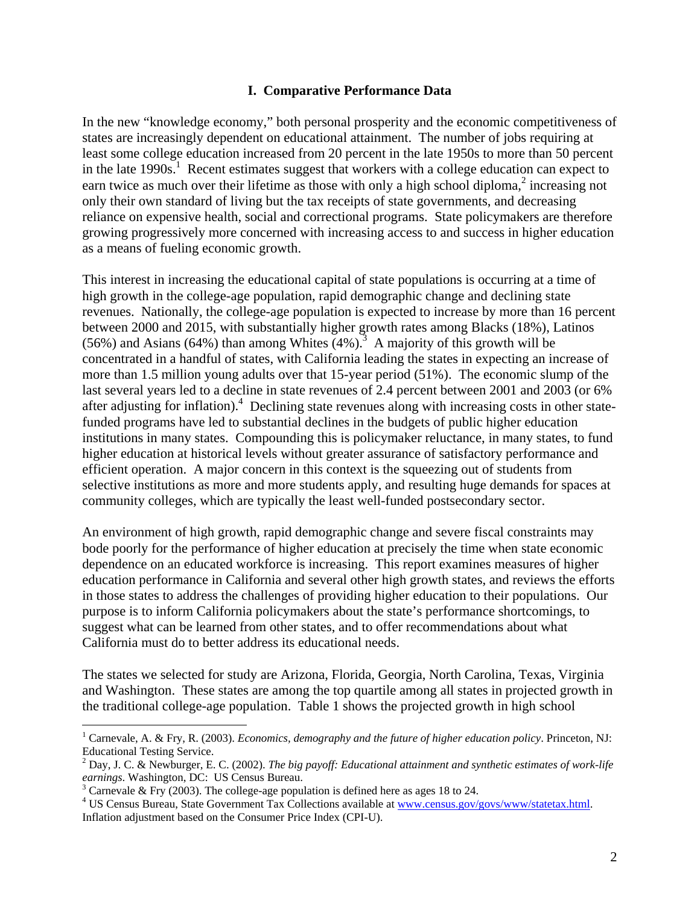## I. Comparative Performance Data

In the new "knowledge economy," both personal prosperity and the economic competitiveness of states are increasingly dependent on educational attainment. The number of jobs requiring at least some college education increased from 20 percent in the late 1950s to more than 50 percent in the late 1990s.[1] Recent estimates suggest that workers with a college education can expect to earn twice as much over their lifetime as those with only a high school diploma,[2] increasing not only their own standard of living but the tax receipts of state governments, and decreasing reliance on expensive health, social and correctional programs. State policymakers are therefore growing progressively more concerned with increasing access to and success in higher education as a means of fueling economic growth.

This interest in increasing the educational capital of state populations is occurring at a time of high growth in the college-age population, rapid demographic change and declining state revenues. Nationally, the college-age population is expected to increase by more than 16 percent between 2000 and 2015, with substantially higher growth rates among Blacks (18%), Latinos (56%) and Asians (64%) than among Whites (4%).[3] A majority of this growth will be concentrated in a handful of states, with California leading the states in expecting an increase of more than 1.5 million young adults over that 15-year period (51%). The economic slump of the last several years led to a decline in state revenues of 2.4 percent between 2001 and 2003 (or 6% after adjusting for inflation).[4] Declining state revenues along with increasing costs in other state-funded programs have led to substantial declines in the budgets of public higher education institutions in many states. Compounding this is policymaker reluctance, in many states, to fund higher education at historical levels without greater assurance of satisfactory performance and efficient operation. A major concern in this context is the squeezing out of students from selective institutions as more and more students apply, and resulting huge demands for spaces at community colleges, which are typically the least well-funded postsecondary sector.

An environment of high growth, rapid demographic change and severe fiscal constraints may bode poorly for the performance of higher education at precisely the time when state economic dependence on an educated workforce is increasing. This report examines measures of higher education performance in California and several other high growth states, and reviews the efforts in those states to address the challenges of providing higher education to their populations. Our purpose is to inform California policymakers about the state's performance shortcomings, to suggest what can be learned from other states, and to offer recommendations about what California must do to better address its educational needs.

The states we selected for study are Arizona, Florida, Georgia, North Carolina, Texas, Virginia and Washington. These states are among the top quartile among all states in projected growth in the traditional college-age population. Table 1 shows the projected growth in high school

---

[1] Carnevale, A. & Fry, R. (2003). *Economics, demography and the future of higher education policy*. Princeton, NJ: Educational Testing Service.

[2] Day, J. C. & Newburger, E. C. (2002). *The big payoff: Educational attainment and synthetic estimates of work-life earnings*. Washington, DC: US Census Bureau.

[3] Carnevale & Fry (2003). The college-age population is defined here as ages 18 to 24.

[4] US Census Bureau, State Government Tax Collections available at www.census.gov/govs/www/statetax.html. Inflation adjustment based on the Consumer Price Index (CPI-U).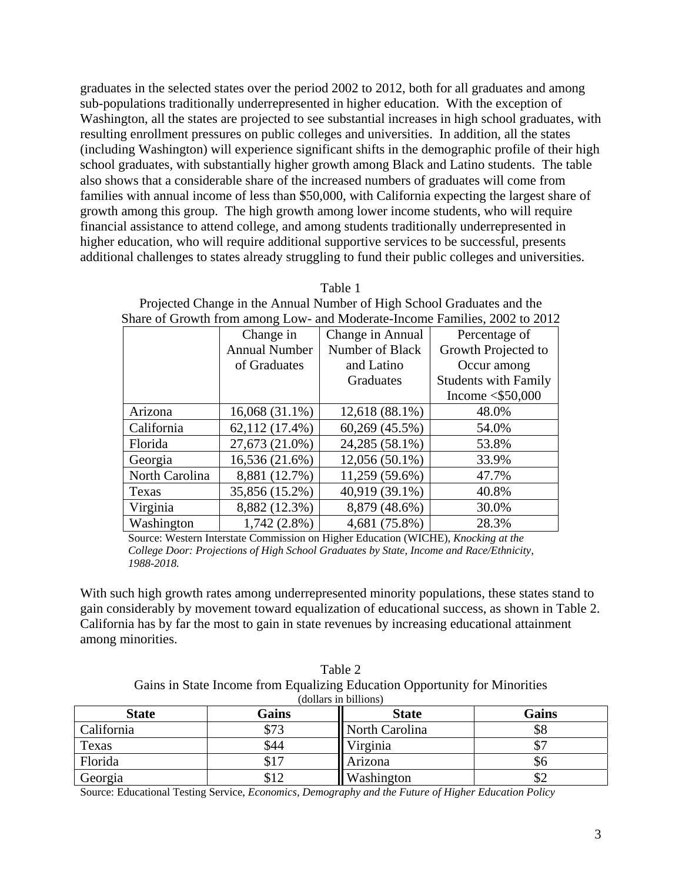graduates in the selected states over the period 2002 to 2012, both for all graduates and among sub-populations traditionally underrepresented in higher education. With the exception of Washington, all the states are projected to see substantial increases in high school graduates, with resulting enrollment pressures on public colleges and universities. In addition, all the states (including Washington) will experience significant shifts in the demographic profile of their high school graduates, with substantially higher growth among Black and Latino students. The table also shows that a considerable share of the increased numbers of graduates will come from families with annual income of less than $50,000, with California expecting the largest share of growth among this group. The high growth among lower income students, who will require financial assistance to attend college, and among students traditionally underrepresented in higher education, who will require additional supportive services to be successful, presents additional challenges to states already struggling to fund their public colleges and universities.

Table 1
Projected Change in the Annual Number of High School Graduates and the Share of Growth from among Low- and Moderate-Income Families, 2002 to 2012

| | Change in Annual Number of Graduates | Change in Annual Number of Black and Latino Graduates | Percentage of Growth Projected to Occur among Students with Family Income <$50,000 |
|---|---|---|---|
| Arizona | 16,068 (31.1%) | 12,618 (88.1%) | 48.0% |
| California | 62,112 (17.4%) | 60,269 (45.5%) | 54.0% |
| Florida | 27,673 (21.0%) | 24,285 (58.1%) | 53.8% |
| Georgia | 16,536 (21.6%) | 12,056 (50.1%) | 33.9% |
| North Carolina | 8,881 (12.7%) | 11,259 (59.6%) | 47.7% |
| Texas | 35,856 (15.2%) | 40,919 (39.1%) | 40.8% |
| Virginia | 8,882 (12.3%) | 8,879 (48.6%) | 30.0% |
| Washington | 1,742 (2.8%) | 4,681 (75.8%) | 28.3% |

Source: Western Interstate Commission on Higher Education (WICHE), *Knocking at the College Door: Projections of High School Graduates by State, Income and Race/Ethnicity, 1988-2018.*

With such high growth rates among underrepresented minority populations, these states stand to gain considerably by movement toward equalization of educational success, as shown in Table 2. California has by far the most to gain in state revenues by increasing educational attainment among minorities.

Table 2
Gains in State Income from Equalizing Education Opportunity for Minorities
(dollars in billions)

| State | Gains | State | Gains |
|---|---|---|---|
| California | $73 | North Carolina | $8 |
| Texas | $44 | Virginia | $7 |
| Florida | $17 | Arizona | $6 |
| Georgia | $12 | Washington | $2 |

Source: Educational Testing Service, *Economics, Demography and the Future of Higher Education Policy*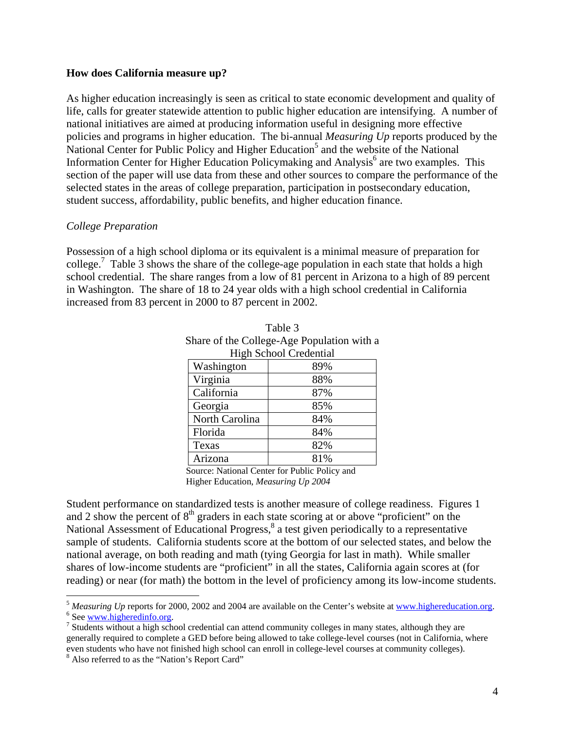**How does California measure up?**

As higher education increasingly is seen as critical to state economic development and quality of life, calls for greater statewide attention to public higher education are intensifying. A number of national initiatives are aimed at producing information useful in designing more effective policies and programs in higher education. The bi-annual *Measuring Up* reports produced by the National Center for Public Policy and Higher Education[5] and the website of the National Information Center for Higher Education Policymaking and Analysis[6] are two examples. This section of the paper will use data from these and other sources to compare the performance of the selected states in the areas of college preparation, participation in postsecondary education, student success, affordability, public benefits, and higher education finance.

*College Preparation*

Possession of a high school diploma or its equivalent is a minimal measure of preparation for college.[7] Table 3 shows the share of the college-age population in each state that holds a high school credential. The share ranges from a low of 81 percent in Arizona to a high of 89 percent in Washington. The share of 18 to 24 year olds with a high school credential in California increased from 83 percent in 2000 to 87 percent in 2002.

Table 3
Share of the College-Age Population with a High School Credential

| State | Share |
|---|---|
| Washington | 89% |
| Virginia | 88% |
| California | 87% |
| Georgia | 85% |
| North Carolina | 84% |
| Florida | 84% |
| Texas | 82% |
| Arizona | 81% |

Source: National Center for Public Policy and Higher Education, *Measuring Up 2004*

Student performance on standardized tests is another measure of college readiness. Figures 1 and 2 show the percent of 8th graders in each state scoring at or above "proficient" on the National Assessment of Educational Progress,[8] a test given periodically to a representative sample of students. California students score at the bottom of our selected states, and below the national average, on both reading and math (tying Georgia for last in math). While smaller shares of low-income students are "proficient" in all the states, California again scores at (for reading) or near (for math) the bottom in the level of proficiency among its low-income students.

---

[5] *Measuring Up* reports for 2000, 2002 and 2004 are available on the Center's website at www.highereducation.org.

[6] See www.higheredinfo.org.

[7] Students without a high school credential can attend community colleges in many states, although they are generally required to complete a GED before being allowed to take college-level courses (not in California, where even students who have not finished high school can enroll in college-level courses at community colleges).

[8] Also referred to as the "Nation's Report Card"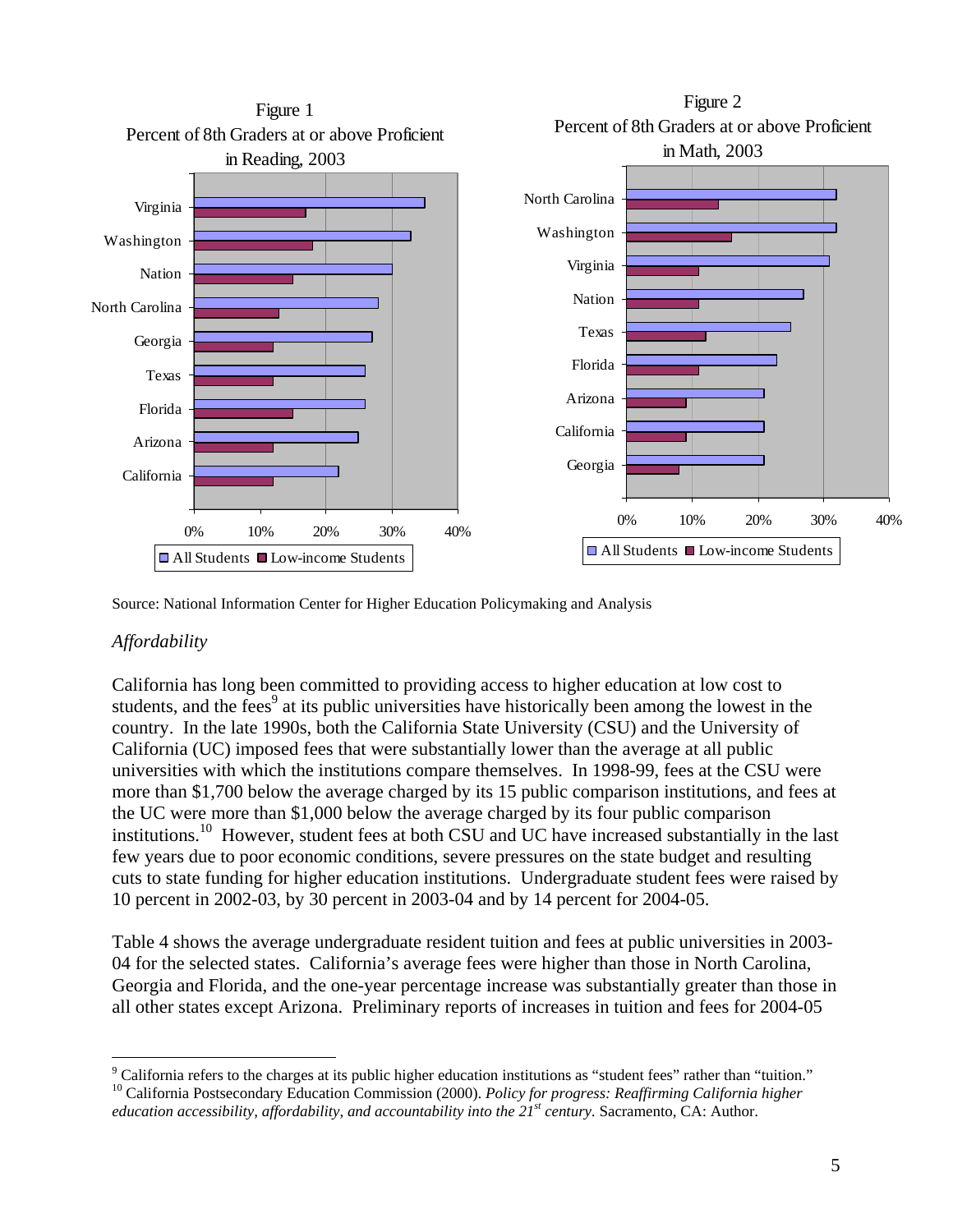Figure 1
Percent of 8th Graders at or above Proficient in Reading, 2003

Figure 2
Percent of 8th Graders at or above Proficient in Math, 2003

Source: National Information Center for Higher Education Policymaking and Analysis

*Affordability*

California has long been committed to providing access to higher education at low cost to students, and the fees[9] at its public universities have historically been among the lowest in the country. In the late 1990s, both the California State University (CSU) and the University of California (UC) imposed fees that were substantially lower than the average at all public universities with which the institutions compare themselves. In 1998-99, fees at the CSU were more than \$1,700 below the average charged by its 15 public comparison institutions, and fees at the UC were more than \$1,000 below the average charged by its four public comparison institutions.[10] However, student fees at both CSU and UC have increased substantially in the last few years due to poor economic conditions, severe pressures on the state budget and resulting cuts to state funding for higher education institutions. Undergraduate student fees were raised by 10 percent in 2002-03, by 30 percent in 2003-04 and by 14 percent for 2004-05.

Table 4 shows the average undergraduate resident tuition and fees at public universities in 2003-04 for the selected states. California's average fees were higher than those in North Carolina, Georgia and Florida, and the one-year percentage increase was substantially greater than those in all other states except Arizona. Preliminary reports of increases in tuition and fees for 2004-05

[9] California refers to the charges at its public higher education institutions as "student fees" rather than "tuition."

[10] California Postsecondary Education Commission (2000). *Policy for progress: Reaffirming California higher education accessibility, affordability, and accountability into the 21st century*. Sacramento, CA: Author.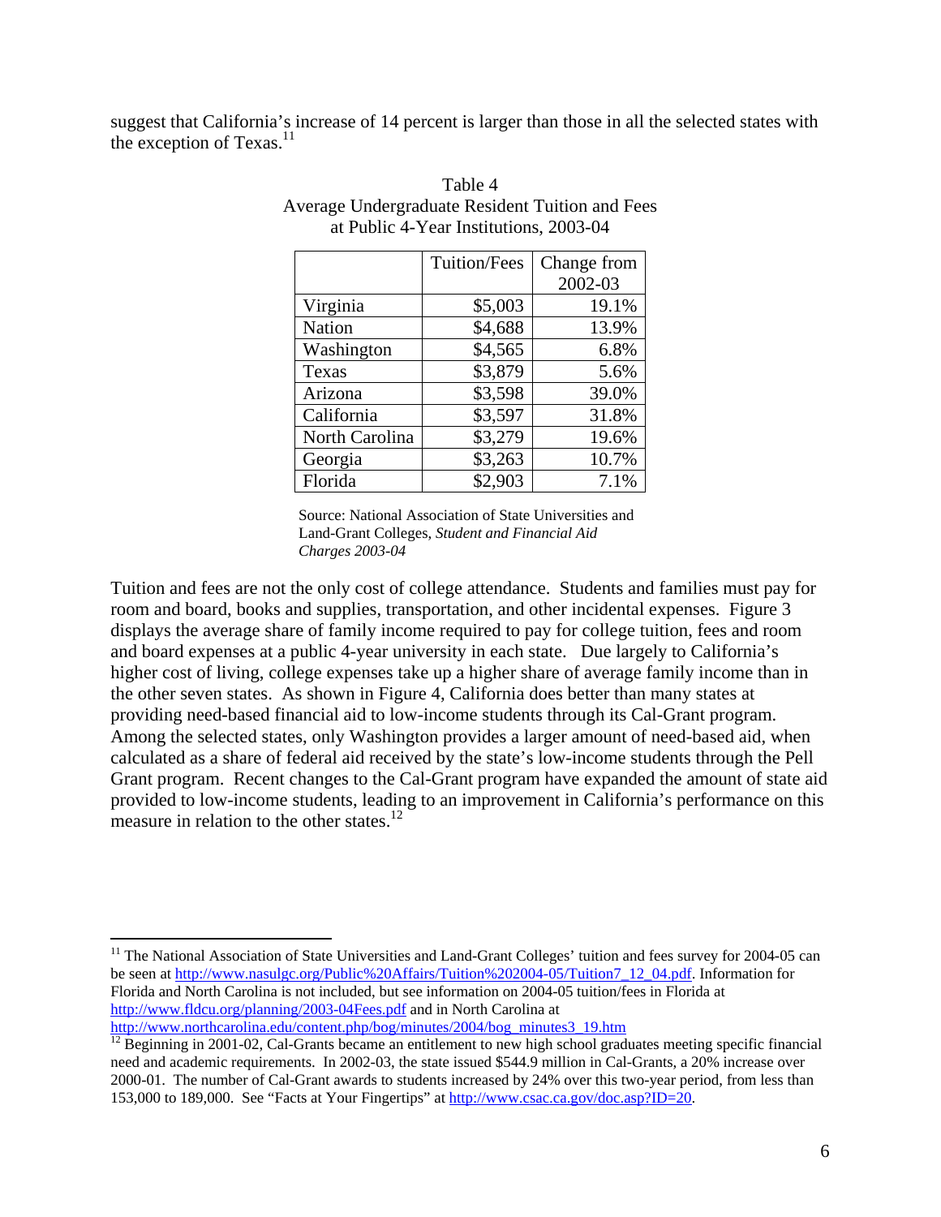suggest that California's increase of 14 percent is larger than those in all the selected states with the exception of Texas.[11]

Table 4
Average Undergraduate Resident Tuition and Fees
at Public 4-Year Institutions, 2003-04

| | Tuition/Fees | Change from 2002-03 |
|---|---|---|
| Virginia | $5,003 | 19.1% |
| Nation | $4,688 | 13.9% |
| Washington | $4,565 | 6.8% |
| Texas | $3,879 | 5.6% |
| Arizona | $3,598 | 39.0% |
| California | $3,597 | 31.8% |
| North Carolina | $3,279 | 19.6% |
| Georgia | $3,263 | 10.7% |
| Florida | $2,903 | 7.1% |

Source: National Association of State Universities and Land-Grant Colleges, *Student and Financial Aid Charges 2003-04*

Tuition and fees are not the only cost of college attendance. Students and families must pay for room and board, books and supplies, transportation, and other incidental expenses. Figure 3 displays the average share of family income required to pay for college tuition, fees and room and board expenses at a public 4-year university in each state. Due largely to California's higher cost of living, college expenses take up a higher share of average family income than in the other seven states. As shown in Figure 4, California does better than many states at providing need-based financial aid to low-income students through its Cal-Grant program. Among the selected states, only Washington provides a larger amount of need-based aid, when calculated as a share of federal aid received by the state's low-income students through the Pell Grant program. Recent changes to the Cal-Grant program have expanded the amount of state aid provided to low-income students, leading to an improvement in California's performance on this measure in relation to the other states.[12]

---

[11] The National Association of State Universities and Land-Grant Colleges' tuition and fees survey for 2004-05 can be seen at http://www.nasulgc.org/Public%20Affairs/Tuition%202004-05/Tuition7_12_04.pdf. Information for Florida and North Carolina is not included, but see information on 2004-05 tuition/fees in Florida at http://www.fldcu.org/planning/2003-04Fees.pdf and in North Carolina at http://www.northcarolina.edu/content.php/bog/minutes/2004/bog_minutes3_19.htm

[12] Beginning in 2001-02, Cal-Grants became an entitlement to new high school graduates meeting specific financial need and academic requirements. In 2002-03, the state issued $544.9 million in Cal-Grants, a 20% increase over 2000-01. The number of Cal-Grant awards to students increased by 24% over this two-year period, from less than 153,000 to 189,000. See "Facts at Your Fingertips" at http://www.csac.ca.gov/doc.asp?ID=20.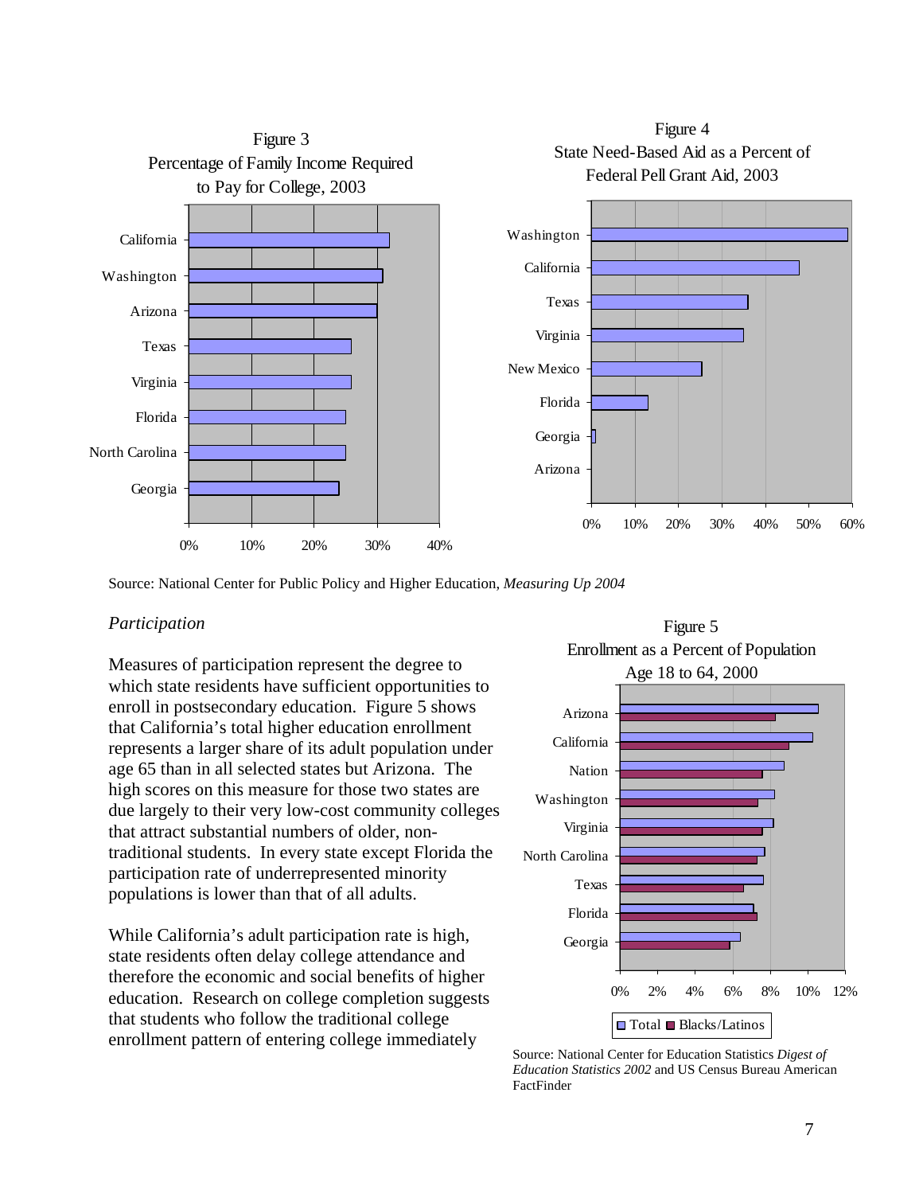Figure 3
Percentage of Family Income Required to Pay for College, 2003

Figure 4
State Need-Based Aid as a Percent of Federal Pell Grant Aid, 2003

Source: National Center for Public Policy and Higher Education, *Measuring Up 2004*

*Participation*

Measures of participation represent the degree to which state residents have sufficient opportunities to enroll in postsecondary education. Figure 5 shows that California's total higher education enrollment represents a larger share of its adult population under age 65 than in all selected states but Arizona. The high scores on this measure for those two states are due largely to their very low-cost community colleges that attract substantial numbers of older, non-traditional students. In every state except Florida the participation rate of underrepresented minority populations is lower than that of all adults.

Figure 5
Enrollment as a Percent of Population Age 18 to 64, 2000

Source: National Center for Education Statistics *Digest of Education Statistics 2002* and US Census Bureau American FactFinder

While California's adult participation rate is high, state residents often delay college attendance and therefore the economic and social benefits of higher education. Research on college completion suggests that students who follow the traditional college enrollment pattern of entering college immediately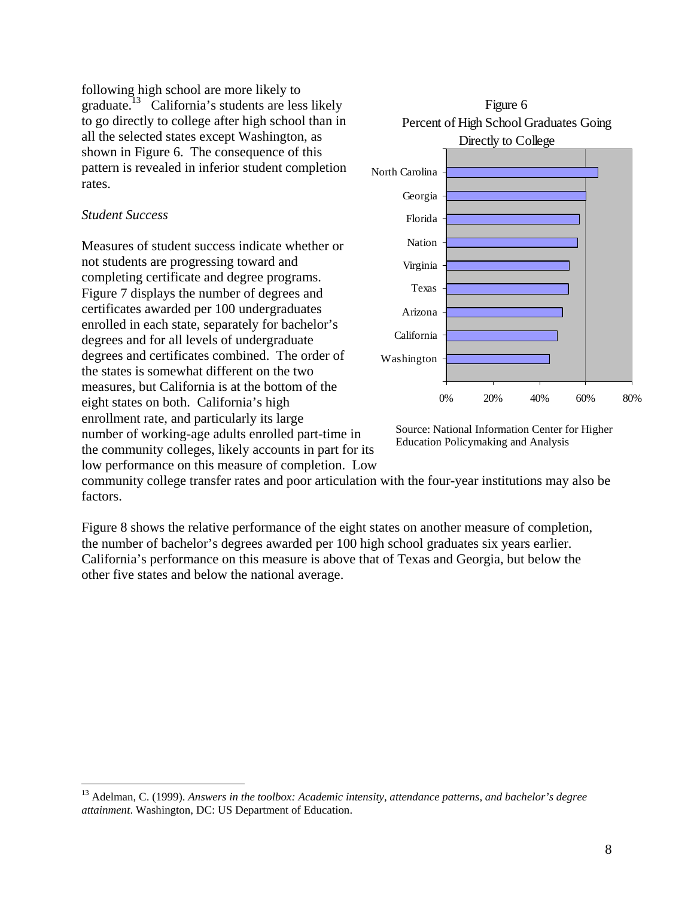following high school are more likely to graduate.[13] California's students are less likely to go directly to college after high school than in all the selected states except Washington, as shown in Figure 6. The consequence of this pattern is revealed in inferior student completion rates.

Figure 6
Percent of High School Graduates Going Directly to College

Source: National Information Center for Higher Education Policymaking and Analysis

*Student Success*

Measures of student success indicate whether or not students are progressing toward and completing certificate and degree programs. Figure 7 displays the number of degrees and certificates awarded per 100 undergraduates enrolled in each state, separately for bachelor's degrees and for all levels of undergraduate degrees and certificates combined. The order of the states is somewhat different on the two measures, but California is at the bottom of the eight states on both. California's high enrollment rate, and particularly its large number of working-age adults enrolled part-time in the community colleges, likely accounts in part for its low performance on this measure of completion. Low community college transfer rates and poor articulation with the four-year institutions may also be factors.

Figure 8 shows the relative performance of the eight states on another measure of completion, the number of bachelor's degrees awarded per 100 high school graduates six years earlier. California's performance on this measure is above that of Texas and Georgia, but below the other five states and below the national average.

---

[13] Adelman, C. (1999). *Answers in the toolbox: Academic intensity, attendance patterns, and bachelor's degree attainment*. Washington, DC: US Department of Education.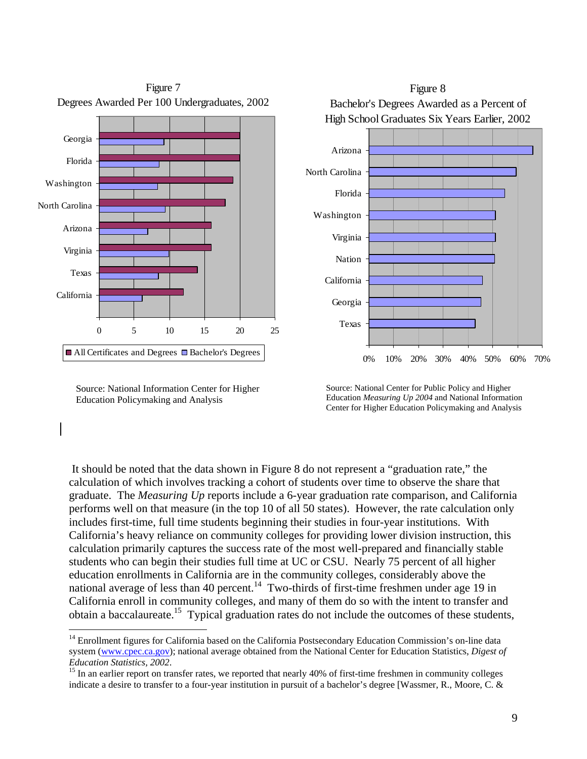Figure 7
Degrees Awarded Per 100 Undergraduates, 2002

Source: National Information Center for Higher Education Policymaking and Analysis

Figure 8
Bachelor's Degrees Awarded as a Percent of High School Graduates Six Years Earlier, 2002

Source: National Center for Public Policy and Higher Education *Measuring Up 2004* and National Information Center for Higher Education Policymaking and Analysis

It should be noted that the data shown in Figure 8 do not represent a "graduation rate," the calculation of which involves tracking a cohort of students over time to observe the share that graduate. The *Measuring Up* reports include a 6-year graduation rate comparison, and California performs well on that measure (in the top 10 of all 50 states). However, the rate calculation only includes first-time, full time students beginning their studies in four-year institutions. With California's heavy reliance on community colleges for providing lower division instruction, this calculation primarily captures the success rate of the most well-prepared and financially stable students who can begin their studies full time at UC or CSU. Nearly 75 percent of all higher education enrollments in California are in the community colleges, considerably above the national average of less than 40 percent.[14] Two-thirds of first-time freshmen under age 19 in California enroll in community colleges, and many of them do so with the intent to transfer and obtain a baccalaureate.[15] Typical graduation rates do not include the outcomes of these students,

[14] Enrollment figures for California based on the California Postsecondary Education Commission's on-line data system (www.cpec.ca.gov); national average obtained from the National Center for Education Statistics, *Digest of Education Statistics, 2002*.

[15] In an earlier report on transfer rates, we reported that nearly 40% of first-time freshmen in community colleges indicate a desire to transfer to a four-year institution in pursuit of a bachelor's degree [Wassmer, R., Moore, C. &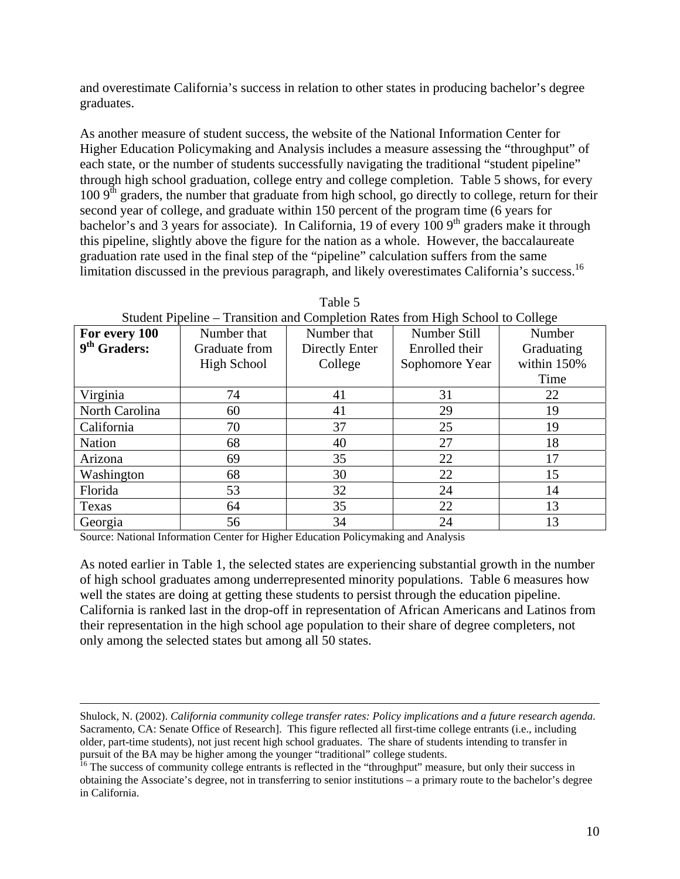and overestimate California's success in relation to other states in producing bachelor's degree graduates.

As another measure of student success, the website of the National Information Center for Higher Education Policymaking and Analysis includes a measure assessing the "throughput" of each state, or the number of students successfully navigating the traditional "student pipeline" through high school graduation, college entry and college completion. Table 5 shows, for every 100 9th graders, the number that graduate from high school, go directly to college, return for their second year of college, and graduate within 150 percent of the program time (6 years for bachelor's and 3 years for associate). In California, 19 of every 100 9th graders make it through this pipeline, slightly above the figure for the nation as a whole. However, the baccalaureate graduation rate used in the final step of the "pipeline" calculation suffers from the same limitation discussed in the previous paragraph, and likely overestimates California's success.[16]

Table 5
Student Pipeline – Transition and Completion Rates from High School to College

| **For every 100 9th Graders:** | Number that Graduate from High School | Number that Directly Enter College | Number Still Enrolled their Sophomore Year | Number Graduating within 150% Time |
|---|---|---|---|---|
| Virginia | 74 | 41 | 31 | 22 |
| North Carolina | 60 | 41 | 29 | 19 |
| California | 70 | 37 | 25 | 19 |
| Nation | 68 | 40 | 27 | 18 |
| Arizona | 69 | 35 | 22 | 17 |
| Washington | 68 | 30 | 22 | 15 |
| Florida | 53 | 32 | 24 | 14 |
| Texas | 64 | 35 | 22 | 13 |
| Georgia | 56 | 34 | 24 | 13 |

Source: National Information Center for Higher Education Policymaking and Analysis

As noted earlier in Table 1, the selected states are experiencing substantial growth in the number of high school graduates among underrepresented minority populations. Table 6 measures how well the states are doing at getting these students to persist through the education pipeline. California is ranked last in the drop-off in representation of African Americans and Latinos from their representation in the high school age population to their share of degree completers, not only among the selected states but among all 50 states.

---

Shulock, N. (2002). *California community college transfer rates: Policy implications and a future research agenda*. Sacramento, CA: Senate Office of Research]. This figure reflected all first-time college entrants (i.e., including older, part-time students), not just recent high school graduates. The share of students intending to transfer in pursuit of the BA may be higher among the younger "traditional" college students.

[16] The success of community college entrants is reflected in the "throughput" measure, but only their success in obtaining the Associate's degree, not in transferring to senior institutions – a primary route to the bachelor's degree in California.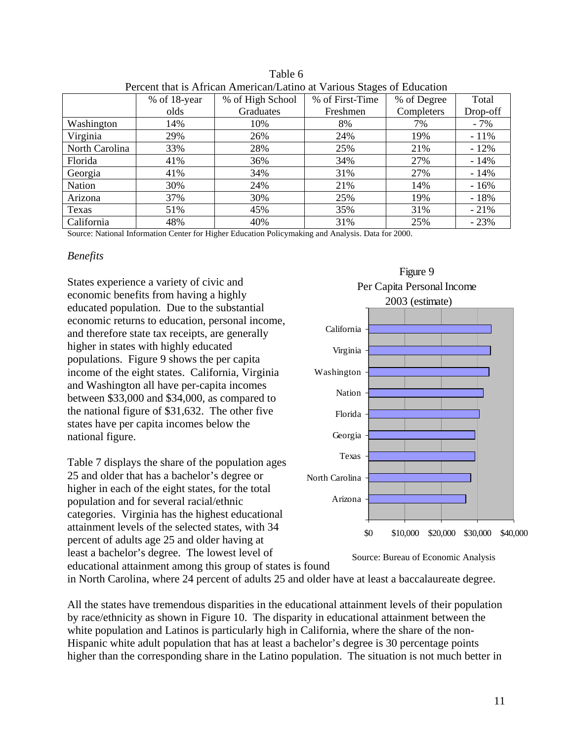Table 6
Percent that is African American/Latino at Various Stages of Education

| | % of 18-year olds | % of High School Graduates | % of First-Time Freshmen | % of Degree Completers | Total Drop-off |
|---|---|---|---|---|---|
| Washington | 14% | 10% | 8% | 7% | - 7% |
| Virginia | 29% | 26% | 24% | 19% | - 11% |
| North Carolina | 33% | 28% | 25% | 21% | - 12% |
| Florida | 41% | 36% | 34% | 27% | - 14% |
| Georgia | 41% | 34% | 31% | 27% | - 14% |
| Nation | 30% | 24% | 21% | 14% | - 16% |
| Arizona | 37% | 30% | 25% | 19% | - 18% |
| Texas | 51% | 45% | 35% | 31% | - 21% |
| California | 48% | 40% | 31% | 25% | - 23% |

Source: National Information Center for Higher Education Policymaking and Analysis. Data for 2000.

*Benefits*

States experience a variety of civic and economic benefits from having a highly educated population. Due to the substantial economic returns to education, personal income, and therefore state tax receipts, are generally higher in states with highly educated populations. Figure 9 shows the per capita income of the eight states. California, Virginia and Washington all have per-capita incomes between $33,000 and $34,000, as compared to the national figure of $31,632. The other five states have per capita incomes below the national figure.

Figure 9
Per Capita Personal Income
2003 (estimate)

Source: Bureau of Economic Analysis

Table 7 displays the share of the population ages 25 and older that has a bachelor's degree or higher in each of the eight states, for the total population and for several racial/ethnic categories. Virginia has the highest educational attainment levels of the selected states, with 34 percent of adults age 25 and older having at least a bachelor's degree. The lowest level of educational attainment among this group of states is found in North Carolina, where 24 percent of adults 25 and older have at least a baccalaureate degree.

All the states have tremendous disparities in the educational attainment levels of their population by race/ethnicity as shown in Figure 10. The disparity in educational attainment between the white population and Latinos is particularly high in California, where the share of the non-Hispanic white adult population that has at least a bachelor's degree is 30 percentage points higher than the corresponding share in the Latino population. The situation is not much better in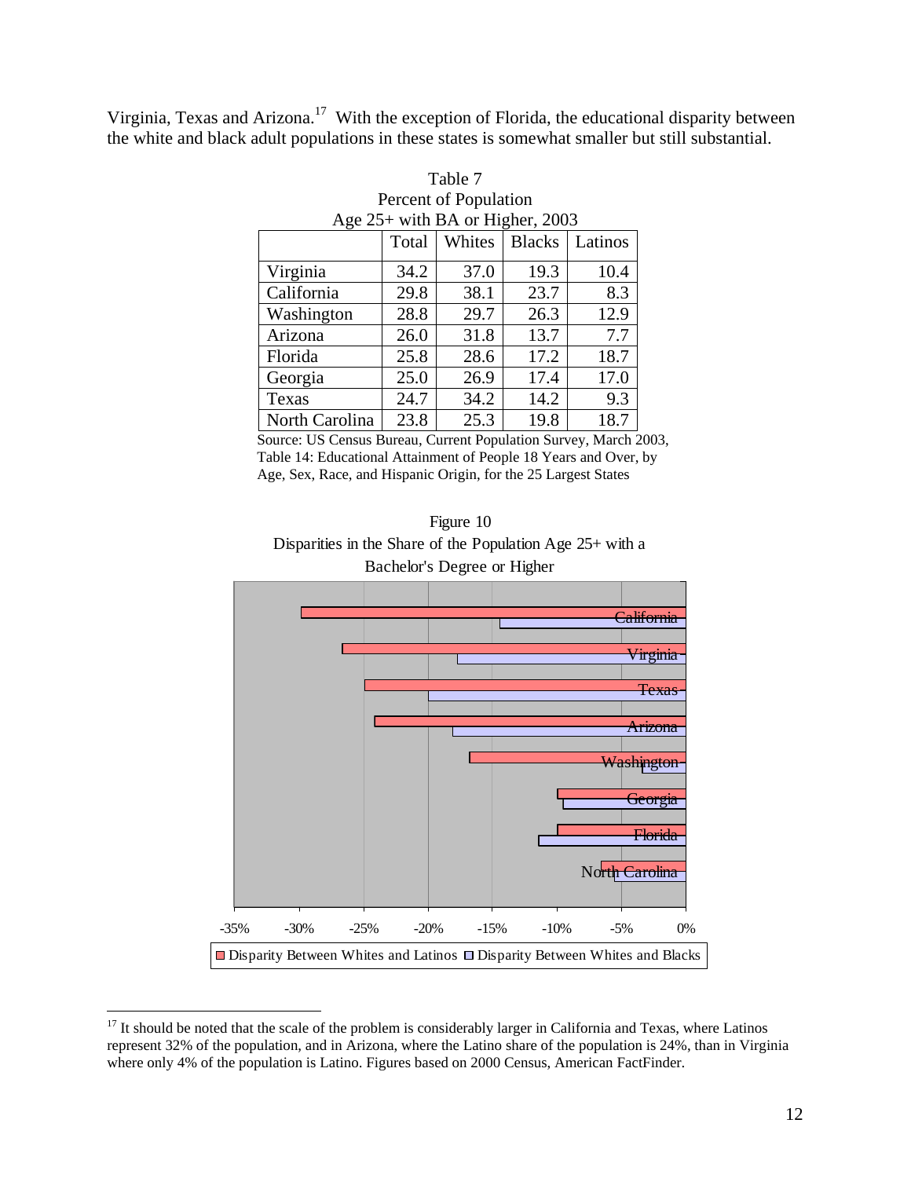Virginia, Texas and Arizona.[17] With the exception of Florida, the educational disparity between the white and black adult populations in these states is somewhat smaller but still substantial.

Table 7
Percent of Population
Age 25+ with BA or Higher, 2003

| | Total | Whites | Blacks | Latinos |
|---|---|---|---|---|
| Virginia | 34.2 | 37.0 | 19.3 | 10.4 |
| California | 29.8 | 38.1 | 23.7 | 8.3 |
| Washington | 28.8 | 29.7 | 26.3 | 12.9 |
| Arizona | 26.0 | 31.8 | 13.7 | 7.7 |
| Florida | 25.8 | 28.6 | 17.2 | 18.7 |
| Georgia | 25.0 | 26.9 | 17.4 | 17.0 |
| Texas | 24.7 | 34.2 | 14.2 | 9.3 |
| North Carolina | 23.8 | 25.3 | 19.8 | 18.7 |

Source: US Census Bureau, Current Population Survey, March 2003, Table 14: Educational Attainment of People 18 Years and Over, by Age, Sex, Race, and Hispanic Origin, for the 25 Largest States

Figure 10
Disparities in the Share of the Population Age 25+ with a Bachelor's Degree or Higher

[17] It should be noted that the scale of the problem is considerably larger in California and Texas, where Latinos represent 32% of the population, and in Arizona, where the Latino share of the population is 24%, than in Virginia where only 4% of the population is Latino. Figures based on 2000 Census, American FactFinder.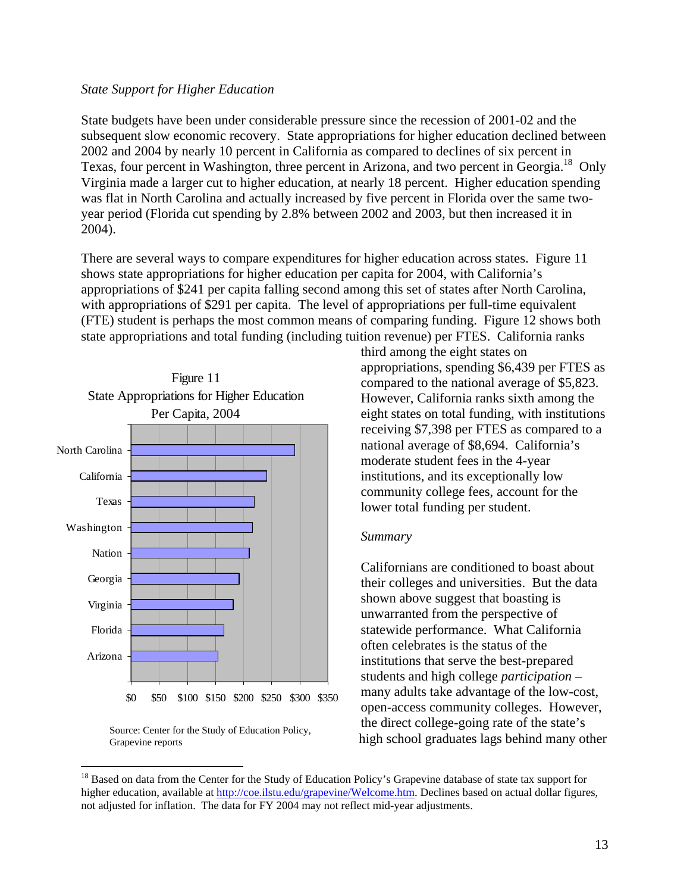*State Support for Higher Education*

State budgets have been under considerable pressure since the recession of 2001-02 and the subsequent slow economic recovery. State appropriations for higher education declined between 2002 and 2004 by nearly 10 percent in California as compared to declines of six percent in Texas, four percent in Washington, three percent in Arizona, and two percent in Georgia.[18] Only Virginia made a larger cut to higher education, at nearly 18 percent. Higher education spending was flat in North Carolina and actually increased by five percent in Florida over the same two-year period (Florida cut spending by 2.8% between 2002 and 2003, but then increased it in 2004).

There are several ways to compare expenditures for higher education across states. Figure 11 shows state appropriations for higher education per capita for 2004, with California's appropriations of $241 per capita falling second among this set of states after North Carolina, with appropriations of $291 per capita. The level of appropriations per full-time equivalent (FTE) student is perhaps the most common means of comparing funding. Figure 12 shows both state appropriations and total funding (including tuition revenue) per FTES. California ranks third among the eight states on appropriations, spending $6,439 per FTES as compared to the national average of $5,823. However, California ranks sixth among the eight states on total funding, with institutions receiving $7,398 per FTES as compared to a national average of $8,694. California's moderate student fees in the 4-year institutions, and its exceptionally low community college fees, account for the lower total funding per student.

Figure 11
State Appropriations for Higher Education
Per Capita, 2004

| State | Approximate value |
|---|---|
| North Carolina | $291 |
| California | $241 |
| Texas | ~$219 |
| Washington | ~$216 |
| Nation | ~$210 |
| Georgia | ~$192 |
| Virginia | ~$182 |
| Florida | ~$165 |
| Arizona | ~$155 |

Source: Center for the Study of Education Policy, Grapevine reports

*Summary*

Californians are conditioned to boast about their colleges and universities. But the data shown above suggest that boasting is unwarranted from the perspective of statewide performance. What California often celebrates is the status of the institutions that serve the best-prepared students and high college *participation* – many adults take advantage of the low-cost, open-access community colleges. However, the direct college-going rate of the state's high school graduates lags behind many other

[18] Based on data from the Center for the Study of Education Policy's Grapevine database of state tax support for higher education, available at http://coe.ilstu.edu/grapevine/Welcome.htm. Declines based on actual dollar figures, not adjusted for inflation. The data for FY 2004 may not reflect mid-year adjustments.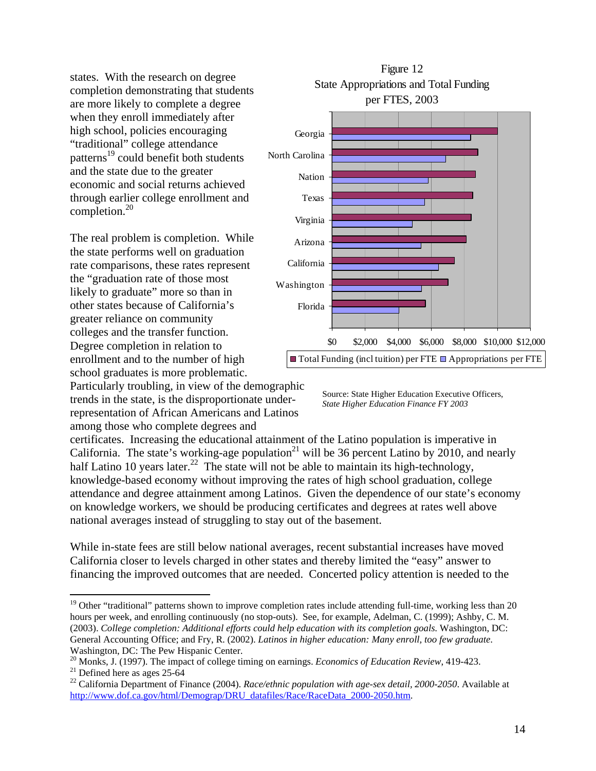states. With the research on degree completion demonstrating that students are more likely to complete a degree when they enroll immediately after high school, policies encouraging "traditional" college attendance patterns[19] could benefit both students and the state due to the greater economic and social returns achieved through earlier college enrollment and completion.[20]

Figure 12
State Appropriations and Total Funding per FTES, 2003

Source: State Higher Education Executive Officers, *State Higher Education Finance FY 2003*

The real problem is completion. While the state performs well on graduation rate comparisons, these rates represent the "graduation rate of those most likely to graduate" more so than in other states because of California's greater reliance on community colleges and the transfer function. Degree completion in relation to enrollment and to the number of high school graduates is more problematic. Particularly troubling, in view of the demographic trends in the state, is the disproportionate under-representation of African Americans and Latinos among those who complete degrees and certificates. Increasing the educational attainment of the Latino population is imperative in California. The state's working-age population[21] will be 36 percent Latino by 2010, and nearly half Latino 10 years later.[22] The state will not be able to maintain its high-technology, knowledge-based economy without improving the rates of high school graduation, college attendance and degree attainment among Latinos. Given the dependence of our state's economy on knowledge workers, we should be producing certificates and degrees at rates well above national averages instead of struggling to stay out of the basement.

While in-state fees are still below national averages, recent substantial increases have moved California closer to levels charged in other states and thereby limited the "easy" answer to financing the improved outcomes that are needed. Concerted policy attention is needed to the

---

[19] Other "traditional" patterns shown to improve completion rates include attending full-time, working less than 20 hours per week, and enrolling continuously (no stop-outs). See, for example, Adelman, C. (1999); Ashby, C. M. (2003). *College completion: Additional efforts could help education with its completion goals.* Washington, DC: General Accounting Office; and Fry, R. (2002). *Latinos in higher education: Many enroll, too few graduate.* Washington, DC: The Pew Hispanic Center.

[20] Monks, J. (1997). The impact of college timing on earnings. *Economics of Education Review,* 419-423.

[21] Defined here as ages 25-64

[22] California Department of Finance (2004). *Race/ethnic population with age-sex detail, 2000-2050*. Available at http://www.dof.ca.gov/html/Demograp/DRU_datafiles/Race/RaceData_2000-2050.htm.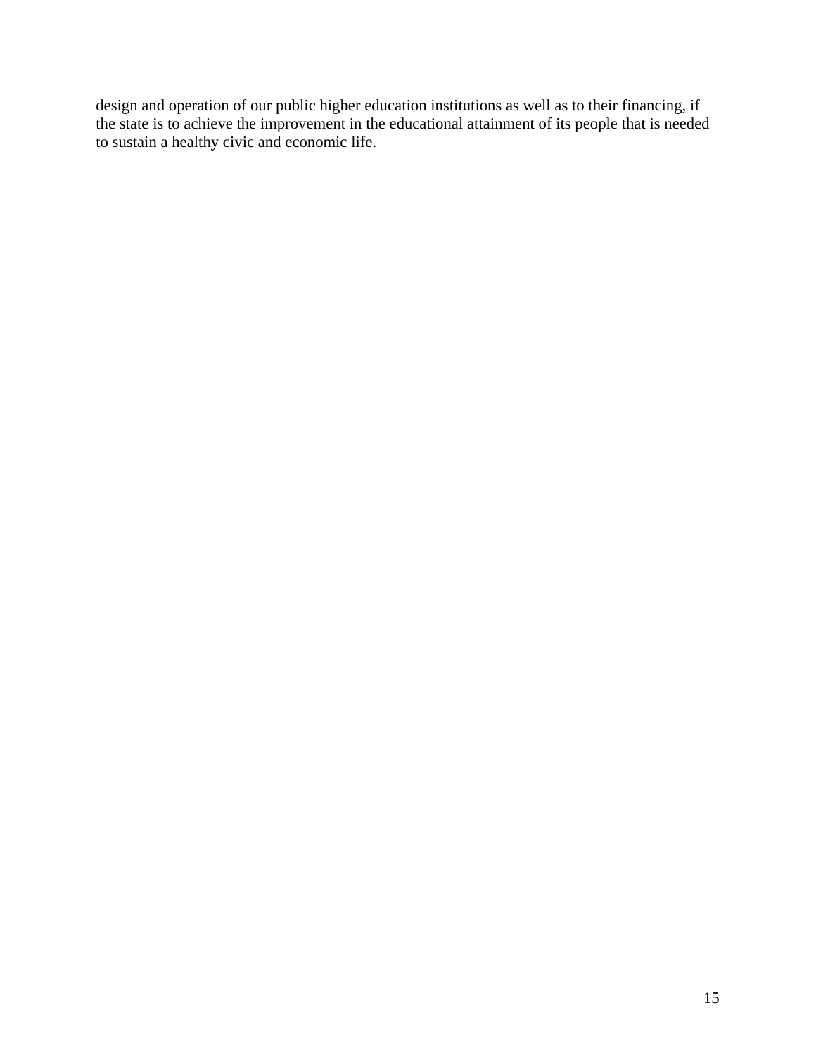design and operation of our public higher education institutions as well as to their financing, if the state is to achieve the improvement in the educational attainment of its people that is needed to sustain a healthy civic and economic life.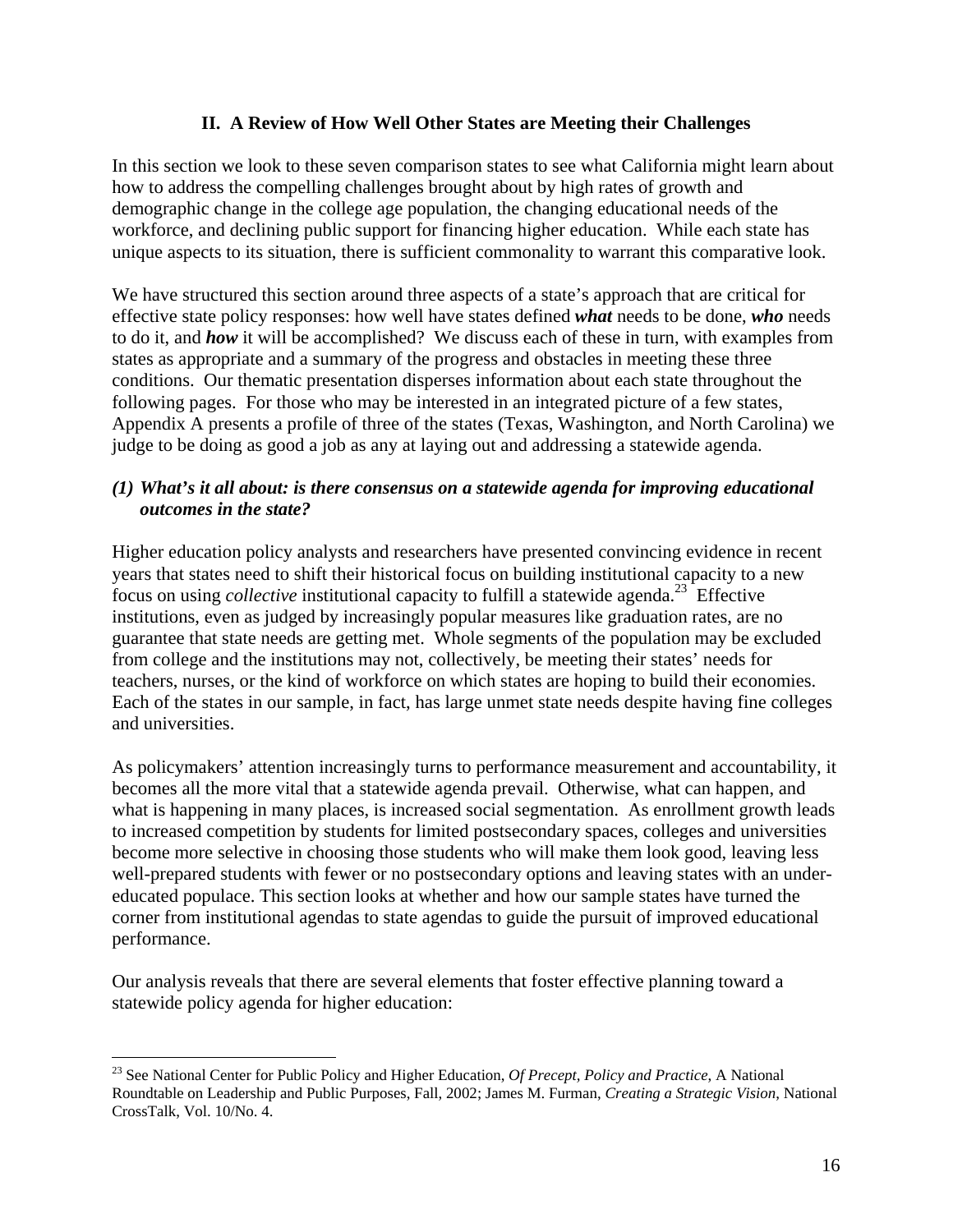## II. A Review of How Well Other States are Meeting their Challenges

In this section we look to these seven comparison states to see what California might learn about how to address the compelling challenges brought about by high rates of growth and demographic change in the college age population, the changing educational needs of the workforce, and declining public support for financing higher education. While each state has unique aspects to its situation, there is sufficient commonality to warrant this comparative look.

We have structured this section around three aspects of a state's approach that are critical for effective state policy responses: how well have states defined ***what*** needs to be done, ***who*** needs to do it, and ***how*** it will be accomplished? We discuss each of these in turn, with examples from states as appropriate and a summary of the progress and obstacles in meeting these three conditions. Our thematic presentation disperses information about each state throughout the following pages. For those who may be interested in an integrated picture of a few states, Appendix A presents a profile of three of the states (Texas, Washington, and North Carolina) we judge to be doing as good a job as any at laying out and addressing a statewide agenda.

### *(1) What's it all about: is there consensus on a statewide agenda for improving educational outcomes in the state?*

Higher education policy analysts and researchers have presented convincing evidence in recent years that states need to shift their historical focus on building institutional capacity to a new focus on using *collective* institutional capacity to fulfill a statewide agenda.[23] Effective institutions, even as judged by increasingly popular measures like graduation rates, are no guarantee that state needs are getting met. Whole segments of the population may be excluded from college and the institutions may not, collectively, be meeting their states' needs for teachers, nurses, or the kind of workforce on which states are hoping to build their economies. Each of the states in our sample, in fact, has large unmet state needs despite having fine colleges and universities.

As policymakers' attention increasingly turns to performance measurement and accountability, it becomes all the more vital that a statewide agenda prevail. Otherwise, what can happen, and what is happening in many places, is increased social segmentation. As enrollment growth leads to increased competition by students for limited postsecondary spaces, colleges and universities become more selective in choosing those students who will make them look good, leaving less well-prepared students with fewer or no postsecondary options and leaving states with an under-educated populace. This section looks at whether and how our sample states have turned the corner from institutional agendas to state agendas to guide the pursuit of improved educational performance.

Our analysis reveals that there are several elements that foster effective planning toward a statewide policy agenda for higher education:

---

[23] See National Center for Public Policy and Higher Education, *Of Precept, Policy and Practice,* A National Roundtable on Leadership and Public Purposes, Fall, 2002; James M. Furman, *Creating a Strategic Vision*, National CrossTalk, Vol. 10/No. 4.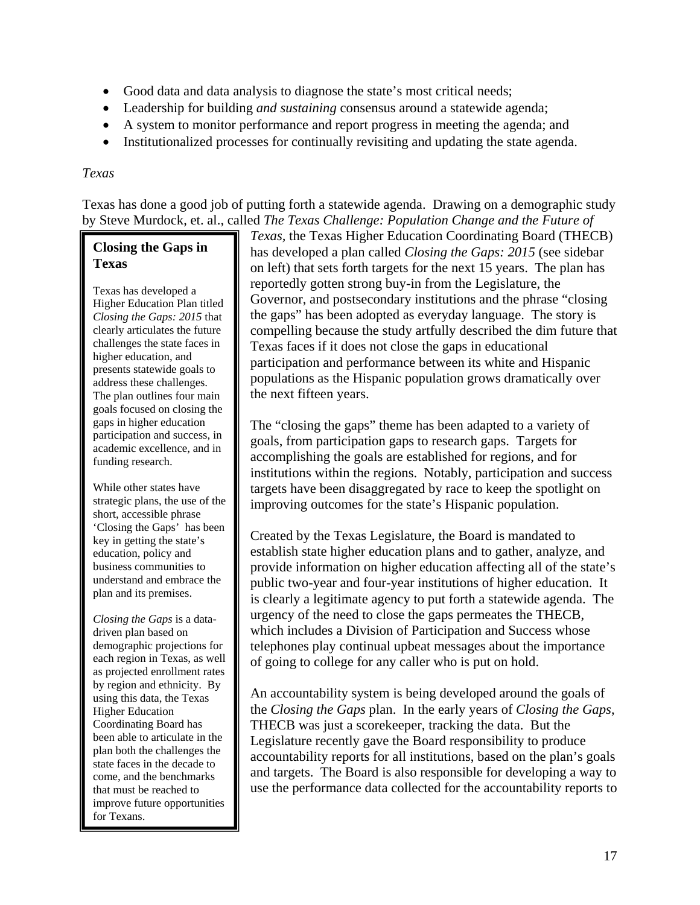- Good data and data analysis to diagnose the state's most critical needs;
- Leadership for building *and sustaining* consensus around a statewide agenda;
- A system to monitor performance and report progress in meeting the agenda; and
- Institutionalized processes for continually revisiting and updating the state agenda.

*Texas*

Texas has done a good job of putting forth a statewide agenda. Drawing on a demographic study by Steve Murdock, et. al., called *The Texas Challenge: Population Change and the Future of Texas*, the Texas Higher Education Coordinating Board (THECB) has developed a plan called *Closing the Gaps: 2015* (see sidebar on left) that sets forth targets for the next 15 years. The plan has reportedly gotten strong buy-in from the Legislature, the Governor, and postsecondary institutions and the phrase "closing the gaps" has been adopted as everyday language. The story is compelling because the study artfully described the dim future that Texas faces if it does not close the gaps in educational participation and performance between its white and Hispanic populations as the Hispanic population grows dramatically over the next fifteen years.

> **Closing the Gaps in Texas**
>
> Texas has developed a Higher Education Plan titled *Closing the Gaps: 2015* that clearly articulates the future challenges the state faces in higher education, and presents statewide goals to address these challenges. The plan outlines four main goals focused on closing the gaps in higher education participation and success, in academic excellence, and in funding research.
>
> While other states have strategic plans, the use of the short, accessible phrase 'Closing the Gaps' has been key in getting the state's education, policy and business communities to understand and embrace the plan and its premises.
>
> *Closing the Gaps* is a data-driven plan based on demographic projections for each region in Texas, as well as projected enrollment rates by region and ethnicity. By using this data, the Texas Higher Education Coordinating Board has been able to articulate in the plan both the challenges the state faces in the decade to come, and the benchmarks that must be reached to improve future opportunities for Texans.

The "closing the gaps" theme has been adapted to a variety of goals, from participation gaps to research gaps. Targets for accomplishing the goals are established for regions, and for institutions within the regions. Notably, participation and success targets have been disaggregated by race to keep the spotlight on improving outcomes for the state's Hispanic population.

Created by the Texas Legislature, the Board is mandated to establish state higher education plans and to gather, analyze, and provide information on higher education affecting all of the state's public two-year and four-year institutions of higher education. It is clearly a legitimate agency to put forth a statewide agenda. The urgency of the need to close the gaps permeates the THECB, which includes a Division of Participation and Success whose telephones play continual upbeat messages about the importance of going to college for any caller who is put on hold.

An accountability system is being developed around the goals of the *Closing the Gaps* plan. In the early years of *Closing the Gaps*, THECB was just a scorekeeper, tracking the data. But the Legislature recently gave the Board responsibility to produce accountability reports for all institutions, based on the plan's goals and targets. The Board is also responsible for developing a way to use the performance data collected for the accountability reports to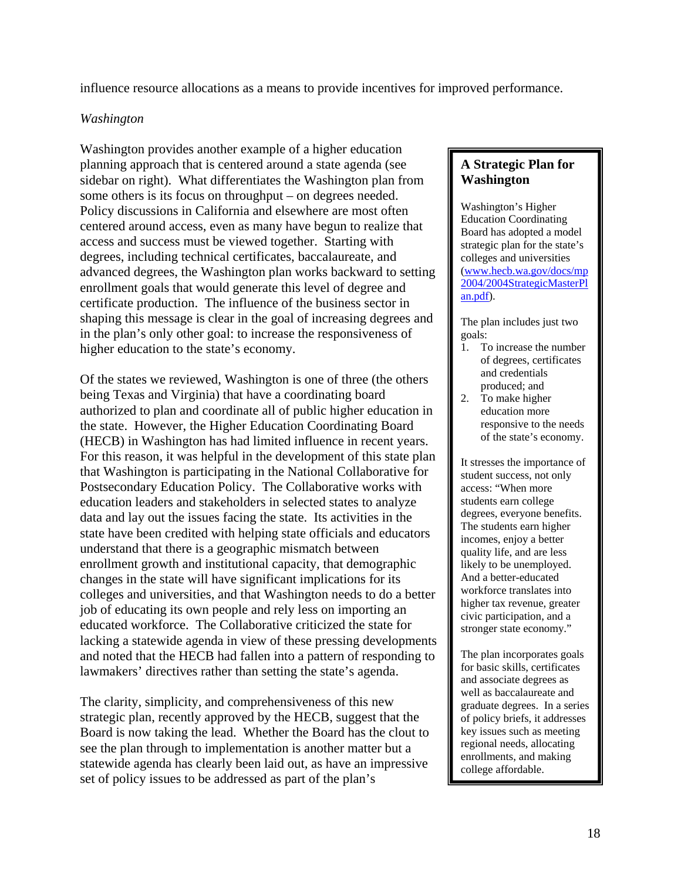influence resource allocations as a means to provide incentives for improved performance.

*Washington*

Washington provides another example of a higher education planning approach that is centered around a state agenda (see sidebar on right). What differentiates the Washington plan from some others is its focus on throughput – on degrees needed. Policy discussions in California and elsewhere are most often centered around access, even as many have begun to realize that access and success must be viewed together. Starting with degrees, including technical certificates, baccalaureate, and advanced degrees, the Washington plan works backward to setting enrollment goals that would generate this level of degree and certificate production. The influence of the business sector in shaping this message is clear in the goal of increasing degrees and in the plan's only other goal: to increase the responsiveness of higher education to the state's economy.

Of the states we reviewed, Washington is one of three (the others being Texas and Virginia) that have a coordinating board authorized to plan and coordinate all of public higher education in the state. However, the Higher Education Coordinating Board (HECB) in Washington has had limited influence in recent years. For this reason, it was helpful in the development of this state plan that Washington is participating in the National Collaborative for Postsecondary Education Policy. The Collaborative works with education leaders and stakeholders in selected states to analyze data and lay out the issues facing the state. Its activities in the state have been credited with helping state officials and educators understand that there is a geographic mismatch between enrollment growth and institutional capacity, that demographic changes in the state will have significant implications for its colleges and universities, and that Washington needs to do a better job of educating its own people and rely less on importing an educated workforce. The Collaborative criticized the state for lacking a statewide agenda in view of these pressing developments and noted that the HECB had fallen into a pattern of responding to lawmakers' directives rather than setting the state's agenda.

The clarity, simplicity, and comprehensiveness of this new strategic plan, recently approved by the HECB, suggest that the Board is now taking the lead. Whether the Board has the clout to see the plan through to implementation is another matter but a statewide agenda has clearly been laid out, as have an impressive set of policy issues to be addressed as part of the plan's

> **A Strategic Plan for Washington**
>
> Washington's Higher Education Coordinating Board has adopted a model strategic plan for the state's colleges and universities (www.hecb.wa.gov/docs/mp2004/2004StrategicMasterPlan.pdf).
>
> The plan includes just two goals:
>
> 1. To increase the number of degrees, certificates and credentials produced; and
> 2. To make higher education more responsive to the needs of the state's economy.
>
> It stresses the importance of student success, not only access: "When more students earn college degrees, everyone benefits. The students earn higher incomes, enjoy a better quality life, and are less likely to be unemployed. And a better-educated workforce translates into higher tax revenue, greater civic participation, and a stronger state economy."
>
> The plan incorporates goals for basic skills, certificates and associate degrees as well as baccalaureate and graduate degrees. In a series of policy briefs, it addresses key issues such as meeting regional needs, allocating enrollments, and making college affordable.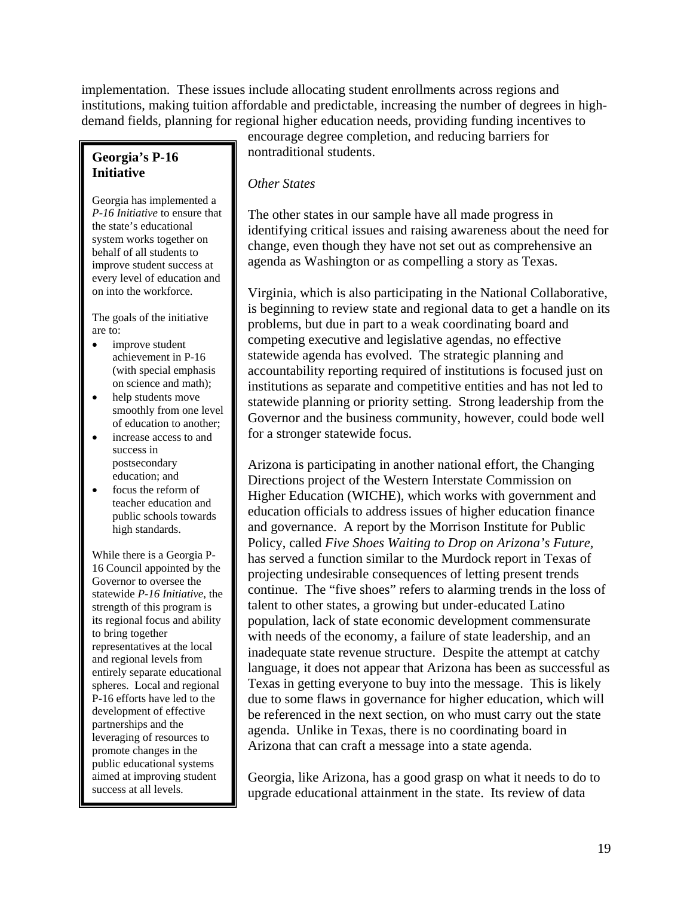implementation. These issues include allocating student enrollments across regions and institutions, making tuition affordable and predictable, increasing the number of degrees in high-demand fields, planning for regional higher education needs, providing funding incentives to encourage degree completion, and reducing barriers for nontraditional students.

*Other States*

The other states in our sample have all made progress in identifying critical issues and raising awareness about the need for change, even though they have not set out as comprehensive an agenda as Washington or as compelling a story as Texas.

Virginia, which is also participating in the National Collaborative, is beginning to review state and regional data to get a handle on its problems, but due in part to a weak coordinating board and competing executive and legislative agendas, no effective statewide agenda has evolved. The strategic planning and accountability reporting required of institutions is focused just on institutions as separate and competitive entities and has not led to statewide planning or priority setting. Strong leadership from the Governor and the business community, however, could bode well for a stronger statewide focus.

Arizona is participating in another national effort, the Changing Directions project of the Western Interstate Commission on Higher Education (WICHE), which works with government and education officials to address issues of higher education finance and governance. A report by the Morrison Institute for Public Policy, called *Five Shoes Waiting to Drop on Arizona's Future,* has served a function similar to the Murdock report in Texas of projecting undesirable consequences of letting present trends continue. The "five shoes" refers to alarming trends in the loss of talent to other states, a growing but under-educated Latino population, lack of state economic development commensurate with needs of the economy, a failure of state leadership, and an inadequate state revenue structure. Despite the attempt at catchy language, it does not appear that Arizona has been as successful as Texas in getting everyone to buy into the message. This is likely due to some flaws in governance for higher education, which will be referenced in the next section, on who must carry out the state agenda. Unlike in Texas, there is no coordinating board in Arizona that can craft a message into a state agenda.

Georgia, like Arizona, has a good grasp on what it needs to do to upgrade educational attainment in the state. Its review of data

**Georgia's P-16 Initiative**

Georgia has implemented a *P-16 Initiative* to ensure that the state's educational system works together on behalf of all students to improve student success at every level of education and on into the workforce.

The goals of the initiative are to:

- improve student achievement in P-16 (with special emphasis on science and math);
- help students move smoothly from one level of education to another;
- increase access to and success in postsecondary education; and
- focus the reform of teacher education and public schools towards high standards.

While there is a Georgia P-16 Council appointed by the Governor to oversee the statewide *P-16 Initiative*, the strength of this program is its regional focus and ability to bring together representatives at the local and regional levels from entirely separate educational spheres. Local and regional P-16 efforts have led to the development of effective partnerships and the leveraging of resources to promote changes in the public educational systems aimed at improving student success at all levels.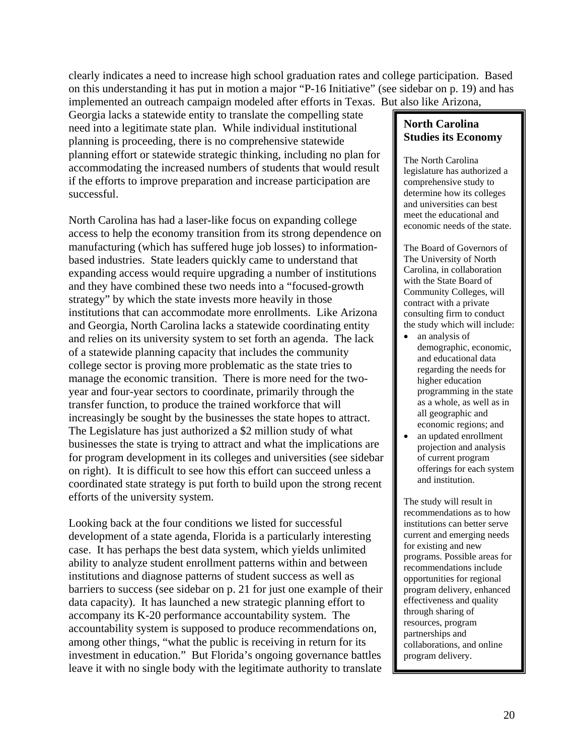clearly indicates a need to increase high school graduation rates and college participation. Based on this understanding it has put in motion a major "P-16 Initiative" (see sidebar on p. 19) and has implemented an outreach campaign modeled after efforts in Texas. But also like Arizona, Georgia lacks a statewide entity to translate the compelling state need into a legitimate state plan. While individual institutional planning is proceeding, there is no comprehensive statewide planning effort or statewide strategic thinking, including no plan for accommodating the increased numbers of students that would result if the efforts to improve preparation and increase participation are successful.

North Carolina has had a laser-like focus on expanding college access to help the economy transition from its strong dependence on manufacturing (which has suffered huge job losses) to information-based industries. State leaders quickly came to understand that expanding access would require upgrading a number of institutions and they have combined these two needs into a "focused-growth strategy" by which the state invests more heavily in those institutions that can accommodate more enrollments. Like Arizona and Georgia, North Carolina lacks a statewide coordinating entity and relies on its university system to set forth an agenda. The lack of a statewide planning capacity that includes the community college sector is proving more problematic as the state tries to manage the economic transition. There is more need for the two-year and four-year sectors to coordinate, primarily through the transfer function, to produce the trained workforce that will increasingly be sought by the businesses the state hopes to attract. The Legislature has just authorized a $2 million study of what businesses the state is trying to attract and what the implications are for program development in its colleges and universities (see sidebar on right). It is difficult to see how this effort can succeed unless a coordinated state strategy is put forth to build upon the strong recent efforts of the university system.

> **North Carolina Studies its Economy**
>
> The North Carolina legislature has authorized a comprehensive study to determine how its colleges and universities can best meet the educational and economic needs of the state.
>
> The Board of Governors of The University of North Carolina, in collaboration with the State Board of Community Colleges, will contract with a private consulting firm to conduct the study which will include:
>
> - an analysis of demographic, economic, and educational data regarding the needs for higher education programming in the state as a whole, as well as in all geographic and economic regions; and
> - an updated enrollment projection and analysis of current program offerings for each system and institution.
>
> The study will result in recommendations as to how institutions can better serve current and emerging needs for existing and new programs. Possible areas for recommendations include opportunities for regional program delivery, enhanced effectiveness and quality through sharing of resources, program partnerships and collaborations, and online program delivery.

Looking back at the four conditions we listed for successful development of a state agenda, Florida is a particularly interesting case. It has perhaps the best data system, which yields unlimited ability to analyze student enrollment patterns within and between institutions and diagnose patterns of student success as well as barriers to success (see sidebar on p. 21 for just one example of their data capacity). It has launched a new strategic planning effort to accompany its K-20 performance accountability system. The accountability system is supposed to produce recommendations on, among other things, "what the public is receiving in return for its investment in education." But Florida's ongoing governance battles leave it with no single body with the legitimate authority to translate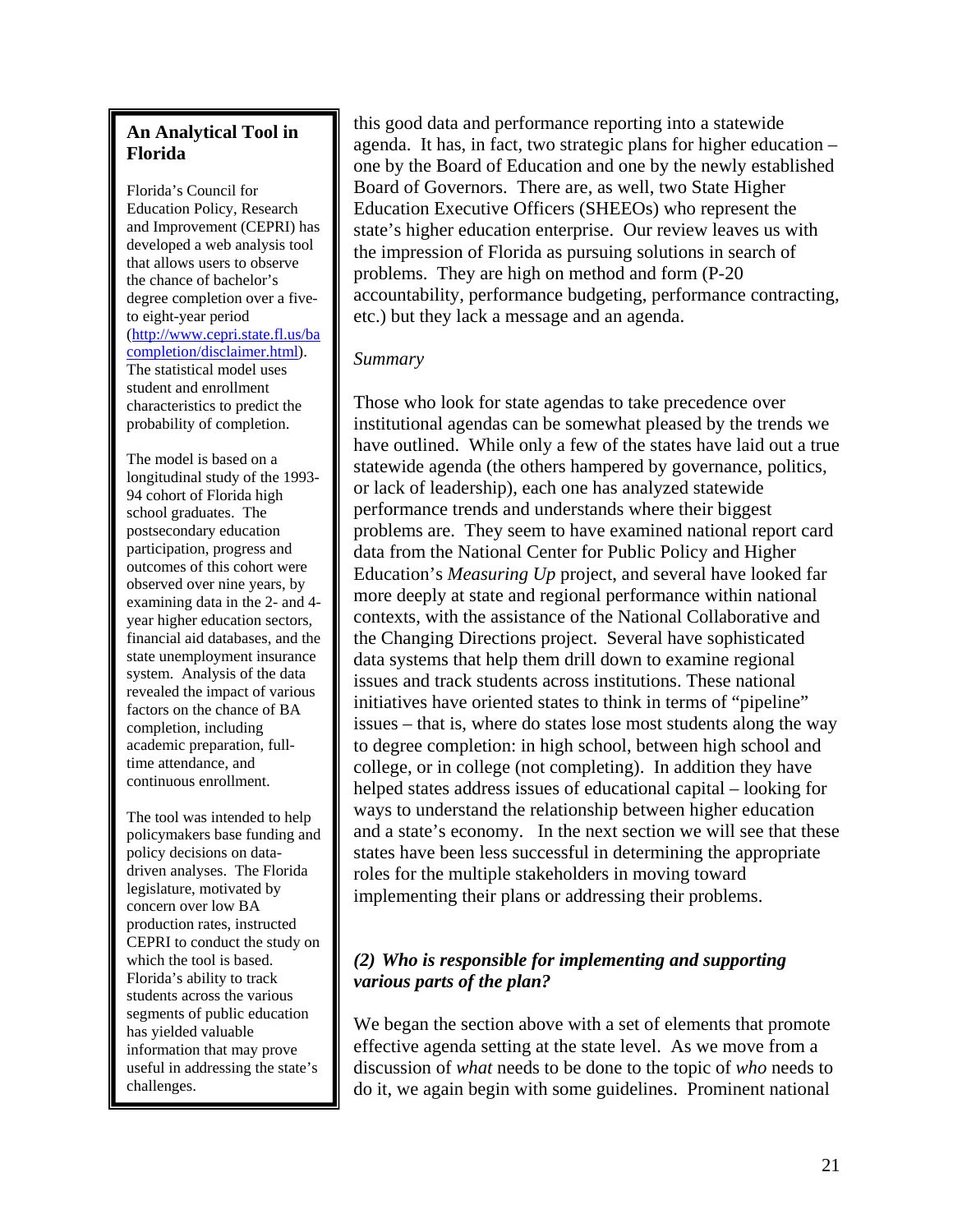> **An Analytical Tool in Florida**
>
> Florida's Council for Education Policy, Research and Improvement (CEPRI) has developed a web analysis tool that allows users to observe the chance of bachelor's degree completion over a five-to eight-year period (http://www.cepri.state.fl.us/bacompletion/disclaimer.html). The statistical model uses student and enrollment characteristics to predict the probability of completion.
>
> The model is based on a longitudinal study of the 1993-94 cohort of Florida high school graduates. The postsecondary education participation, progress and outcomes of this cohort were observed over nine years, by examining data in the 2- and 4-year higher education sectors, financial aid databases, and the state unemployment insurance system. Analysis of the data revealed the impact of various factors on the chance of BA completion, including academic preparation, full-time attendance, and continuous enrollment.
>
> The tool was intended to help policymakers base funding and policy decisions on data-driven analyses. The Florida legislature, motivated by concern over low BA production rates, instructed CEPRI to conduct the study on which the tool is based. Florida's ability to track students across the various segments of public education has yielded valuable information that may prove useful in addressing the state's challenges.

this good data and performance reporting into a statewide agenda. It has, in fact, two strategic plans for higher education – one by the Board of Education and one by the newly established Board of Governors. There are, as well, two State Higher Education Executive Officers (SHEEOs) who represent the state's higher education enterprise. Our review leaves us with the impression of Florida as pursuing solutions in search of problems. They are high on method and form (P-20 accountability, performance budgeting, performance contracting, etc.) but they lack a message and an agenda.

*Summary*

Those who look for state agendas to take precedence over institutional agendas can be somewhat pleased by the trends we have outlined. While only a few of the states have laid out a true statewide agenda (the others hampered by governance, politics, or lack of leadership), each one has analyzed statewide performance trends and understands where their biggest problems are. They seem to have examined national report card data from the National Center for Public Policy and Higher Education's *Measuring Up* project, and several have looked far more deeply at state and regional performance within national contexts, with the assistance of the National Collaborative and the Changing Directions project. Several have sophisticated data systems that help them drill down to examine regional issues and track students across institutions. These national initiatives have oriented states to think in terms of "pipeline" issues – that is, where do states lose most students along the way to degree completion: in high school, between high school and college, or in college (not completing). In addition they have helped states address issues of educational capital – looking for ways to understand the relationship between higher education and a state's economy. In the next section we will see that these states have been less successful in determining the appropriate roles for the multiple stakeholders in moving toward implementing their plans or addressing their problems.

### *(2) Who is responsible for implementing and supporting various parts of the plan?*

We began the section above with a set of elements that promote effective agenda setting at the state level. As we move from a discussion of *what* needs to be done to the topic of *who* needs to do it, we again begin with some guidelines. Prominent national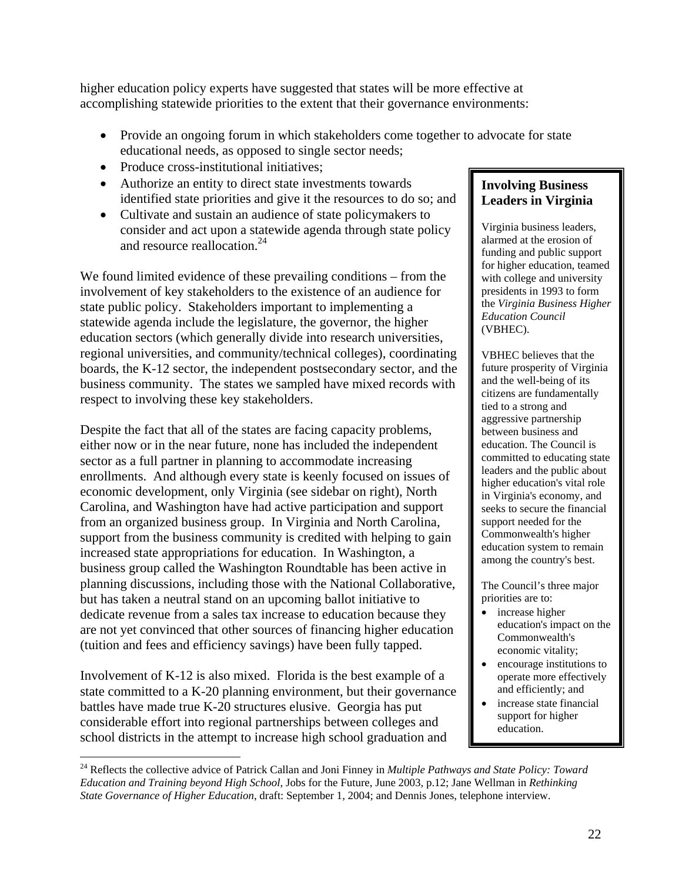higher education policy experts have suggested that states will be more effective at accomplishing statewide priorities to the extent that their governance environments:

- Provide an ongoing forum in which stakeholders come together to advocate for state educational needs, as opposed to single sector needs;
- Produce cross-institutional initiatives;
- Authorize an entity to direct state investments towards identified state priorities and give it the resources to do so; and
- Cultivate and sustain an audience of state policymakers to consider and act upon a statewide agenda through state policy and resource reallocation.[24]

We found limited evidence of these prevailing conditions – from the involvement of key stakeholders to the existence of an audience for state public policy. Stakeholders important to implementing a statewide agenda include the legislature, the governor, the higher education sectors (which generally divide into research universities, regional universities, and community/technical colleges), coordinating boards, the K-12 sector, the independent postsecondary sector, and the business community. The states we sampled have mixed records with respect to involving these key stakeholders.

Despite the fact that all of the states are facing capacity problems, either now or in the near future, none has included the independent sector as a full partner in planning to accommodate increasing enrollments. And although every state is keenly focused on issues of economic development, only Virginia (see sidebar on right), North Carolina, and Washington have had active participation and support from an organized business group. In Virginia and North Carolina, support from the business community is credited with helping to gain increased state appropriations for education. In Washington, a business group called the Washington Roundtable has been active in planning discussions, including those with the National Collaborative, but has taken a neutral stand on an upcoming ballot initiative to dedicate revenue from a sales tax increase to education because they are not yet convinced that other sources of financing higher education (tuition and fees and efficiency savings) have been fully tapped.

Involvement of K-12 is also mixed. Florida is the best example of a state committed to a K-20 planning environment, but their governance battles have made true K-20 structures elusive. Georgia has put considerable effort into regional partnerships between colleges and school districts in the attempt to increase high school graduation and

**Involving Business Leaders in Virginia**

Virginia business leaders, alarmed at the erosion of funding and public support for higher education, teamed with college and university presidents in 1993 to form the *Virginia Business Higher Education Council* (VBHEC).

VBHEC believes that the future prosperity of Virginia and the well-being of its citizens are fundamentally tied to a strong and aggressive partnership between business and education. The Council is committed to educating state leaders and the public about higher education's vital role in Virginia's economy, and seeks to secure the financial support needed for the Commonwealth's higher education system to remain among the country's best.

The Council's three major priorities are to:

- increase higher education's impact on the Commonwealth's economic vitality;
- encourage institutions to operate more effectively and efficiently; and
- increase state financial support for higher education.

[24] Reflects the collective advice of Patrick Callan and Joni Finney in *Multiple Pathways and State Policy: Toward Education and Training beyond High School,* Jobs for the Future, June 2003, p.12; Jane Wellman in *Rethinking State Governance of Higher Education,* draft: September 1, 2004; and Dennis Jones, telephone interview.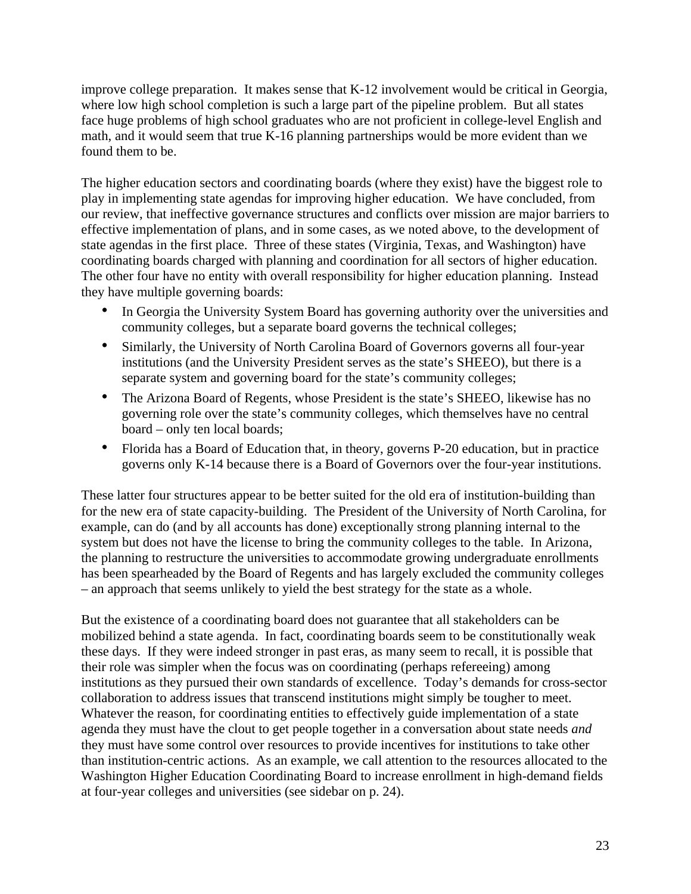improve college preparation. It makes sense that K-12 involvement would be critical in Georgia, where low high school completion is such a large part of the pipeline problem. But all states face huge problems of high school graduates who are not proficient in college-level English and math, and it would seem that true K-16 planning partnerships would be more evident than we found them to be.

The higher education sectors and coordinating boards (where they exist) have the biggest role to play in implementing state agendas for improving higher education. We have concluded, from our review, that ineffective governance structures and conflicts over mission are major barriers to effective implementation of plans, and in some cases, as we noted above, to the development of state agendas in the first place. Three of these states (Virginia, Texas, and Washington) have coordinating boards charged with planning and coordination for all sectors of higher education. The other four have no entity with overall responsibility for higher education planning. Instead they have multiple governing boards:

- In Georgia the University System Board has governing authority over the universities and community colleges, but a separate board governs the technical colleges;
- Similarly, the University of North Carolina Board of Governors governs all four-year institutions (and the University President serves as the state's SHEEO), but there is a separate system and governing board for the state's community colleges;
- The Arizona Board of Regents, whose President is the state's SHEEO, likewise has no governing role over the state's community colleges, which themselves have no central board – only ten local boards;
- Florida has a Board of Education that, in theory, governs P-20 education, but in practice governs only K-14 because there is a Board of Governors over the four-year institutions.

These latter four structures appear to be better suited for the old era of institution-building than for the new era of state capacity-building. The President of the University of North Carolina, for example, can do (and by all accounts has done) exceptionally strong planning internal to the system but does not have the license to bring the community colleges to the table. In Arizona, the planning to restructure the universities to accommodate growing undergraduate enrollments has been spearheaded by the Board of Regents and has largely excluded the community colleges – an approach that seems unlikely to yield the best strategy for the state as a whole.

But the existence of a coordinating board does not guarantee that all stakeholders can be mobilized behind a state agenda. In fact, coordinating boards seem to be constitutionally weak these days. If they were indeed stronger in past eras, as many seem to recall, it is possible that their role was simpler when the focus was on coordinating (perhaps refereeing) among institutions as they pursued their own standards of excellence. Today's demands for cross-sector collaboration to address issues that transcend institutions might simply be tougher to meet. Whatever the reason, for coordinating entities to effectively guide implementation of a state agenda they must have the clout to get people together in a conversation about state needs *and* they must have some control over resources to provide incentives for institutions to take other than institution-centric actions. As an example, we call attention to the resources allocated to the Washington Higher Education Coordinating Board to increase enrollment in high-demand fields at four-year colleges and universities (see sidebar on p. 24).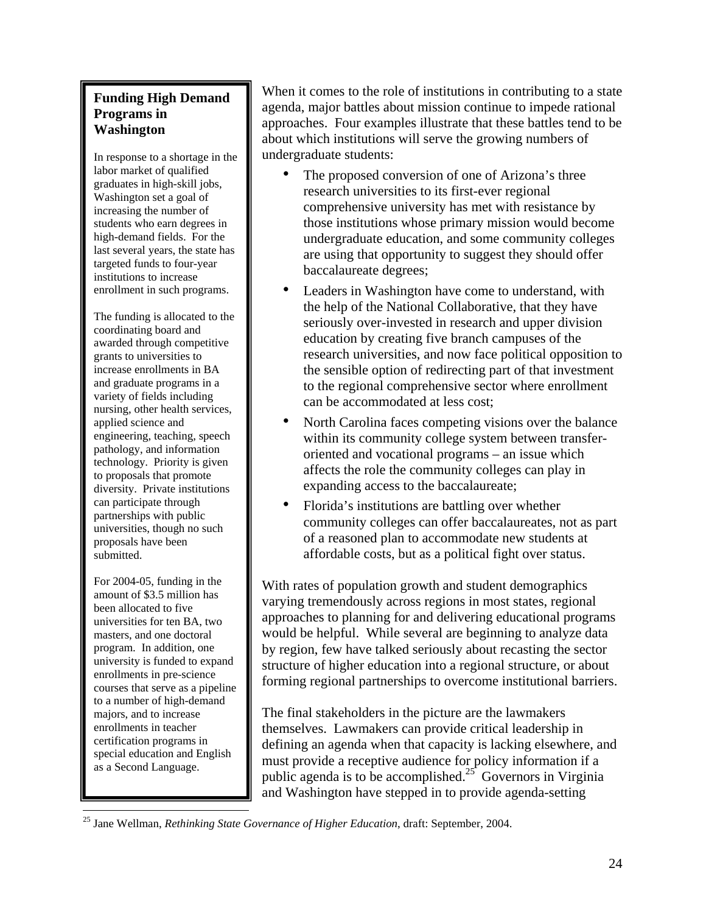### Funding High Demand Programs in Washington

In response to a shortage in the labor market of qualified graduates in high-skill jobs, Washington set a goal of increasing the number of students who earn degrees in high-demand fields. For the last several years, the state has targeted funds to four-year institutions to increase enrollment in such programs.

The funding is allocated to the coordinating board and awarded through competitive grants to universities to increase enrollments in BA and graduate programs in a variety of fields including nursing, other health services, applied science and engineering, teaching, speech pathology, and information technology. Priority is given to proposals that promote diversity. Private institutions can participate through partnerships with public universities, though no such proposals have been submitted.

For 2004-05, funding in the amount of $3.5 million has been allocated to five universities for ten BA, two masters, and one doctoral program. In addition, one university is funded to expand enrollments in pre-science courses that serve as a pipeline to a number of high-demand majors, and to increase enrollments in teacher certification programs in special education and English as a Second Language.

---

When it comes to the role of institutions in contributing to a state agenda, major battles about mission continue to impede rational approaches. Four examples illustrate that these battles tend to be about which institutions will serve the growing numbers of undergraduate students:

- The proposed conversion of one of Arizona's three research universities to its first-ever regional comprehensive university has met with resistance by those institutions whose primary mission would become undergraduate education, and some community colleges are using that opportunity to suggest they should offer baccalaureate degrees;
- Leaders in Washington have come to understand, with the help of the National Collaborative, that they have seriously over-invested in research and upper division education by creating five branch campuses of the research universities, and now face political opposition to the sensible option of redirecting part of that investment to the regional comprehensive sector where enrollment can be accommodated at less cost;
- North Carolina faces competing visions over the balance within its community college system between transfer-oriented and vocational programs – an issue which affects the role the community colleges can play in expanding access to the baccalaureate;
- Florida's institutions are battling over whether community colleges can offer baccalaureates, not as part of a reasoned plan to accommodate new students at affordable costs, but as a political fight over status.

With rates of population growth and student demographics varying tremendously across regions in most states, regional approaches to planning for and delivering educational programs would be helpful. While several are beginning to analyze data by region, few have talked seriously about recasting the sector structure of higher education into a regional structure, or about forming regional partnerships to overcome institutional barriers.

The final stakeholders in the picture are the lawmakers themselves. Lawmakers can provide critical leadership in defining an agenda when that capacity is lacking elsewhere, and must provide a receptive audience for policy information if a public agenda is to be accomplished.[25] Governors in Virginia and Washington have stepped in to provide agenda-setting

---

[25] Jane Wellman, *Rethinking State Governance of Higher Education*, draft: September, 2004.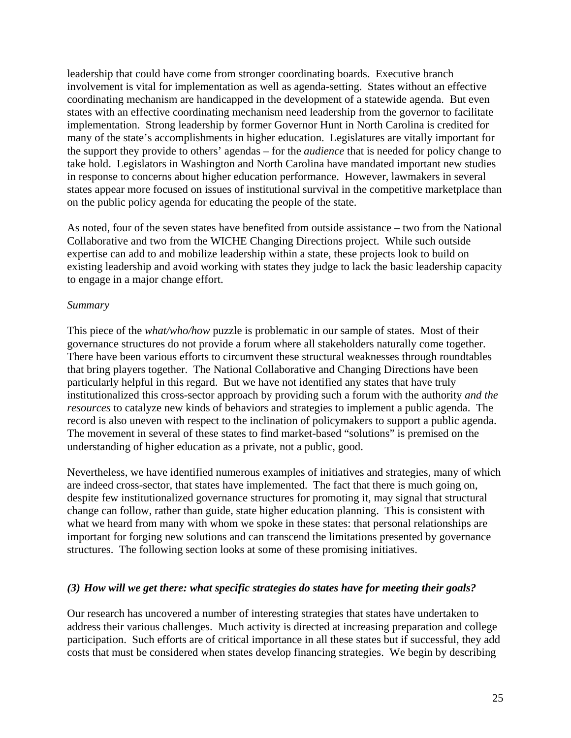leadership that could have come from stronger coordinating boards. Executive branch involvement is vital for implementation as well as agenda-setting. States without an effective coordinating mechanism are handicapped in the development of a statewide agenda. But even states with an effective coordinating mechanism need leadership from the governor to facilitate implementation. Strong leadership by former Governor Hunt in North Carolina is credited for many of the state's accomplishments in higher education. Legislatures are vitally important for the support they provide to others' agendas – for the *audience* that is needed for policy change to take hold. Legislators in Washington and North Carolina have mandated important new studies in response to concerns about higher education performance. However, lawmakers in several states appear more focused on issues of institutional survival in the competitive marketplace than on the public policy agenda for educating the people of the state.

As noted, four of the seven states have benefited from outside assistance – two from the National Collaborative and two from the WICHE Changing Directions project. While such outside expertise can add to and mobilize leadership within a state, these projects look to build on existing leadership and avoid working with states they judge to lack the basic leadership capacity to engage in a major change effort.

*Summary*

This piece of the *what/who/how* puzzle is problematic in our sample of states. Most of their governance structures do not provide a forum where all stakeholders naturally come together. There have been various efforts to circumvent these structural weaknesses through roundtables that bring players together. The National Collaborative and Changing Directions have been particularly helpful in this regard. But we have not identified any states that have truly institutionalized this cross-sector approach by providing such a forum with the authority *and the resources* to catalyze new kinds of behaviors and strategies to implement a public agenda. The record is also uneven with respect to the inclination of policymakers to support a public agenda. The movement in several of these states to find market-based "solutions" is premised on the understanding of higher education as a private, not a public, good.

Nevertheless, we have identified numerous examples of initiatives and strategies, many of which are indeed cross-sector, that states have implemented. The fact that there is much going on, despite few institutionalized governance structures for promoting it, may signal that structural change can follow, rather than guide, state higher education planning. This is consistent with what we heard from many with whom we spoke in these states: that personal relationships are important for forging new solutions and can transcend the limitations presented by governance structures. The following section looks at some of these promising initiatives.

### *(3) How will we get there: what specific strategies do states have for meeting their goals?*

Our research has uncovered a number of interesting strategies that states have undertaken to address their various challenges. Much activity is directed at increasing preparation and college participation. Such efforts are of critical importance in all these states but if successful, they add costs that must be considered when states develop financing strategies. We begin by describing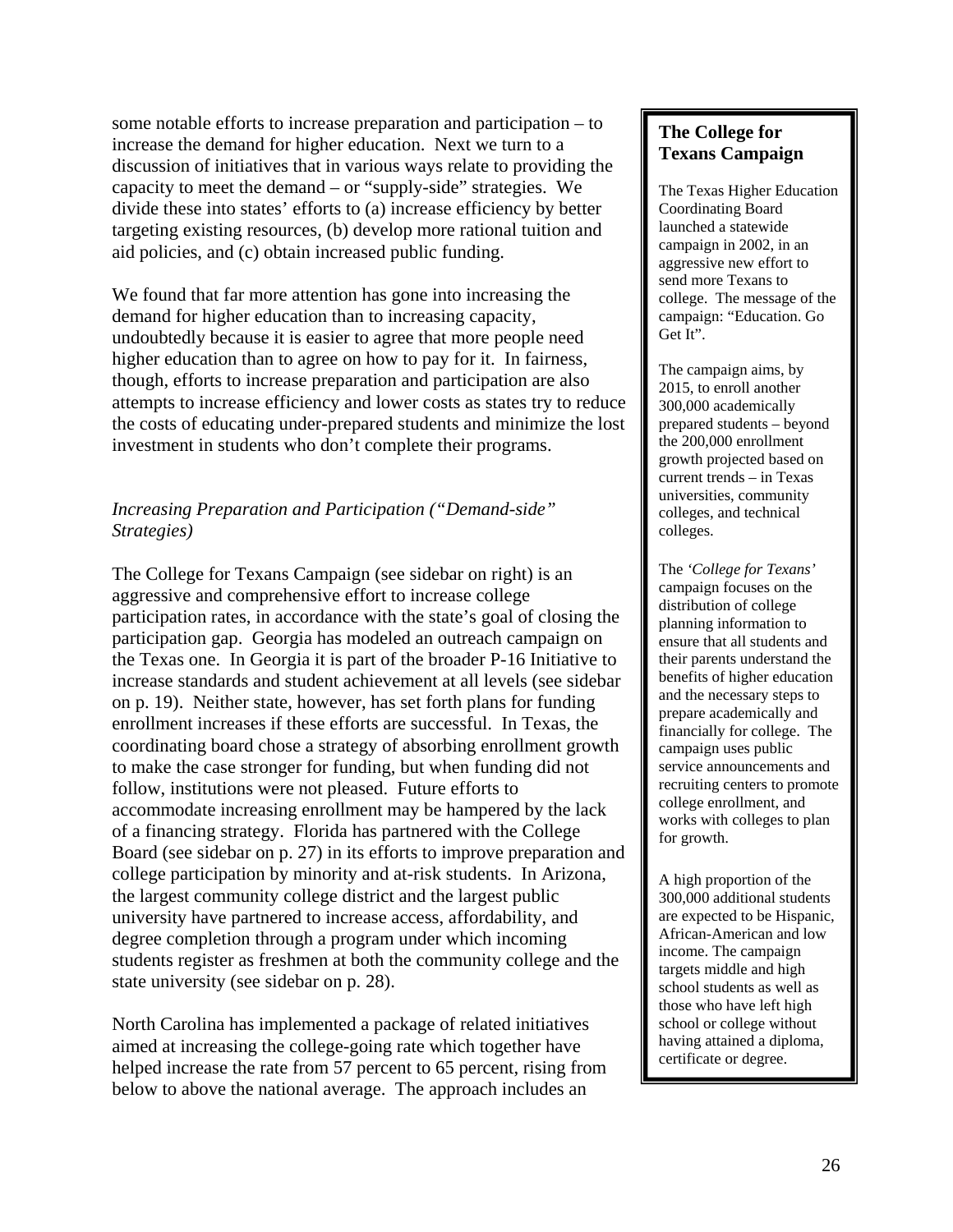some notable efforts to increase preparation and participation – to increase the demand for higher education. Next we turn to a discussion of initiatives that in various ways relate to providing the capacity to meet the demand – or "supply-side" strategies. We divide these into states' efforts to (a) increase efficiency by better targeting existing resources, (b) develop more rational tuition and aid policies, and (c) obtain increased public funding.

We found that far more attention has gone into increasing the demand for higher education than to increasing capacity, undoubtedly because it is easier to agree that more people need higher education than to agree on how to pay for it. In fairness, though, efforts to increase preparation and participation are also attempts to increase efficiency and lower costs as states try to reduce the costs of educating under-prepared students and minimize the lost investment in students who don't complete their programs.

*Increasing Preparation and Participation ("Demand-side" Strategies)*

The College for Texans Campaign (see sidebar on right) is an aggressive and comprehensive effort to increase college participation rates, in accordance with the state's goal of closing the participation gap. Georgia has modeled an outreach campaign on the Texas one. In Georgia it is part of the broader P-16 Initiative to increase standards and student achievement at all levels (see sidebar on p. 19). Neither state, however, has set forth plans for funding enrollment increases if these efforts are successful. In Texas, the coordinating board chose a strategy of absorbing enrollment growth to make the case stronger for funding, but when funding did not follow, institutions were not pleased. Future efforts to accommodate increasing enrollment may be hampered by the lack of a financing strategy. Florida has partnered with the College Board (see sidebar on p. 27) in its efforts to improve preparation and college participation by minority and at-risk students. In Arizona, the largest community college district and the largest public university have partnered to increase access, affordability, and degree completion through a program under which incoming students register as freshmen at both the community college and the state university (see sidebar on p. 28).

North Carolina has implemented a package of related initiatives aimed at increasing the college-going rate which together have helped increase the rate from 57 percent to 65 percent, rising from below to above the national average. The approach includes an

---

**The College for Texans Campaign**

The Texas Higher Education Coordinating Board launched a statewide campaign in 2002, in an aggressive new effort to send more Texans to college. The message of the campaign: "Education. Go Get It".

The campaign aims, by 2015, to enroll another 300,000 academically prepared students – beyond the 200,000 enrollment growth projected based on current trends – in Texas universities, community colleges, and technical colleges.

The *'College for Texans'* campaign focuses on the distribution of college planning information to ensure that all students and their parents understand the benefits of higher education and the necessary steps to prepare academically and financially for college. The campaign uses public service announcements and recruiting centers to promote college enrollment, and works with colleges to plan for growth.

A high proportion of the 300,000 additional students are expected to be Hispanic, African-American and low income. The campaign targets middle and high school students as well as those who have left high school or college without having attained a diploma, certificate or degree.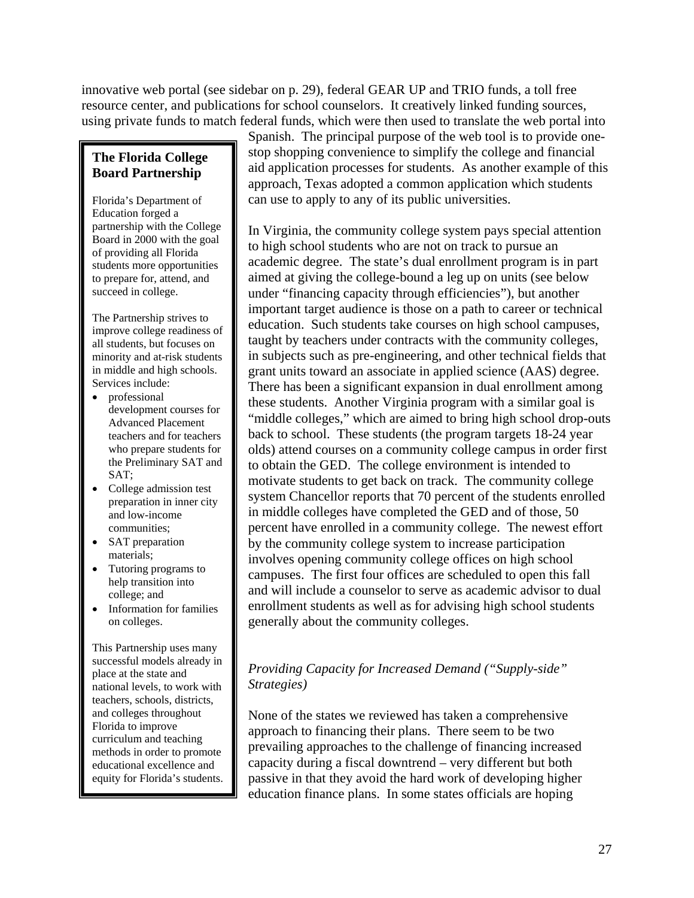innovative web portal (see sidebar on p. 29), federal GEAR UP and TRIO funds, a toll free resource center, and publications for school counselors. It creatively linked funding sources, using private funds to match federal funds, which were then used to translate the web portal into Spanish. The principal purpose of the web tool is to provide one-stop shopping convenience to simplify the college and financial aid application processes for students. As another example of this approach, Texas adopted a common application which students can use to apply to any of its public universities.

In Virginia, the community college system pays special attention to high school students who are not on track to pursue an academic degree. The state's dual enrollment program is in part aimed at giving the college-bound a leg up on units (see below under "financing capacity through efficiencies"), but another important target audience is those on a path to career or technical education. Such students take courses on high school campuses, taught by teachers under contracts with the community colleges, in subjects such as pre-engineering, and other technical fields that grant units toward an associate in applied science (AAS) degree. There has been a significant expansion in dual enrollment among these students. Another Virginia program with a similar goal is "middle colleges," which are aimed to bring high school drop-outs back to school. These students (the program targets 18-24 year olds) attend courses on a community college campus in order first to obtain the GED. The college environment is intended to motivate students to get back on track. The community college system Chancellor reports that 70 percent of the students enrolled in middle colleges have completed the GED and of those, 50 percent have enrolled in a community college. The newest effort by the community college system to increase participation involves opening community college offices on high school campuses. The first four offices are scheduled to open this fall and will include a counselor to serve as academic advisor to dual enrollment students as well as for advising high school students generally about the community colleges.

> **The Florida College Board Partnership**
>
> Florida's Department of Education forged a partnership with the College Board in 2000 with the goal of providing all Florida students more opportunities to prepare for, attend, and succeed in college.
>
> The Partnership strives to improve college readiness of all students, but focuses on minority and at-risk students in middle and high schools. Services include:
>
> - professional development courses for Advanced Placement teachers and for teachers who prepare students for the Preliminary SAT and SAT;
> - College admission test preparation in inner city and low-income communities;
> - SAT preparation materials;
> - Tutoring programs to help transition into college; and
> - Information for families on colleges.
>
> This Partnership uses many successful models already in place at the state and national levels, to work with teachers, schools, districts, and colleges throughout Florida to improve curriculum and teaching methods in order to promote educational excellence and equity for Florida's students.

### *Providing Capacity for Increased Demand ("Supply-side" Strategies)*

None of the states we reviewed has taken a comprehensive approach to financing their plans. There seem to be two prevailing approaches to the challenge of financing increased capacity during a fiscal downtrend – very different but both passive in that they avoid the hard work of developing higher education finance plans. In some states officials are hoping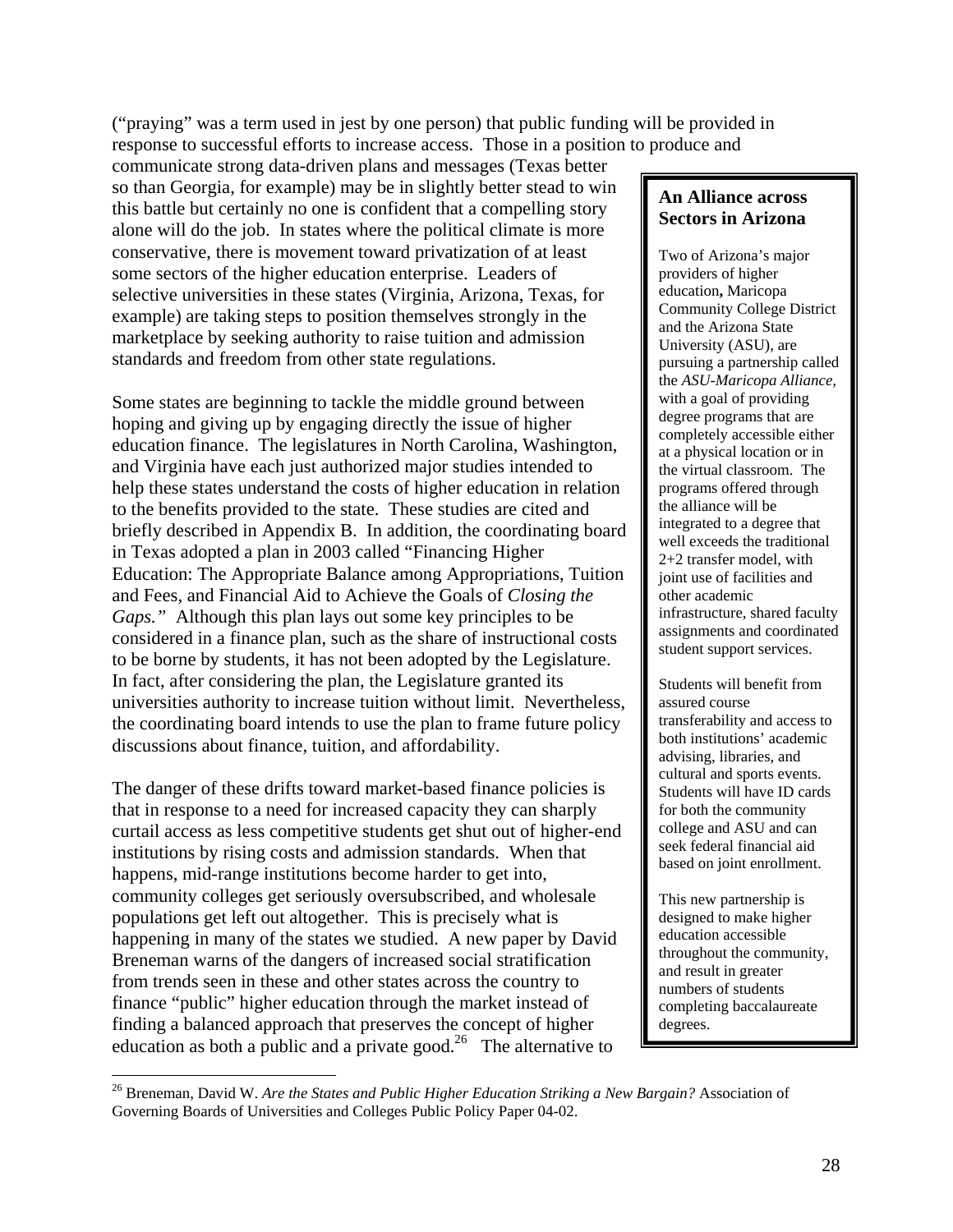("praying" was a term used in jest by one person) that public funding will be provided in response to successful efforts to increase access. Those in a position to produce and communicate strong data-driven plans and messages (Texas better so than Georgia, for example) may be in slightly better stead to win this battle but certainly no one is confident that a compelling story alone will do the job. In states where the political climate is more conservative, there is movement toward privatization of at least some sectors of the higher education enterprise. Leaders of selective universities in these states (Virginia, Arizona, Texas, for example) are taking steps to position themselves strongly in the marketplace by seeking authority to raise tuition and admission standards and freedom from other state regulations.

Some states are beginning to tackle the middle ground between hoping and giving up by engaging directly the issue of higher education finance. The legislatures in North Carolina, Washington, and Virginia have each just authorized major studies intended to help these states understand the costs of higher education in relation to the benefits provided to the state. These studies are cited and briefly described in Appendix B. In addition, the coordinating board in Texas adopted a plan in 2003 called "Financing Higher Education: The Appropriate Balance among Appropriations, Tuition and Fees, and Financial Aid to Achieve the Goals of *Closing the Gaps."* Although this plan lays out some key principles to be considered in a finance plan, such as the share of instructional costs to be borne by students, it has not been adopted by the Legislature. In fact, after considering the plan, the Legislature granted its universities authority to increase tuition without limit. Nevertheless, the coordinating board intends to use the plan to frame future policy discussions about finance, tuition, and affordability.

The danger of these drifts toward market-based finance policies is that in response to a need for increased capacity they can sharply curtail access as less competitive students get shut out of higher-end institutions by rising costs and admission standards. When that happens, mid-range institutions become harder to get into, community colleges get seriously oversubscribed, and wholesale populations get left out altogether. This is precisely what is happening in many of the states we studied. A new paper by David Breneman warns of the dangers of increased social stratification from trends seen in these and other states across the country to finance "public" higher education through the market instead of finding a balanced approach that preserves the concept of higher education as both a public and a private good.[26] The alternative to

**An Alliance across Sectors in Arizona**

Two of Arizona's major providers of higher education**,** Maricopa Community College District and the Arizona State University (ASU), are pursuing a partnership called the *ASU-Maricopa Alliance,* with a goal of providing degree programs that are completely accessible either at a physical location or in the virtual classroom. The programs offered through the alliance will be integrated to a degree that well exceeds the traditional 2+2 transfer model, with joint use of facilities and other academic infrastructure, shared faculty assignments and coordinated student support services.

Students will benefit from assured course transferability and access to both institutions' academic advising, libraries, and cultural and sports events. Students will have ID cards for both the community college and ASU and can seek federal financial aid based on joint enrollment.

This new partnership is designed to make higher education accessible throughout the community, and result in greater numbers of students completing baccalaureate degrees.

[26] Breneman, David W. *Are the States and Public Higher Education Striking a New Bargain?* Association of Governing Boards of Universities and Colleges Public Policy Paper 04-02.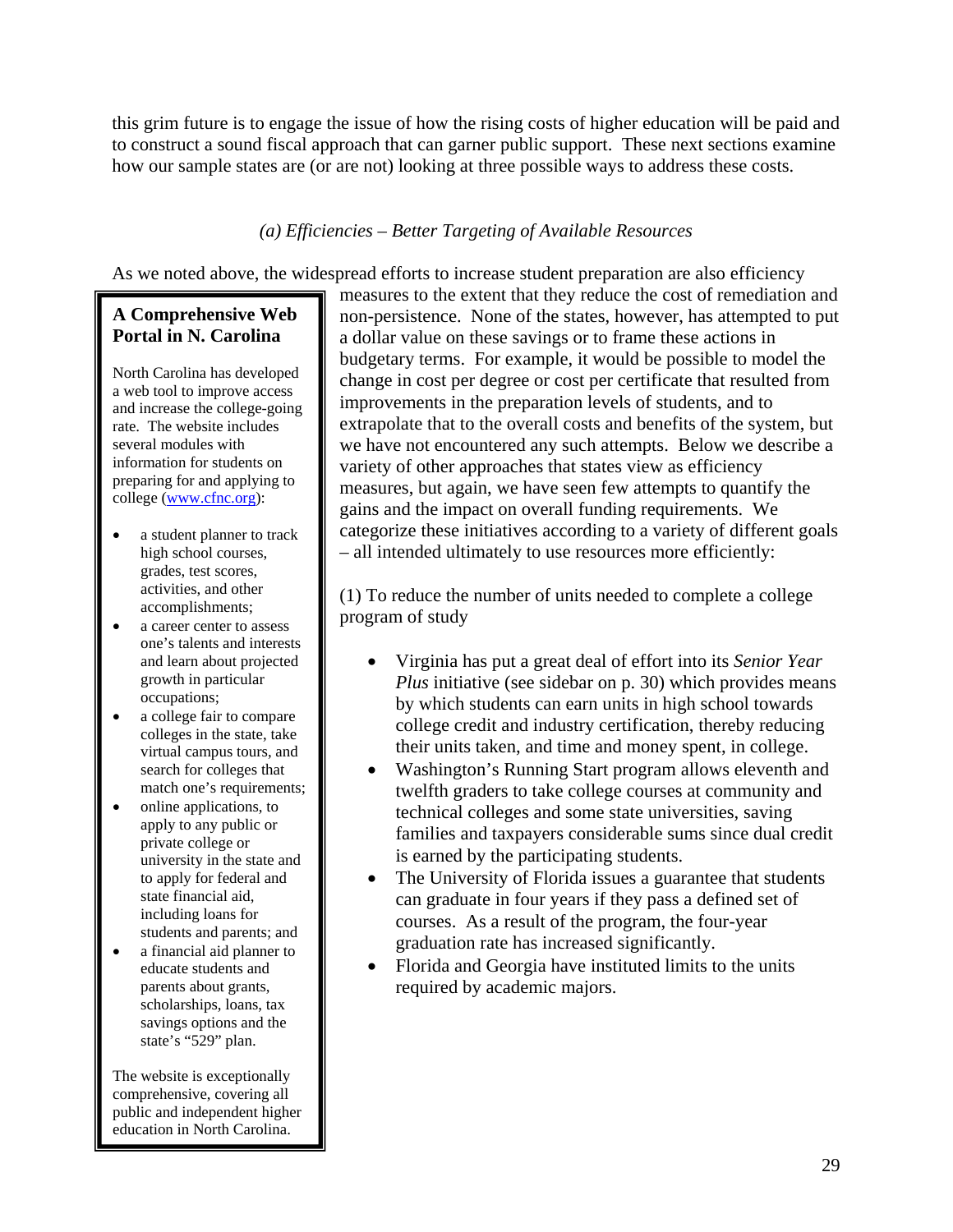this grim future is to engage the issue of how the rising costs of higher education will be paid and to construct a sound fiscal approach that can garner public support. These next sections examine how our sample states are (or are not) looking at three possible ways to address these costs.

*(a) Efficiencies – Better Targeting of Available Resources*

As we noted above, the widespread efforts to increase student preparation are also efficiency measures to the extent that they reduce the cost of remediation and non-persistence. None of the states, however, has attempted to put a dollar value on these savings or to frame these actions in budgetary terms. For example, it would be possible to model the change in cost per degree or cost per certificate that resulted from improvements in the preparation levels of students, and to extrapolate that to the overall costs and benefits of the system, but we have not encountered any such attempts. Below we describe a variety of other approaches that states view as efficiency measures, but again, we have seen few attempts to quantify the gains and the impact on overall funding requirements. We categorize these initiatives according to a variety of different goals – all intended ultimately to use resources more efficiently:

(1) To reduce the number of units needed to complete a college program of study

- Virginia has put a great deal of effort into its *Senior Year Plus* initiative (see sidebar on p. 30) which provides means by which students can earn units in high school towards college credit and industry certification, thereby reducing their units taken, and time and money spent, in college.
- Washington's Running Start program allows eleventh and twelfth graders to take college courses at community and technical colleges and some state universities, saving families and taxpayers considerable sums since dual credit is earned by the participating students.
- The University of Florida issues a guarantee that students can graduate in four years if they pass a defined set of courses. As a result of the program, the four-year graduation rate has increased significantly.
- Florida and Georgia have instituted limits to the units required by academic majors.

**A Comprehensive Web Portal in N. Carolina**

North Carolina has developed a web tool to improve access and increase the college-going rate. The website includes several modules with information for students on preparing for and applying to college (www.cfnc.org):

- a student planner to track high school courses, grades, test scores, activities, and other accomplishments;
- a career center to assess one's talents and interests and learn about projected growth in particular occupations;
- a college fair to compare colleges in the state, take virtual campus tours, and search for colleges that match one's requirements;
- online applications, to apply to any public or private college or university in the state and to apply for federal and state financial aid, including loans for students and parents; and
- a financial aid planner to educate students and parents about grants, scholarships, loans, tax savings options and the state's "529" plan.

The website is exceptionally comprehensive, covering all public and independent higher education in North Carolina.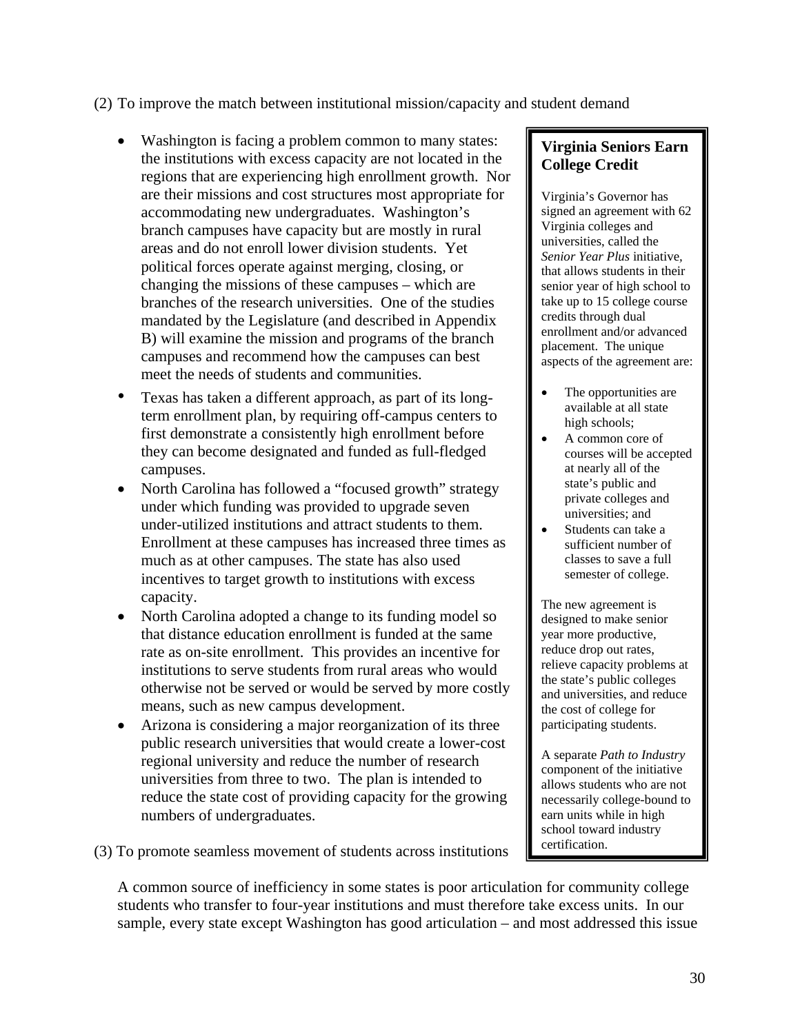(2) To improve the match between institutional mission/capacity and student demand

- Washington is facing a problem common to many states: the institutions with excess capacity are not located in the regions that are experiencing high enrollment growth. Nor are their missions and cost structures most appropriate for accommodating new undergraduates. Washington's branch campuses have capacity but are mostly in rural areas and do not enroll lower division students. Yet political forces operate against merging, closing, or changing the missions of these campuses – which are branches of the research universities. One of the studies mandated by the Legislature (and described in Appendix B) will examine the mission and programs of the branch campuses and recommend how the campuses can best meet the needs of students and communities.
- Texas has taken a different approach, as part of its long-term enrollment plan, by requiring off-campus centers to first demonstrate a consistently high enrollment before they can become designated and funded as full-fledged campuses.
- North Carolina has followed a "focused growth" strategy under which funding was provided to upgrade seven under-utilized institutions and attract students to them. Enrollment at these campuses has increased three times as much as at other campuses. The state has also used incentives to target growth to institutions with excess capacity.
- North Carolina adopted a change to its funding model so that distance education enrollment is funded at the same rate as on-site enrollment. This provides an incentive for institutions to serve students from rural areas who would otherwise not be served or would be served by more costly means, such as new campus development.
- Arizona is considering a major reorganization of its three public research universities that would create a lower-cost regional university and reduce the number of research universities from three to two. The plan is intended to reduce the state cost of providing capacity for the growing numbers of undergraduates.

> **Virginia Seniors Earn College Credit**
>
> Virginia's Governor has signed an agreement with 62 Virginia colleges and universities, called the *Senior Year Plus* initiative, that allows students in their senior year of high school to take up to 15 college course credits through dual enrollment and/or advanced placement. The unique aspects of the agreement are:
>
> - The opportunities are available at all state high schools;
> - A common core of courses will be accepted at nearly all of the state's public and private colleges and universities; and
> - Students can take a sufficient number of classes to save a full semester of college.
>
> The new agreement is designed to make senior year more productive, reduce drop out rates, relieve capacity problems at the state's public colleges and universities, and reduce the cost of college for participating students.
>
> A separate *Path to Industry* component of the initiative allows students who are not necessarily college-bound to earn units while in high school toward industry certification.

(3) To promote seamless movement of students across institutions

A common source of inefficiency in some states is poor articulation for community college students who transfer to four-year institutions and must therefore take excess units. In our sample, every state except Washington has good articulation – and most addressed this issue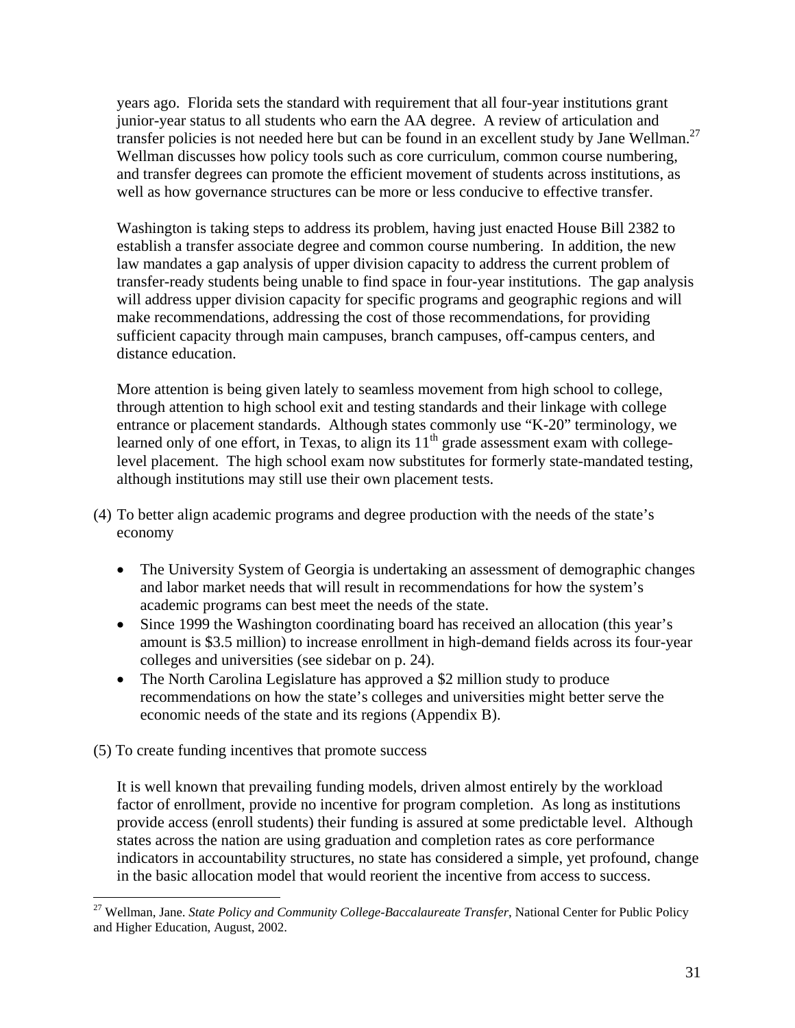years ago. Florida sets the standard with requirement that all four-year institutions grant junior-year status to all students who earn the AA degree. A review of articulation and transfer policies is not needed here but can be found in an excellent study by Jane Wellman.[27] Wellman discusses how policy tools such as core curriculum, common course numbering, and transfer degrees can promote the efficient movement of students across institutions, as well as how governance structures can be more or less conducive to effective transfer.

Washington is taking steps to address its problem, having just enacted House Bill 2382 to establish a transfer associate degree and common course numbering. In addition, the new law mandates a gap analysis of upper division capacity to address the current problem of transfer-ready students being unable to find space in four-year institutions. The gap analysis will address upper division capacity for specific programs and geographic regions and will make recommendations, addressing the cost of those recommendations, for providing sufficient capacity through main campuses, branch campuses, off-campus centers, and distance education.

More attention is being given lately to seamless movement from high school to college, through attention to high school exit and testing standards and their linkage with college entrance or placement standards. Although states commonly use "K-20" terminology, we learned only of one effort, in Texas, to align its 11th grade assessment exam with college-level placement. The high school exam now substitutes for formerly state-mandated testing, although institutions may still use their own placement tests.

(4) To better align academic programs and degree production with the needs of the state's economy

- The University System of Georgia is undertaking an assessment of demographic changes and labor market needs that will result in recommendations for how the system's academic programs can best meet the needs of the state.
- Since 1999 the Washington coordinating board has received an allocation (this year's amount is $3.5 million) to increase enrollment in high-demand fields across its four-year colleges and universities (see sidebar on p. 24).
- The North Carolina Legislature has approved a $2 million study to produce recommendations on how the state's colleges and universities might better serve the economic needs of the state and its regions (Appendix B).

(5) To create funding incentives that promote success

It is well known that prevailing funding models, driven almost entirely by the workload factor of enrollment, provide no incentive for program completion. As long as institutions provide access (enroll students) their funding is assured at some predictable level. Although states across the nation are using graduation and completion rates as core performance indicators in accountability structures, no state has considered a simple, yet profound, change in the basic allocation model that would reorient the incentive from access to success.

---

[27] Wellman, Jane. *State Policy and Community College-Baccalaureate Transfer*, National Center for Public Policy and Higher Education, August, 2002.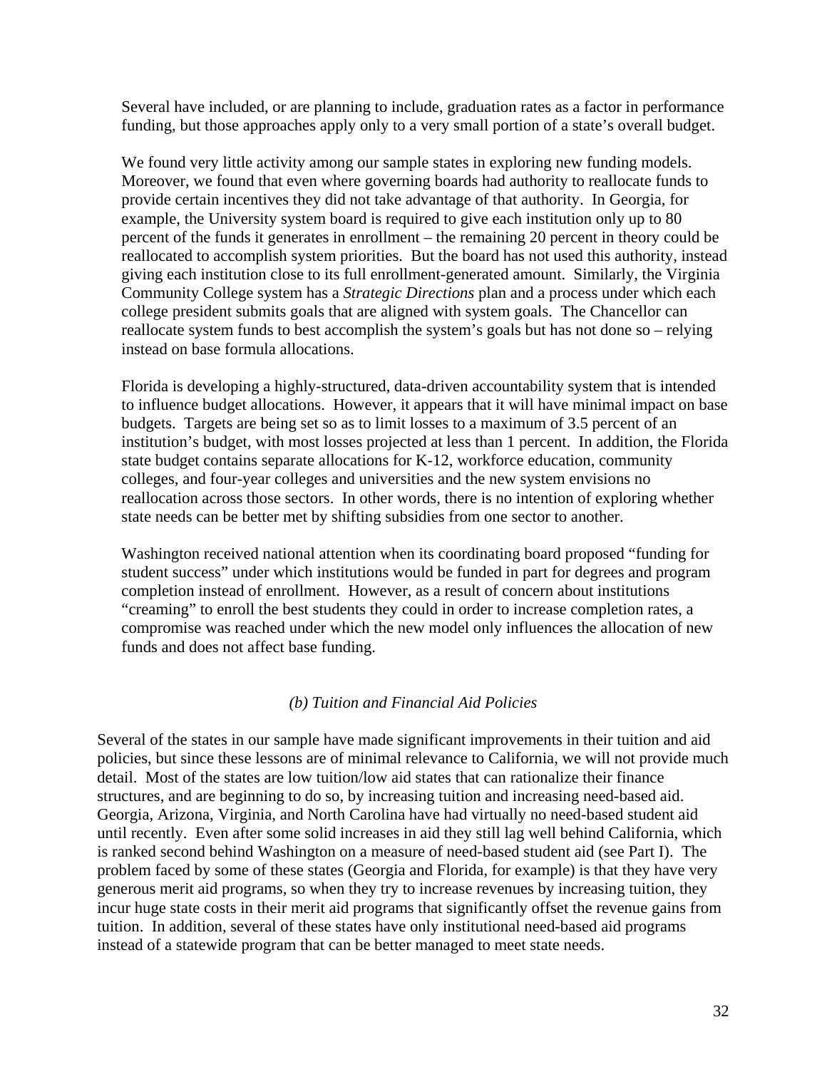Several have included, or are planning to include, graduation rates as a factor in performance funding, but those approaches apply only to a very small portion of a state's overall budget.

We found very little activity among our sample states in exploring new funding models. Moreover, we found that even where governing boards had authority to reallocate funds to provide certain incentives they did not take advantage of that authority. In Georgia, for example, the University system board is required to give each institution only up to 80 percent of the funds it generates in enrollment – the remaining 20 percent in theory could be reallocated to accomplish system priorities. But the board has not used this authority, instead giving each institution close to its full enrollment-generated amount. Similarly, the Virginia Community College system has a *Strategic Directions* plan and a process under which each college president submits goals that are aligned with system goals. The Chancellor can reallocate system funds to best accomplish the system's goals but has not done so – relying instead on base formula allocations.

Florida is developing a highly-structured, data-driven accountability system that is intended to influence budget allocations. However, it appears that it will have minimal impact on base budgets. Targets are being set so as to limit losses to a maximum of 3.5 percent of an institution's budget, with most losses projected at less than 1 percent. In addition, the Florida state budget contains separate allocations for K-12, workforce education, community colleges, and four-year colleges and universities and the new system envisions no reallocation across those sectors. In other words, there is no intention of exploring whether state needs can be better met by shifting subsidies from one sector to another.

Washington received national attention when its coordinating board proposed "funding for student success" under which institutions would be funded in part for degrees and program completion instead of enrollment. However, as a result of concern about institutions "creaming" to enroll the best students they could in order to increase completion rates, a compromise was reached under which the new model only influences the allocation of new funds and does not affect base funding.

### *(b) Tuition and Financial Aid Policies*

Several of the states in our sample have made significant improvements in their tuition and aid policies, but since these lessons are of minimal relevance to California, we will not provide much detail. Most of the states are low tuition/low aid states that can rationalize their finance structures, and are beginning to do so, by increasing tuition and increasing need-based aid. Georgia, Arizona, Virginia, and North Carolina have had virtually no need-based student aid until recently. Even after some solid increases in aid they still lag well behind California, which is ranked second behind Washington on a measure of need-based student aid (see Part I). The problem faced by some of these states (Georgia and Florida, for example) is that they have very generous merit aid programs, so when they try to increase revenues by increasing tuition, they incur huge state costs in their merit aid programs that significantly offset the revenue gains from tuition. In addition, several of these states have only institutional need-based aid programs instead of a statewide program that can be better managed to meet state needs.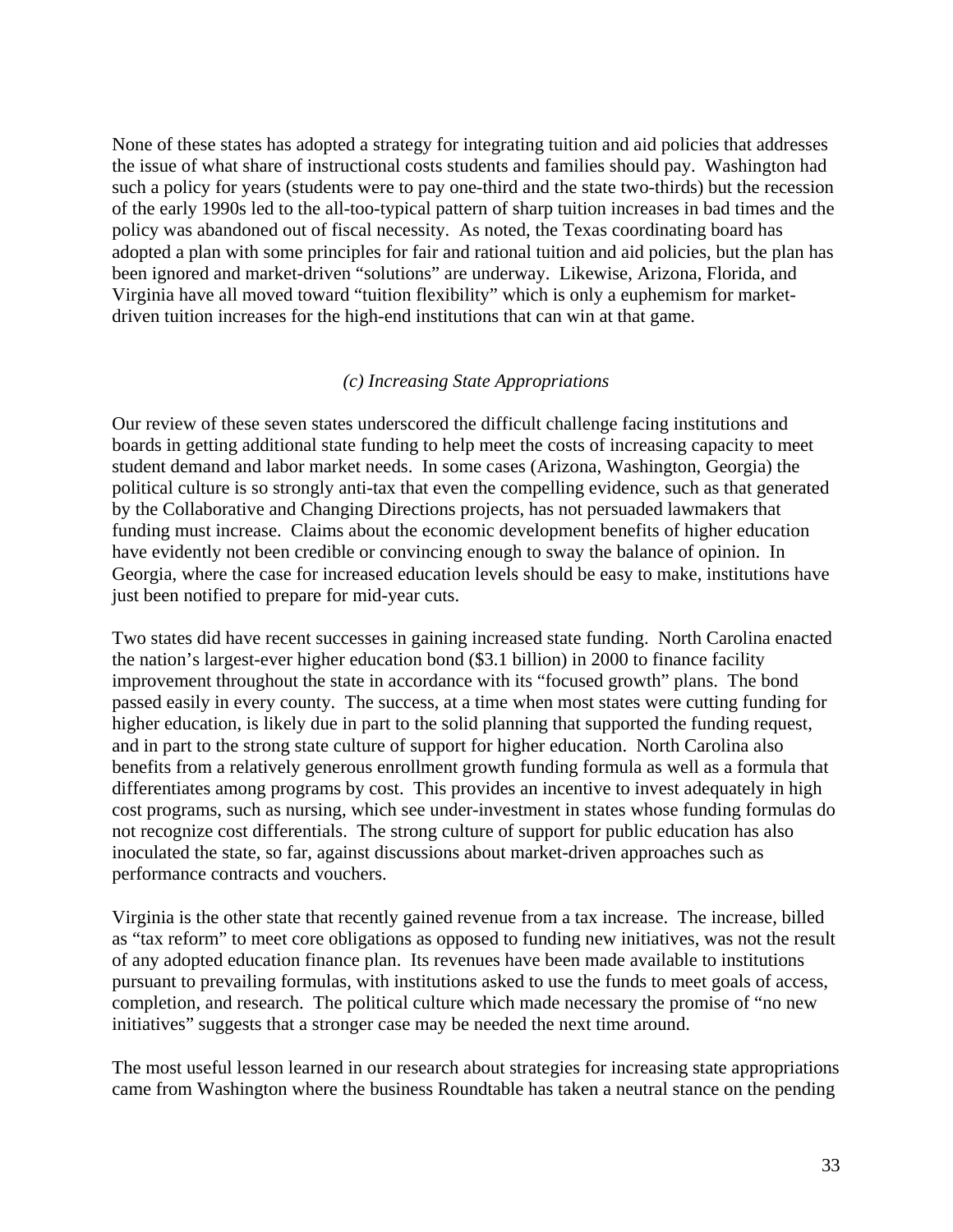None of these states has adopted a strategy for integrating tuition and aid policies that addresses the issue of what share of instructional costs students and families should pay. Washington had such a policy for years (students were to pay one-third and the state two-thirds) but the recession of the early 1990s led to the all-too-typical pattern of sharp tuition increases in bad times and the policy was abandoned out of fiscal necessity. As noted, the Texas coordinating board has adopted a plan with some principles for fair and rational tuition and aid policies, but the plan has been ignored and market-driven "solutions" are underway. Likewise, Arizona, Florida, and Virginia have all moved toward "tuition flexibility" which is only a euphemism for market-driven tuition increases for the high-end institutions that can win at that game.

*(c) Increasing State Appropriations*

Our review of these seven states underscored the difficult challenge facing institutions and boards in getting additional state funding to help meet the costs of increasing capacity to meet student demand and labor market needs. In some cases (Arizona, Washington, Georgia) the political culture is so strongly anti-tax that even the compelling evidence, such as that generated by the Collaborative and Changing Directions projects, has not persuaded lawmakers that funding must increase. Claims about the economic development benefits of higher education have evidently not been credible or convincing enough to sway the balance of opinion. In Georgia, where the case for increased education levels should be easy to make, institutions have just been notified to prepare for mid-year cuts.

Two states did have recent successes in gaining increased state funding. North Carolina enacted the nation's largest-ever higher education bond ($3.1 billion) in 2000 to finance facility improvement throughout the state in accordance with its "focused growth" plans. The bond passed easily in every county. The success, at a time when most states were cutting funding for higher education, is likely due in part to the solid planning that supported the funding request, and in part to the strong state culture of support for higher education. North Carolina also benefits from a relatively generous enrollment growth funding formula as well as a formula that differentiates among programs by cost. This provides an incentive to invest adequately in high cost programs, such as nursing, which see under-investment in states whose funding formulas do not recognize cost differentials. The strong culture of support for public education has also inoculated the state, so far, against discussions about market-driven approaches such as performance contracts and vouchers.

Virginia is the other state that recently gained revenue from a tax increase. The increase, billed as "tax reform" to meet core obligations as opposed to funding new initiatives, was not the result of any adopted education finance plan. Its revenues have been made available to institutions pursuant to prevailing formulas, with institutions asked to use the funds to meet goals of access, completion, and research. The political culture which made necessary the promise of "no new initiatives" suggests that a stronger case may be needed the next time around.

The most useful lesson learned in our research about strategies for increasing state appropriations came from Washington where the business Roundtable has taken a neutral stance on the pending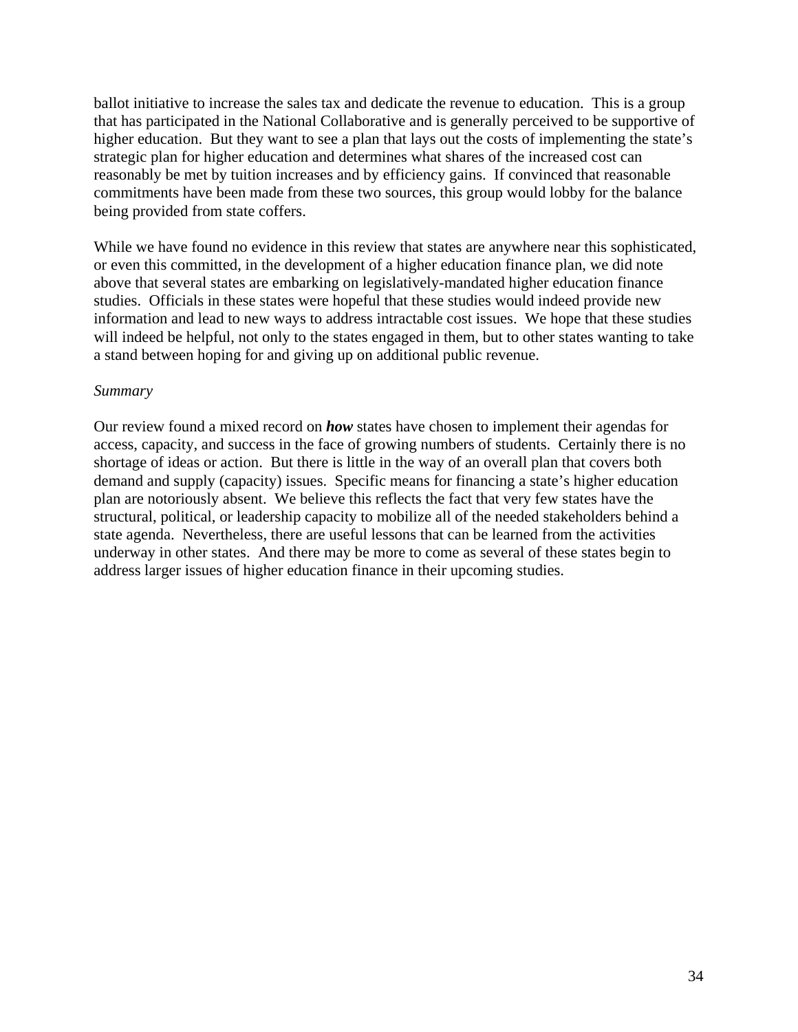ballot initiative to increase the sales tax and dedicate the revenue to education. This is a group that has participated in the National Collaborative and is generally perceived to be supportive of higher education. But they want to see a plan that lays out the costs of implementing the state's strategic plan for higher education and determines what shares of the increased cost can reasonably be met by tuition increases and by efficiency gains. If convinced that reasonable commitments have been made from these two sources, this group would lobby for the balance being provided from state coffers.

While we have found no evidence in this review that states are anywhere near this sophisticated, or even this committed, in the development of a higher education finance plan, we did note above that several states are embarking on legislatively-mandated higher education finance studies. Officials in these states were hopeful that these studies would indeed provide new information and lead to new ways to address intractable cost issues. We hope that these studies will indeed be helpful, not only to the states engaged in them, but to other states wanting to take a stand between hoping for and giving up on additional public revenue.

*Summary*

Our review found a mixed record on ***how*** states have chosen to implement their agendas for access, capacity, and success in the face of growing numbers of students. Certainly there is no shortage of ideas or action. But there is little in the way of an overall plan that covers both demand and supply (capacity) issues. Specific means for financing a state's higher education plan are notoriously absent. We believe this reflects the fact that very few states have the structural, political, or leadership capacity to mobilize all of the needed stakeholders behind a state agenda. Nevertheless, there are useful lessons that can be learned from the activities underway in other states. And there may be more to come as several of these states begin to address larger issues of higher education finance in their upcoming studies.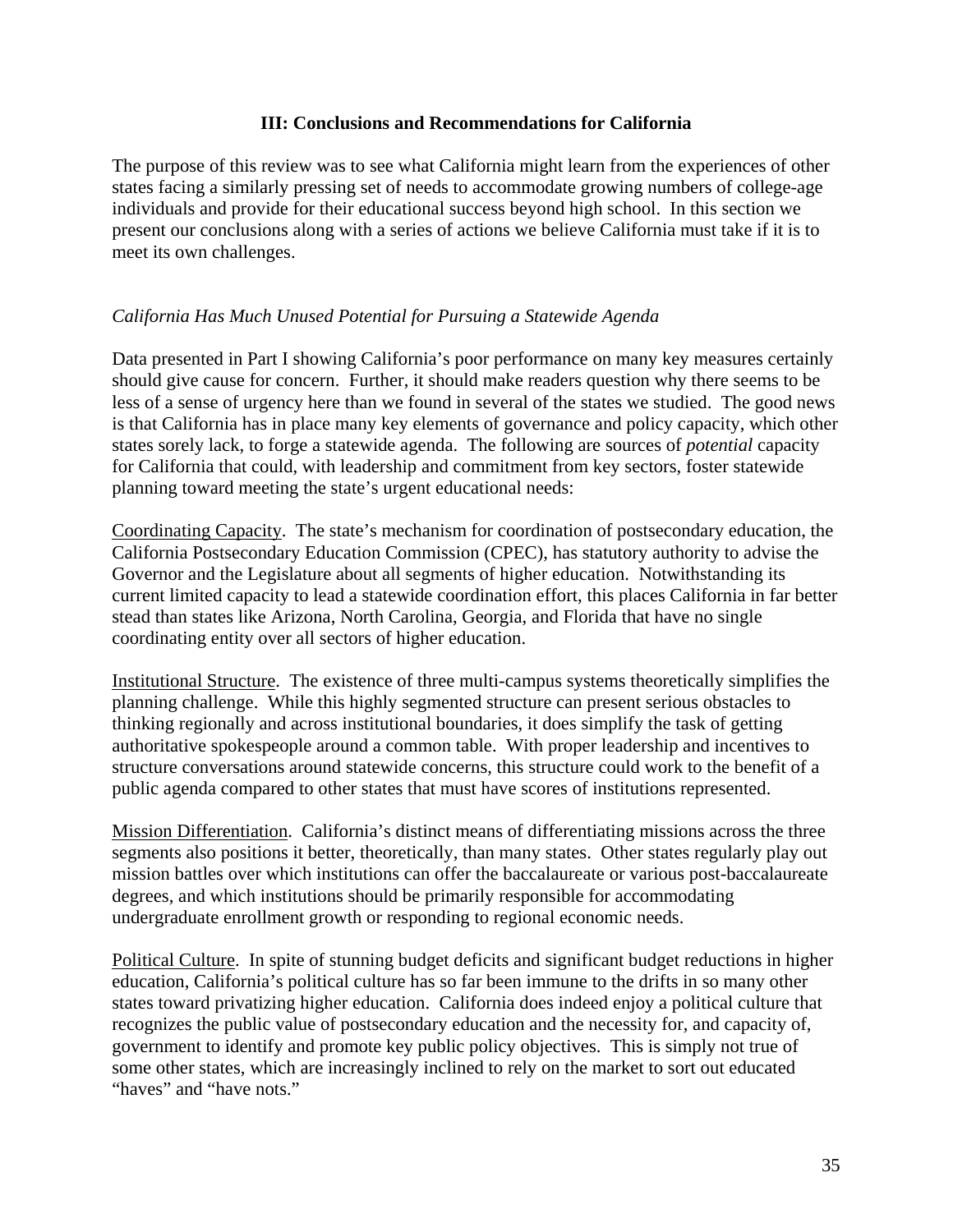## III: Conclusions and Recommendations for California

The purpose of this review was to see what California might learn from the experiences of other states facing a similarly pressing set of needs to accommodate growing numbers of college-age individuals and provide for their educational success beyond high school. In this section we present our conclusions along with a series of actions we believe California must take if it is to meet its own challenges.

### *California Has Much Unused Potential for Pursuing a Statewide Agenda*

Data presented in Part I showing California's poor performance on many key measures certainly should give cause for concern. Further, it should make readers question why there seems to be less of a sense of urgency here than we found in several of the states we studied. The good news is that California has in place many key elements of governance and policy capacity, which other states sorely lack, to forge a statewide agenda. The following are sources of *potential* capacity for California that could, with leadership and commitment from key sectors, foster statewide planning toward meeting the state's urgent educational needs:

<u>Coordinating Capacity</u>. The state's mechanism for coordination of postsecondary education, the California Postsecondary Education Commission (CPEC), has statutory authority to advise the Governor and the Legislature about all segments of higher education. Notwithstanding its current limited capacity to lead a statewide coordination effort, this places California in far better stead than states like Arizona, North Carolina, Georgia, and Florida that have no single coordinating entity over all sectors of higher education.

<u>Institutional Structure</u>. The existence of three multi-campus systems theoretically simplifies the planning challenge. While this highly segmented structure can present serious obstacles to thinking regionally and across institutional boundaries, it does simplify the task of getting authoritative spokespeople around a common table. With proper leadership and incentives to structure conversations around statewide concerns, this structure could work to the benefit of a public agenda compared to other states that must have scores of institutions represented.

<u>Mission Differentiation</u>. California's distinct means of differentiating missions across the three segments also positions it better, theoretically, than many states. Other states regularly play out mission battles over which institutions can offer the baccalaureate or various post-baccalaureate degrees, and which institutions should be primarily responsible for accommodating undergraduate enrollment growth or responding to regional economic needs.

<u>Political Culture</u>. In spite of stunning budget deficits and significant budget reductions in higher education, California's political culture has so far been immune to the drifts in so many other states toward privatizing higher education. California does indeed enjoy a political culture that recognizes the public value of postsecondary education and the necessity for, and capacity of, government to identify and promote key public policy objectives. This is simply not true of some other states, which are increasingly inclined to rely on the market to sort out educated "haves" and "have nots."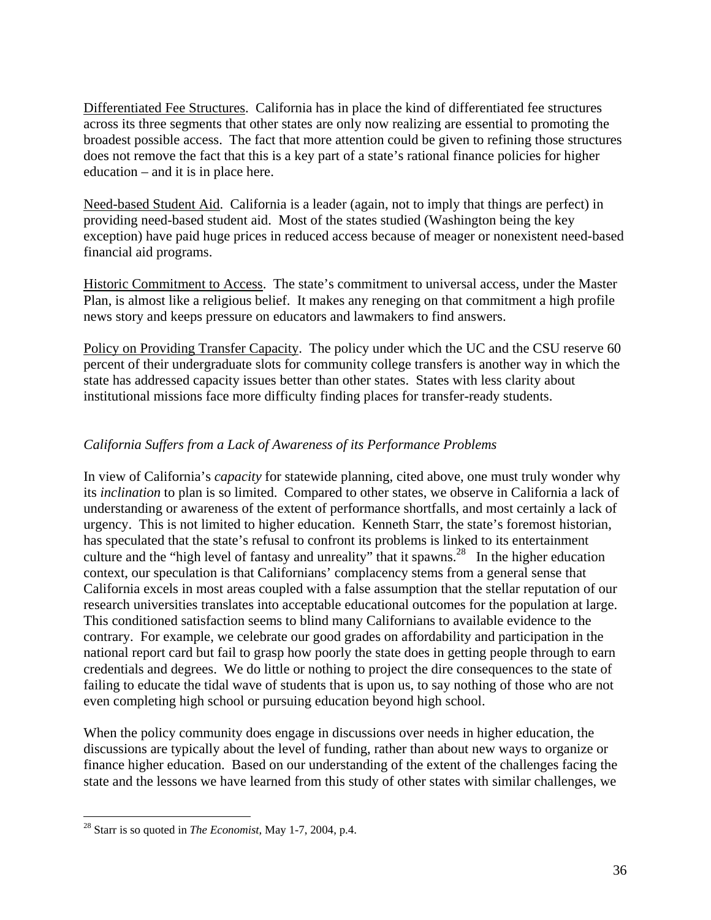Differentiated Fee Structures. California has in place the kind of differentiated fee structures across its three segments that other states are only now realizing are essential to promoting the broadest possible access. The fact that more attention could be given to refining those structures does not remove the fact that this is a key part of a state's rational finance policies for higher education – and it is in place here.

Need-based Student Aid. California is a leader (again, not to imply that things are perfect) in providing need-based student aid. Most of the states studied (Washington being the key exception) have paid huge prices in reduced access because of meager or nonexistent need-based financial aid programs.

Historic Commitment to Access. The state's commitment to universal access, under the Master Plan, is almost like a religious belief. It makes any reneging on that commitment a high profile news story and keeps pressure on educators and lawmakers to find answers.

Policy on Providing Transfer Capacity. The policy under which the UC and the CSU reserve 60 percent of their undergraduate slots for community college transfers is another way in which the state has addressed capacity issues better than other states. States with less clarity about institutional missions face more difficulty finding places for transfer-ready students.

### *California Suffers from a Lack of Awareness of its Performance Problems*

In view of California's *capacity* for statewide planning, cited above, one must truly wonder why its *inclination* to plan is so limited. Compared to other states, we observe in California a lack of understanding or awareness of the extent of performance shortfalls, and most certainly a lack of urgency. This is not limited to higher education. Kenneth Starr, the state's foremost historian, has speculated that the state's refusal to confront its problems is linked to its entertainment culture and the "high level of fantasy and unreality" that it spawns.[28] In the higher education context, our speculation is that Californians' complacency stems from a general sense that California excels in most areas coupled with a false assumption that the stellar reputation of our research universities translates into acceptable educational outcomes for the population at large. This conditioned satisfaction seems to blind many Californians to available evidence to the contrary. For example, we celebrate our good grades on affordability and participation in the national report card but fail to grasp how poorly the state does in getting people through to earn credentials and degrees. We do little or nothing to project the dire consequences to the state of failing to educate the tidal wave of students that is upon us, to say nothing of those who are not even completing high school or pursuing education beyond high school.

When the policy community does engage in discussions over needs in higher education, the discussions are typically about the level of funding, rather than about new ways to organize or finance higher education. Based on our understanding of the extent of the challenges facing the state and the lessons we have learned from this study of other states with similar challenges, we

---

[28] Starr is so quoted in *The Economist*, May 1-7, 2004, p.4.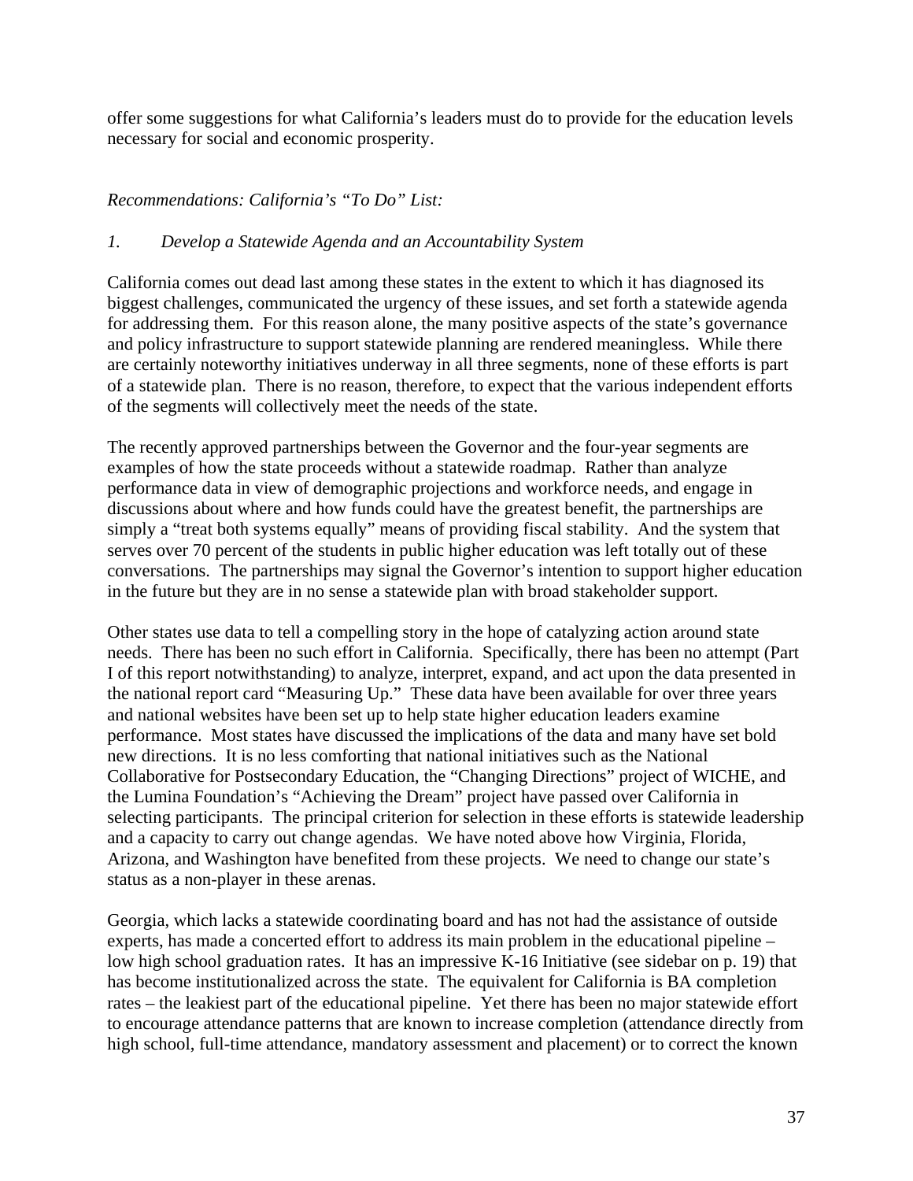offer some suggestions for what California's leaders must do to provide for the education levels necessary for social and economic prosperity.

*Recommendations: California's "To Do" List:*

*1. Develop a Statewide Agenda and an Accountability System*

California comes out dead last among these states in the extent to which it has diagnosed its biggest challenges, communicated the urgency of these issues, and set forth a statewide agenda for addressing them. For this reason alone, the many positive aspects of the state's governance and policy infrastructure to support statewide planning are rendered meaningless. While there are certainly noteworthy initiatives underway in all three segments, none of these efforts is part of a statewide plan. There is no reason, therefore, to expect that the various independent efforts of the segments will collectively meet the needs of the state.

The recently approved partnerships between the Governor and the four-year segments are examples of how the state proceeds without a statewide roadmap. Rather than analyze performance data in view of demographic projections and workforce needs, and engage in discussions about where and how funds could have the greatest benefit, the partnerships are simply a "treat both systems equally" means of providing fiscal stability. And the system that serves over 70 percent of the students in public higher education was left totally out of these conversations. The partnerships may signal the Governor's intention to support higher education in the future but they are in no sense a statewide plan with broad stakeholder support.

Other states use data to tell a compelling story in the hope of catalyzing action around state needs. There has been no such effort in California. Specifically, there has been no attempt (Part I of this report notwithstanding) to analyze, interpret, expand, and act upon the data presented in the national report card "Measuring Up." These data have been available for over three years and national websites have been set up to help state higher education leaders examine performance. Most states have discussed the implications of the data and many have set bold new directions. It is no less comforting that national initiatives such as the National Collaborative for Postsecondary Education, the "Changing Directions" project of WICHE, and the Lumina Foundation's "Achieving the Dream" project have passed over California in selecting participants. The principal criterion for selection in these efforts is statewide leadership and a capacity to carry out change agendas. We have noted above how Virginia, Florida, Arizona, and Washington have benefited from these projects. We need to change our state's status as a non-player in these arenas.

Georgia, which lacks a statewide coordinating board and has not had the assistance of outside experts, has made a concerted effort to address its main problem in the educational pipeline – low high school graduation rates. It has an impressive K-16 Initiative (see sidebar on p. 19) that has become institutionalized across the state. The equivalent for California is BA completion rates – the leakiest part of the educational pipeline. Yet there has been no major statewide effort to encourage attendance patterns that are known to increase completion (attendance directly from high school, full-time attendance, mandatory assessment and placement) or to correct the known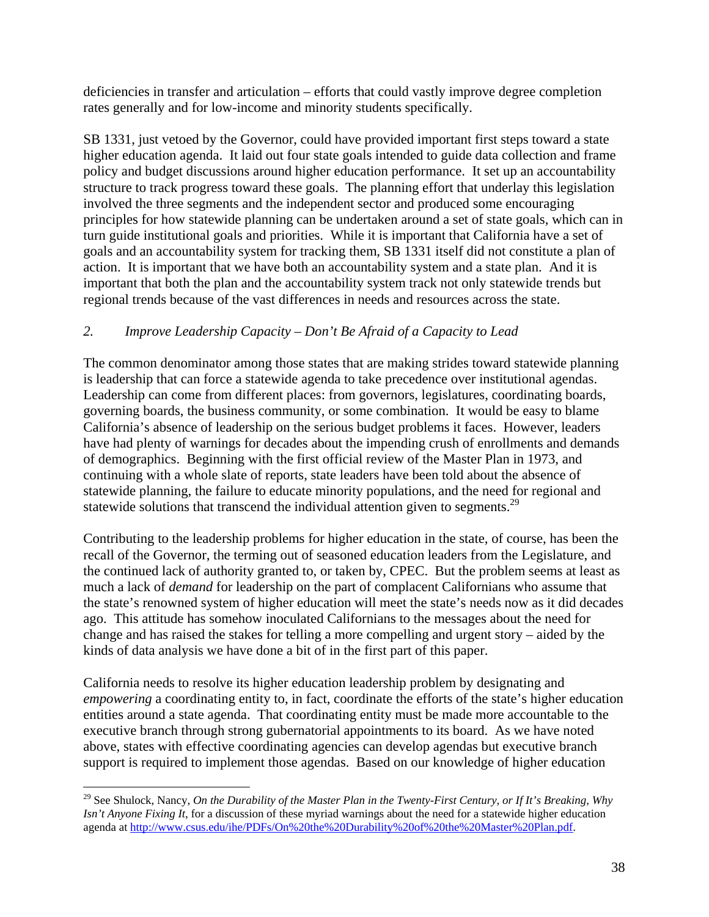deficiencies in transfer and articulation – efforts that could vastly improve degree completion rates generally and for low-income and minority students specifically.

SB 1331, just vetoed by the Governor, could have provided important first steps toward a state higher education agenda. It laid out four state goals intended to guide data collection and frame policy and budget discussions around higher education performance. It set up an accountability structure to track progress toward these goals. The planning effort that underlay this legislation involved the three segments and the independent sector and produced some encouraging principles for how statewide planning can be undertaken around a set of state goals, which can in turn guide institutional goals and priorities. While it is important that California have a set of goals and an accountability system for tracking them, SB 1331 itself did not constitute a plan of action. It is important that we have both an accountability system and a state plan. And it is important that both the plan and the accountability system track not only statewide trends but regional trends because of the vast differences in needs and resources across the state.

*2. Improve Leadership Capacity – Don't Be Afraid of a Capacity to Lead*

The common denominator among those states that are making strides toward statewide planning is leadership that can force a statewide agenda to take precedence over institutional agendas. Leadership can come from different places: from governors, legislatures, coordinating boards, governing boards, the business community, or some combination. It would be easy to blame California's absence of leadership on the serious budget problems it faces. However, leaders have had plenty of warnings for decades about the impending crush of enrollments and demands of demographics. Beginning with the first official review of the Master Plan in 1973, and continuing with a whole slate of reports, state leaders have been told about the absence of statewide planning, the failure to educate minority populations, and the need for regional and statewide solutions that transcend the individual attention given to segments.[29]

Contributing to the leadership problems for higher education in the state, of course, has been the recall of the Governor, the terming out of seasoned education leaders from the Legislature, and the continued lack of authority granted to, or taken by, CPEC. But the problem seems at least as much a lack of *demand* for leadership on the part of complacent Californians who assume that the state's renowned system of higher education will meet the state's needs now as it did decades ago. This attitude has somehow inoculated Californians to the messages about the need for change and has raised the stakes for telling a more compelling and urgent story – aided by the kinds of data analysis we have done a bit of in the first part of this paper.

California needs to resolve its higher education leadership problem by designating and *empowering* a coordinating entity to, in fact, coordinate the efforts of the state's higher education entities around a state agenda. That coordinating entity must be made more accountable to the executive branch through strong gubernatorial appointments to its board. As we have noted above, states with effective coordinating agencies can develop agendas but executive branch support is required to implement those agendas. Based on our knowledge of higher education

---

[29] See Shulock, Nancy, *On the Durability of the Master Plan in the Twenty-First Century, or If It's Breaking, Why Isn't Anyone Fixing It*, for a discussion of these myriad warnings about the need for a statewide higher education agenda at http://www.csus.edu/ihe/PDFs/On%20the%20Durability%20of%20the%20Master%20Plan.pdf.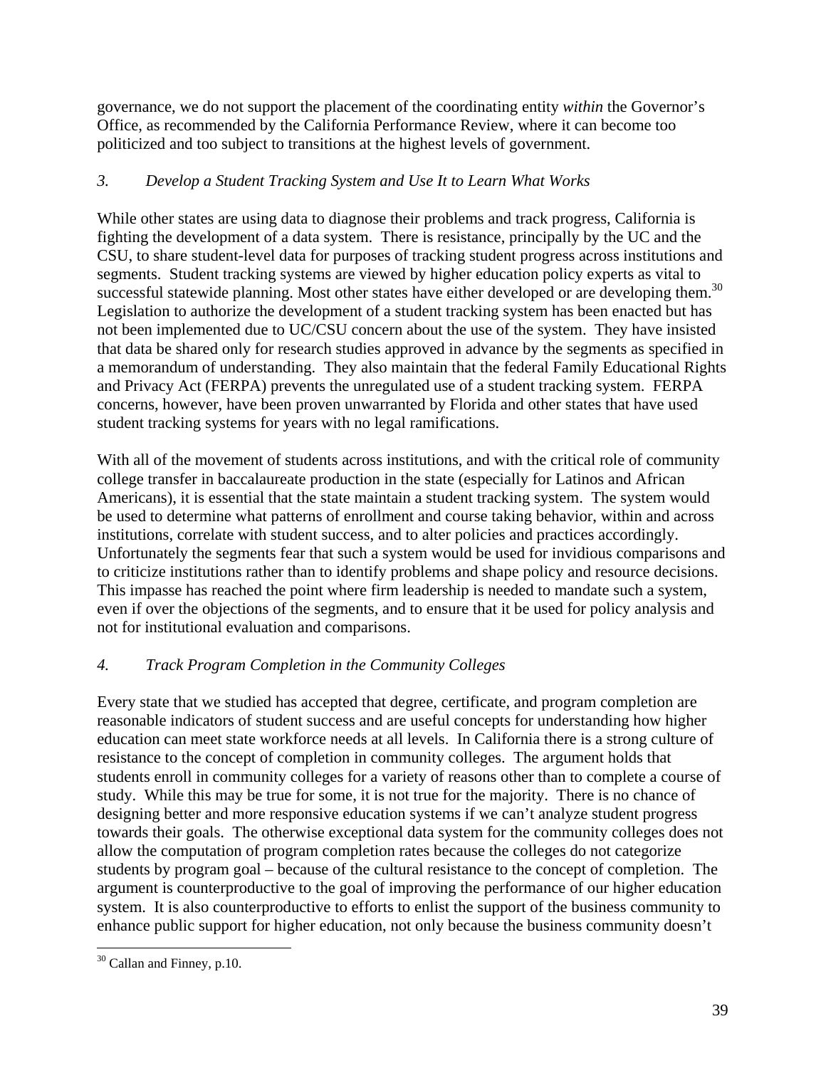governance, we do not support the placement of the coordinating entity *within* the Governor's Office, as recommended by the California Performance Review, where it can become too politicized and too subject to transitions at the highest levels of government.

### *3. Develop a Student Tracking System and Use It to Learn What Works*

While other states are using data to diagnose their problems and track progress, California is fighting the development of a data system. There is resistance, principally by the UC and the CSU, to share student-level data for purposes of tracking student progress across institutions and segments. Student tracking systems are viewed by higher education policy experts as vital to successful statewide planning. Most other states have either developed or are developing them.[30] Legislation to authorize the development of a student tracking system has been enacted but has not been implemented due to UC/CSU concern about the use of the system. They have insisted that data be shared only for research studies approved in advance by the segments as specified in a memorandum of understanding. They also maintain that the federal Family Educational Rights and Privacy Act (FERPA) prevents the unregulated use of a student tracking system. FERPA concerns, however, have been proven unwarranted by Florida and other states that have used student tracking systems for years with no legal ramifications.

With all of the movement of students across institutions, and with the critical role of community college transfer in baccalaureate production in the state (especially for Latinos and African Americans), it is essential that the state maintain a student tracking system. The system would be used to determine what patterns of enrollment and course taking behavior, within and across institutions, correlate with student success, and to alter policies and practices accordingly. Unfortunately the segments fear that such a system would be used for invidious comparisons and to criticize institutions rather than to identify problems and shape policy and resource decisions. This impasse has reached the point where firm leadership is needed to mandate such a system, even if over the objections of the segments, and to ensure that it be used for policy analysis and not for institutional evaluation and comparisons.

### *4. Track Program Completion in the Community Colleges*

Every state that we studied has accepted that degree, certificate, and program completion are reasonable indicators of student success and are useful concepts for understanding how higher education can meet state workforce needs at all levels. In California there is a strong culture of resistance to the concept of completion in community colleges. The argument holds that students enroll in community colleges for a variety of reasons other than to complete a course of study. While this may be true for some, it is not true for the majority. There is no chance of designing better and more responsive education systems if we can't analyze student progress towards their goals. The otherwise exceptional data system for the community colleges does not allow the computation of program completion rates because the colleges do not categorize students by program goal – because of the cultural resistance to the concept of completion. The argument is counterproductive to the goal of improving the performance of our higher education system. It is also counterproductive to efforts to enlist the support of the business community to enhance public support for higher education, not only because the business community doesn't

[30] Callan and Finney, p.10.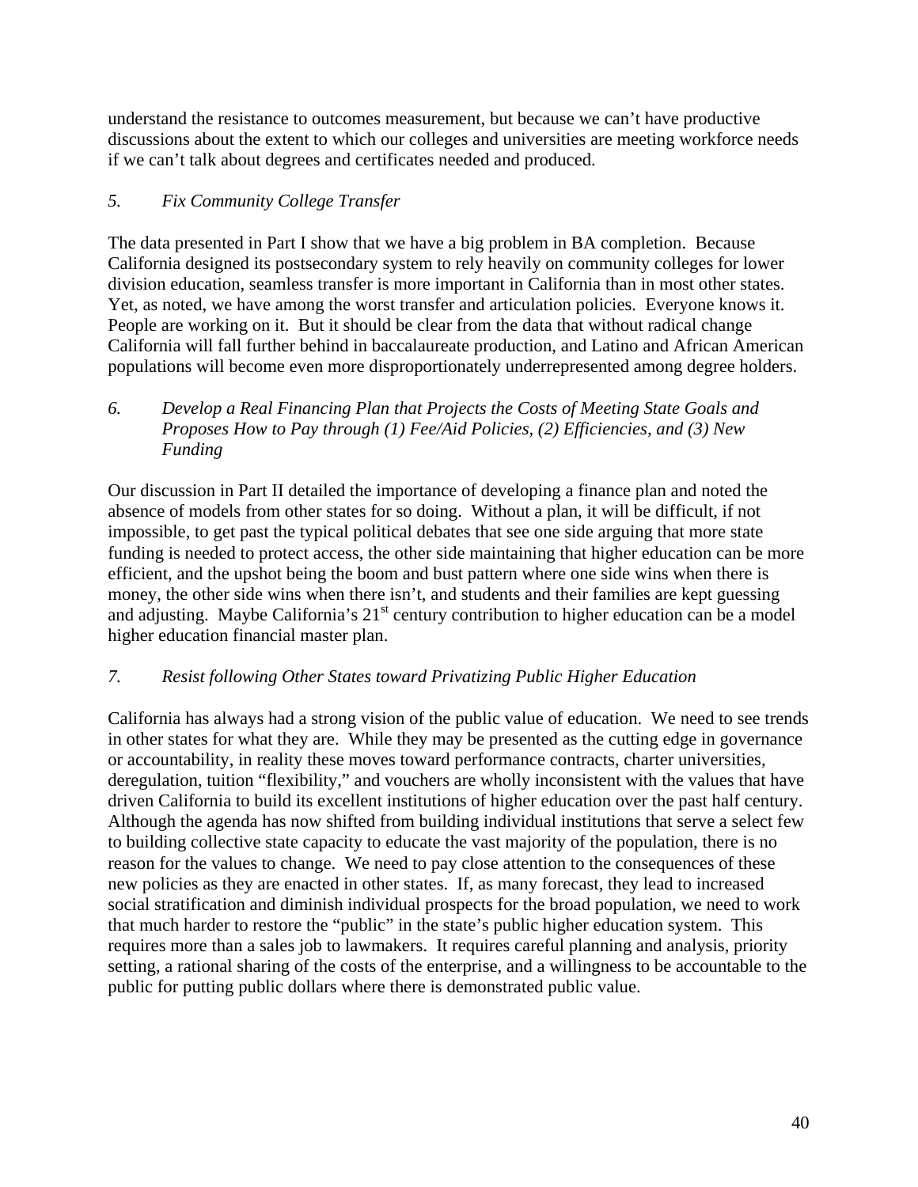understand the resistance to outcomes measurement, but because we can't have productive discussions about the extent to which our colleges and universities are meeting workforce needs if we can't talk about degrees and certificates needed and produced.

*5. Fix Community College Transfer*

The data presented in Part I show that we have a big problem in BA completion. Because California designed its postsecondary system to rely heavily on community colleges for lower division education, seamless transfer is more important in California than in most other states. Yet, as noted, we have among the worst transfer and articulation policies. Everyone knows it. People are working on it. But it should be clear from the data that without radical change California will fall further behind in baccalaureate production, and Latino and African American populations will become even more disproportionately underrepresented among degree holders.

*6. Develop a Real Financing Plan that Projects the Costs of Meeting State Goals and Proposes How to Pay through (1) Fee/Aid Policies, (2) Efficiencies, and (3) New Funding*

Our discussion in Part II detailed the importance of developing a finance plan and noted the absence of models from other states for so doing. Without a plan, it will be difficult, if not impossible, to get past the typical political debates that see one side arguing that more state funding is needed to protect access, the other side maintaining that higher education can be more efficient, and the upshot being the boom and bust pattern where one side wins when there is money, the other side wins when there isn't, and students and their families are kept guessing and adjusting. Maybe California's 21st century contribution to higher education can be a model higher education financial master plan.

*7. Resist following Other States toward Privatizing Public Higher Education*

California has always had a strong vision of the public value of education. We need to see trends in other states for what they are. While they may be presented as the cutting edge in governance or accountability, in reality these moves toward performance contracts, charter universities, deregulation, tuition "flexibility," and vouchers are wholly inconsistent with the values that have driven California to build its excellent institutions of higher education over the past half century. Although the agenda has now shifted from building individual institutions that serve a select few to building collective state capacity to educate the vast majority of the population, there is no reason for the values to change. We need to pay close attention to the consequences of these new policies as they are enacted in other states. If, as many forecast, they lead to increased social stratification and diminish individual prospects for the broad population, we need to work that much harder to restore the "public" in the state's public higher education system. This requires more than a sales job to lawmakers. It requires careful planning and analysis, priority setting, a rational sharing of the costs of the enterprise, and a willingness to be accountable to the public for putting public dollars where there is demonstrated public value.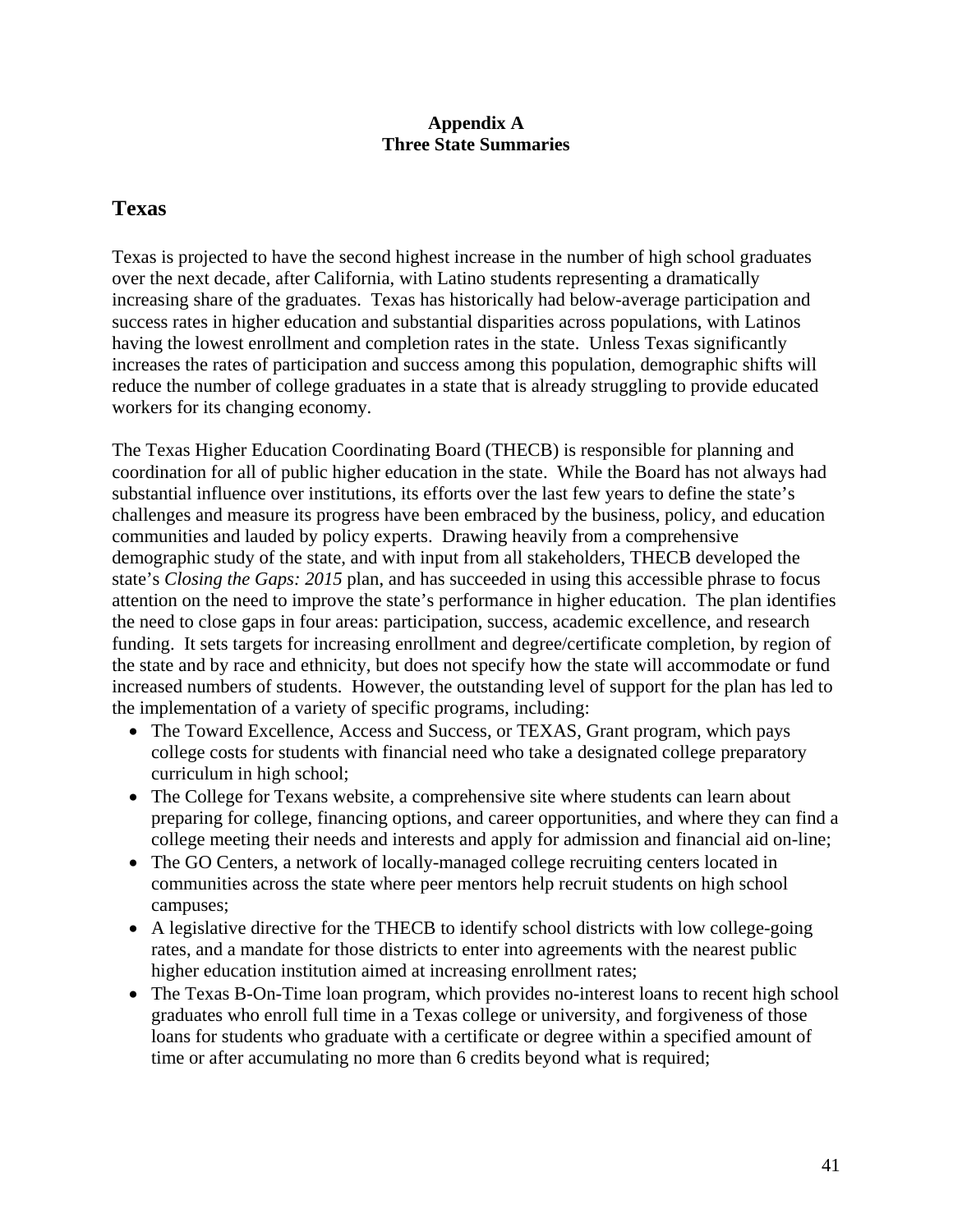**Appendix A**
**Three State Summaries**

## Texas

Texas is projected to have the second highest increase in the number of high school graduates over the next decade, after California, with Latino students representing a dramatically increasing share of the graduates. Texas has historically had below-average participation and success rates in higher education and substantial disparities across populations, with Latinos having the lowest enrollment and completion rates in the state. Unless Texas significantly increases the rates of participation and success among this population, demographic shifts will reduce the number of college graduates in a state that is already struggling to provide educated workers for its changing economy.

The Texas Higher Education Coordinating Board (THECB) is responsible for planning and coordination for all of public higher education in the state. While the Board has not always had substantial influence over institutions, its efforts over the last few years to define the state's challenges and measure its progress have been embraced by the business, policy, and education communities and lauded by policy experts. Drawing heavily from a comprehensive demographic study of the state, and with input from all stakeholders, THECB developed the state's *Closing the Gaps: 2015* plan, and has succeeded in using this accessible phrase to focus attention on the need to improve the state's performance in higher education. The plan identifies the need to close gaps in four areas: participation, success, academic excellence, and research funding. It sets targets for increasing enrollment and degree/certificate completion, by region of the state and by race and ethnicity, but does not specify how the state will accommodate or fund increased numbers of students. However, the outstanding level of support for the plan has led to the implementation of a variety of specific programs, including:

- The Toward Excellence, Access and Success, or TEXAS, Grant program, which pays college costs for students with financial need who take a designated college preparatory curriculum in high school;
- The College for Texans website, a comprehensive site where students can learn about preparing for college, financing options, and career opportunities, and where they can find a college meeting their needs and interests and apply for admission and financial aid on-line;
- The GO Centers, a network of locally-managed college recruiting centers located in communities across the state where peer mentors help recruit students on high school campuses;
- A legislative directive for the THECB to identify school districts with low college-going rates, and a mandate for those districts to enter into agreements with the nearest public higher education institution aimed at increasing enrollment rates;
- The Texas B-On-Time loan program, which provides no-interest loans to recent high school graduates who enroll full time in a Texas college or university, and forgiveness of those loans for students who graduate with a certificate or degree within a specified amount of time or after accumulating no more than 6 credits beyond what is required;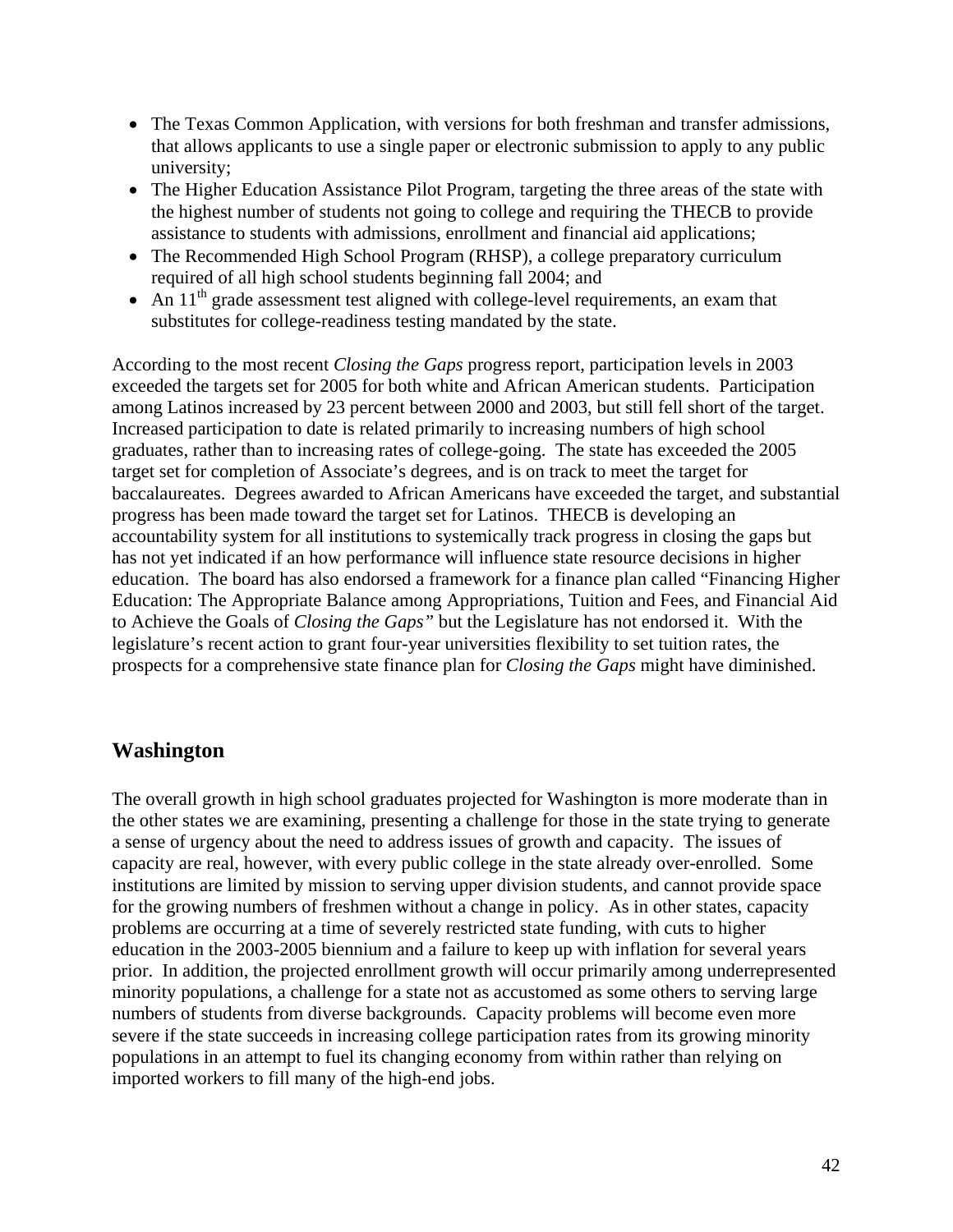- The Texas Common Application, with versions for both freshman and transfer admissions, that allows applicants to use a single paper or electronic submission to apply to any public university;
- The Higher Education Assistance Pilot Program, targeting the three areas of the state with the highest number of students not going to college and requiring the THECB to provide assistance to students with admissions, enrollment and financial aid applications;
- The Recommended High School Program (RHSP), a college preparatory curriculum required of all high school students beginning fall 2004; and
- An 11th grade assessment test aligned with college-level requirements, an exam that substitutes for college-readiness testing mandated by the state.

According to the most recent *Closing the Gaps* progress report, participation levels in 2003 exceeded the targets set for 2005 for both white and African American students. Participation among Latinos increased by 23 percent between 2000 and 2003, but still fell short of the target. Increased participation to date is related primarily to increasing numbers of high school graduates, rather than to increasing rates of college-going. The state has exceeded the 2005 target set for completion of Associate's degrees, and is on track to meet the target for baccalaureates. Degrees awarded to African Americans have exceeded the target, and substantial progress has been made toward the target set for Latinos. THECB is developing an accountability system for all institutions to systemically track progress in closing the gaps but has not yet indicated if an how performance will influence state resource decisions in higher education. The board has also endorsed a framework for a finance plan called "Financing Higher Education: The Appropriate Balance among Appropriations, Tuition and Fees, and Financial Aid to Achieve the Goals of *Closing the Gaps"* but the Legislature has not endorsed it. With the legislature's recent action to grant four-year universities flexibility to set tuition rates, the prospects for a comprehensive state finance plan for *Closing the Gaps* might have diminished.

## Washington

The overall growth in high school graduates projected for Washington is more moderate than in the other states we are examining, presenting a challenge for those in the state trying to generate a sense of urgency about the need to address issues of growth and capacity. The issues of capacity are real, however, with every public college in the state already over-enrolled. Some institutions are limited by mission to serving upper division students, and cannot provide space for the growing numbers of freshmen without a change in policy. As in other states, capacity problems are occurring at a time of severely restricted state funding, with cuts to higher education in the 2003-2005 biennium and a failure to keep up with inflation for several years prior. In addition, the projected enrollment growth will occur primarily among underrepresented minority populations, a challenge for a state not as accustomed as some others to serving large numbers of students from diverse backgrounds. Capacity problems will become even more severe if the state succeeds in increasing college participation rates from its growing minority populations in an attempt to fuel its changing economy from within rather than relying on imported workers to fill many of the high-end jobs.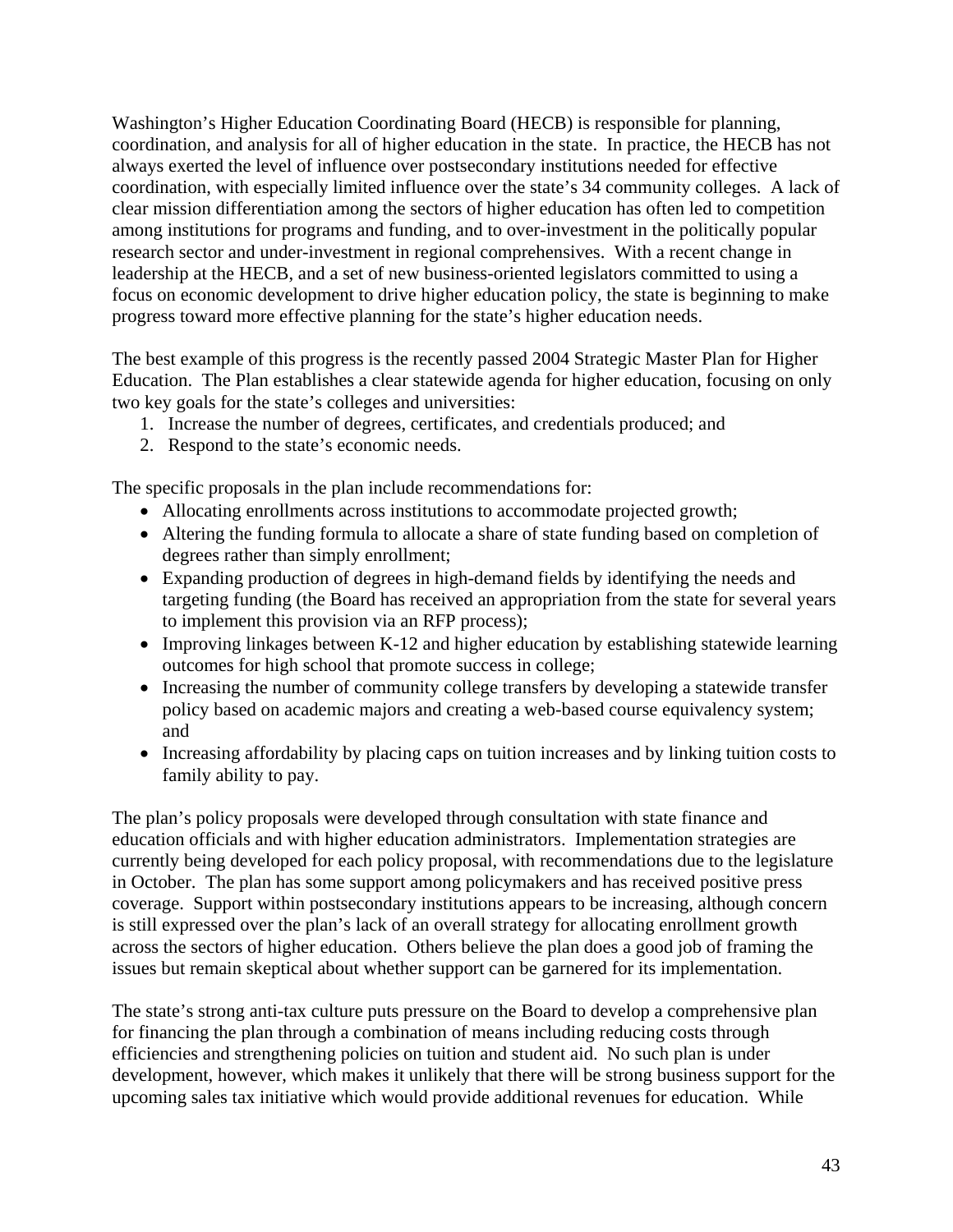Washington's Higher Education Coordinating Board (HECB) is responsible for planning, coordination, and analysis for all of higher education in the state. In practice, the HECB has not always exerted the level of influence over postsecondary institutions needed for effective coordination, with especially limited influence over the state's 34 community colleges. A lack of clear mission differentiation among the sectors of higher education has often led to competition among institutions for programs and funding, and to over-investment in the politically popular research sector and under-investment in regional comprehensives. With a recent change in leadership at the HECB, and a set of new business-oriented legislators committed to using a focus on economic development to drive higher education policy, the state is beginning to make progress toward more effective planning for the state's higher education needs.

The best example of this progress is the recently passed 2004 Strategic Master Plan for Higher Education. The Plan establishes a clear statewide agenda for higher education, focusing on only two key goals for the state's colleges and universities:

1. Increase the number of degrees, certificates, and credentials produced; and
2. Respond to the state's economic needs.

The specific proposals in the plan include recommendations for:

- Allocating enrollments across institutions to accommodate projected growth;
- Altering the funding formula to allocate a share of state funding based on completion of degrees rather than simply enrollment;
- Expanding production of degrees in high-demand fields by identifying the needs and targeting funding (the Board has received an appropriation from the state for several years to implement this provision via an RFP process);
- Improving linkages between K-12 and higher education by establishing statewide learning outcomes for high school that promote success in college;
- Increasing the number of community college transfers by developing a statewide transfer policy based on academic majors and creating a web-based course equivalency system; and
- Increasing affordability by placing caps on tuition increases and by linking tuition costs to family ability to pay.

The plan's policy proposals were developed through consultation with state finance and education officials and with higher education administrators. Implementation strategies are currently being developed for each policy proposal, with recommendations due to the legislature in October. The plan has some support among policymakers and has received positive press coverage. Support within postsecondary institutions appears to be increasing, although concern is still expressed over the plan's lack of an overall strategy for allocating enrollment growth across the sectors of higher education. Others believe the plan does a good job of framing the issues but remain skeptical about whether support can be garnered for its implementation.

The state's strong anti-tax culture puts pressure on the Board to develop a comprehensive plan for financing the plan through a combination of means including reducing costs through efficiencies and strengthening policies on tuition and student aid. No such plan is under development, however, which makes it unlikely that there will be strong business support for the upcoming sales tax initiative which would provide additional revenues for education. While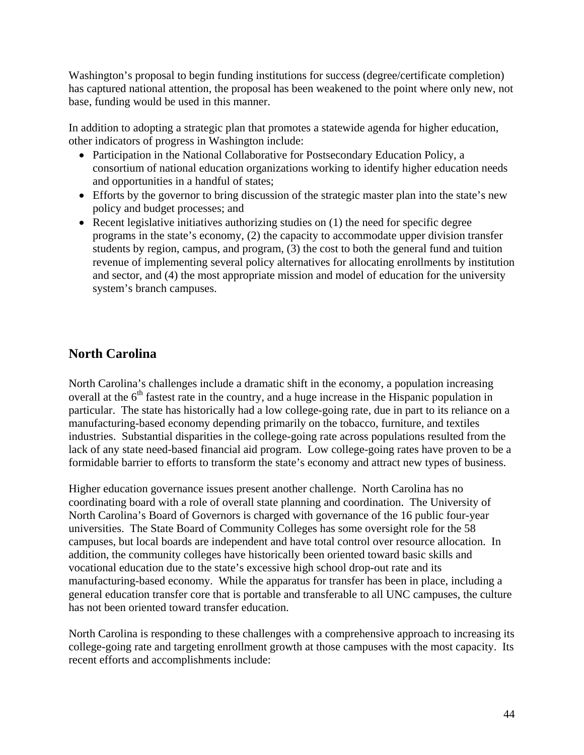Washington's proposal to begin funding institutions for success (degree/certificate completion) has captured national attention, the proposal has been weakened to the point where only new, not base, funding would be used in this manner.

In addition to adopting a strategic plan that promotes a statewide agenda for higher education, other indicators of progress in Washington include:

- Participation in the National Collaborative for Postsecondary Education Policy, a consortium of national education organizations working to identify higher education needs and opportunities in a handful of states;
- Efforts by the governor to bring discussion of the strategic master plan into the state's new policy and budget processes; and
- Recent legislative initiatives authorizing studies on (1) the need for specific degree programs in the state's economy, (2) the capacity to accommodate upper division transfer students by region, campus, and program, (3) the cost to both the general fund and tuition revenue of implementing several policy alternatives for allocating enrollments by institution and sector, and (4) the most appropriate mission and model of education for the university system's branch campuses.

## North Carolina

North Carolina's challenges include a dramatic shift in the economy, a population increasing overall at the 6th fastest rate in the country, and a huge increase in the Hispanic population in particular. The state has historically had a low college-going rate, due in part to its reliance on a manufacturing-based economy depending primarily on the tobacco, furniture, and textiles industries. Substantial disparities in the college-going rate across populations resulted from the lack of any state need-based financial aid program. Low college-going rates have proven to be a formidable barrier to efforts to transform the state's economy and attract new types of business.

Higher education governance issues present another challenge. North Carolina has no coordinating board with a role of overall state planning and coordination. The University of North Carolina's Board of Governors is charged with governance of the 16 public four-year universities. The State Board of Community Colleges has some oversight role for the 58 campuses, but local boards are independent and have total control over resource allocation. In addition, the community colleges have historically been oriented toward basic skills and vocational education due to the state's excessive high school drop-out rate and its manufacturing-based economy. While the apparatus for transfer has been in place, including a general education transfer core that is portable and transferable to all UNC campuses, the culture has not been oriented toward transfer education.

North Carolina is responding to these challenges with a comprehensive approach to increasing its college-going rate and targeting enrollment growth at those campuses with the most capacity. Its recent efforts and accomplishments include: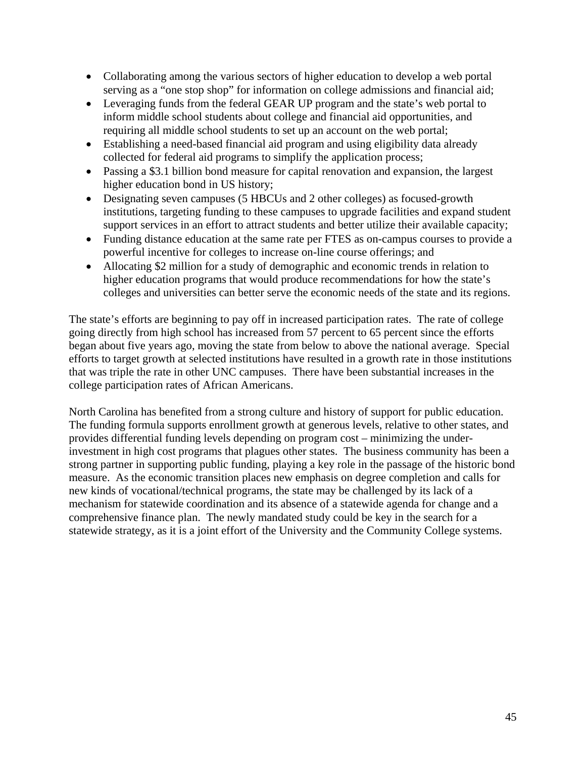- Collaborating among the various sectors of higher education to develop a web portal serving as a "one stop shop" for information on college admissions and financial aid;
- Leveraging funds from the federal GEAR UP program and the state's web portal to inform middle school students about college and financial aid opportunities, and requiring all middle school students to set up an account on the web portal;
- Establishing a need-based financial aid program and using eligibility data already collected for federal aid programs to simplify the application process;
- Passing a $3.1 billion bond measure for capital renovation and expansion, the largest higher education bond in US history;
- Designating seven campuses (5 HBCUs and 2 other colleges) as focused-growth institutions, targeting funding to these campuses to upgrade facilities and expand student support services in an effort to attract students and better utilize their available capacity;
- Funding distance education at the same rate per FTES as on-campus courses to provide a powerful incentive for colleges to increase on-line course offerings; and
- Allocating $2 million for a study of demographic and economic trends in relation to higher education programs that would produce recommendations for how the state's colleges and universities can better serve the economic needs of the state and its regions.

The state's efforts are beginning to pay off in increased participation rates. The rate of college going directly from high school has increased from 57 percent to 65 percent since the efforts began about five years ago, moving the state from below to above the national average. Special efforts to target growth at selected institutions have resulted in a growth rate in those institutions that was triple the rate in other UNC campuses. There have been substantial increases in the college participation rates of African Americans.

North Carolina has benefited from a strong culture and history of support for public education. The funding formula supports enrollment growth at generous levels, relative to other states, and provides differential funding levels depending on program cost – minimizing the under-investment in high cost programs that plagues other states. The business community has been a strong partner in supporting public funding, playing a key role in the passage of the historic bond measure. As the economic transition places new emphasis on degree completion and calls for new kinds of vocational/technical programs, the state may be challenged by its lack of a mechanism for statewide coordination and its absence of a statewide agenda for change and a comprehensive finance plan. The newly mandated study could be key in the search for a statewide strategy, as it is a joint effort of the University and the Community College systems.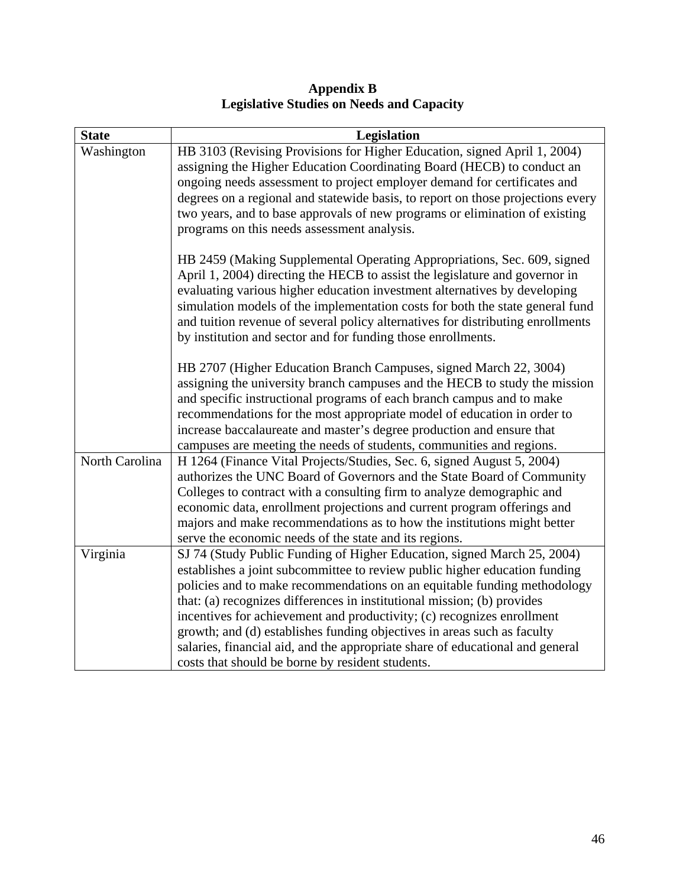# Appendix B
## Legislative Studies on Needs and Capacity

| State | Legislation |
|---|---|
| Washington | HB 3103 (Revising Provisions for Higher Education, signed April 1, 2004) assigning the Higher Education Coordinating Board (HECB) to conduct an ongoing needs assessment to project employer demand for certificates and degrees on a regional and statewide basis, to report on those projections every two years, and to base approvals of new programs or elimination of existing programs on this needs assessment analysis.<br><br>HB 2459 (Making Supplemental Operating Appropriations, Sec. 609, signed April 1, 2004) directing the HECB to assist the legislature and governor in evaluating various higher education investment alternatives by developing simulation models of the implementation costs for both the state general fund and tuition revenue of several policy alternatives for distributing enrollments by institution and sector and for funding those enrollments.<br><br>HB 2707 (Higher Education Branch Campuses, signed March 22, 3004) assigning the university branch campuses and the HECB to study the mission and specific instructional programs of each branch campus and to make recommendations for the most appropriate model of education in order to increase baccalaureate and master's degree production and ensure that campuses are meeting the needs of students, communities and regions. |
| North Carolina | H 1264 (Finance Vital Projects/Studies, Sec. 6, signed August 5, 2004) authorizes the UNC Board of Governors and the State Board of Community Colleges to contract with a consulting firm to analyze demographic and economic data, enrollment projections and current program offerings and majors and make recommendations as to how the institutions might better serve the economic needs of the state and its regions. |
| Virginia | SJ 74 (Study Public Funding of Higher Education, signed March 25, 2004) establishes a joint subcommittee to review public higher education funding policies and to make recommendations on an equitable funding methodology that: (a) recognizes differences in institutional mission; (b) provides incentives for achievement and productivity; (c) recognizes enrollment growth; and (d) establishes funding objectives in areas such as faculty salaries, financial aid, and the appropriate share of educational and general costs that should be borne by resident students. |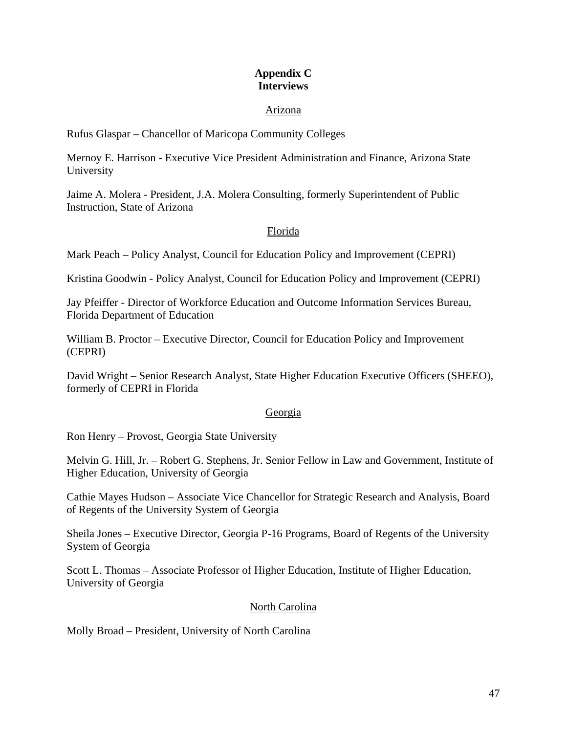# Appendix C
# Interviews

## Arizona

Rufus Glaspar – Chancellor of Maricopa Community Colleges

Mernoy E. Harrison - Executive Vice President Administration and Finance, Arizona State University

Jaime A. Molera - President, J.A. Molera Consulting, formerly Superintendent of Public Instruction, State of Arizona

## Florida

Mark Peach – Policy Analyst, Council for Education Policy and Improvement (CEPRI)

Kristina Goodwin - Policy Analyst, Council for Education Policy and Improvement (CEPRI)

Jay Pfeiffer - Director of Workforce Education and Outcome Information Services Bureau, Florida Department of Education

William B. Proctor – Executive Director, Council for Education Policy and Improvement (CEPRI)

David Wright – Senior Research Analyst, State Higher Education Executive Officers (SHEEO), formerly of CEPRI in Florida

## Georgia

Ron Henry – Provost, Georgia State University

Melvin G. Hill, Jr. – Robert G. Stephens, Jr. Senior Fellow in Law and Government, Institute of Higher Education, University of Georgia

Cathie Mayes Hudson – Associate Vice Chancellor for Strategic Research and Analysis, Board of Regents of the University System of Georgia

Sheila Jones – Executive Director, Georgia P-16 Programs, Board of Regents of the University System of Georgia

Scott L. Thomas – Associate Professor of Higher Education, Institute of Higher Education, University of Georgia

## North Carolina

Molly Broad – President, University of North Carolina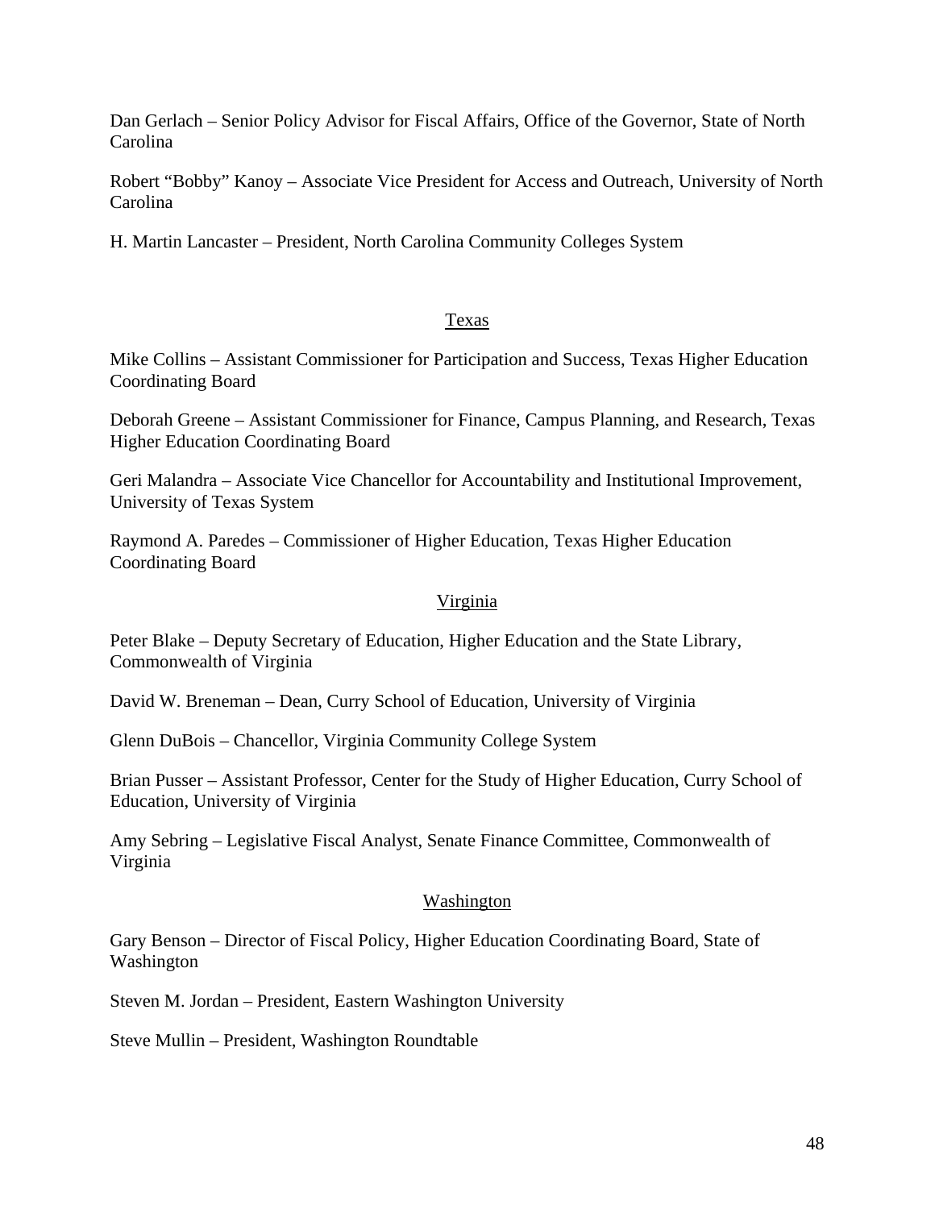Dan Gerlach – Senior Policy Advisor for Fiscal Affairs, Office of the Governor, State of North Carolina

Robert "Bobby" Kanoy – Associate Vice President for Access and Outreach, University of North Carolina

H. Martin Lancaster – President, North Carolina Community Colleges System

### Texas

Mike Collins – Assistant Commissioner for Participation and Success, Texas Higher Education Coordinating Board

Deborah Greene – Assistant Commissioner for Finance, Campus Planning, and Research, Texas Higher Education Coordinating Board

Geri Malandra – Associate Vice Chancellor for Accountability and Institutional Improvement, University of Texas System

Raymond A. Paredes – Commissioner of Higher Education, Texas Higher Education Coordinating Board

### Virginia

Peter Blake – Deputy Secretary of Education, Higher Education and the State Library, Commonwealth of Virginia

David W. Breneman – Dean, Curry School of Education, University of Virginia

Glenn DuBois – Chancellor, Virginia Community College System

Brian Pusser – Assistant Professor, Center for the Study of Higher Education, Curry School of Education, University of Virginia

Amy Sebring – Legislative Fiscal Analyst, Senate Finance Committee, Commonwealth of Virginia

### Washington

Gary Benson – Director of Fiscal Policy, Higher Education Coordinating Board, State of Washington

Steven M. Jordan – President, Eastern Washington University

Steve Mullin – President, Washington Roundtable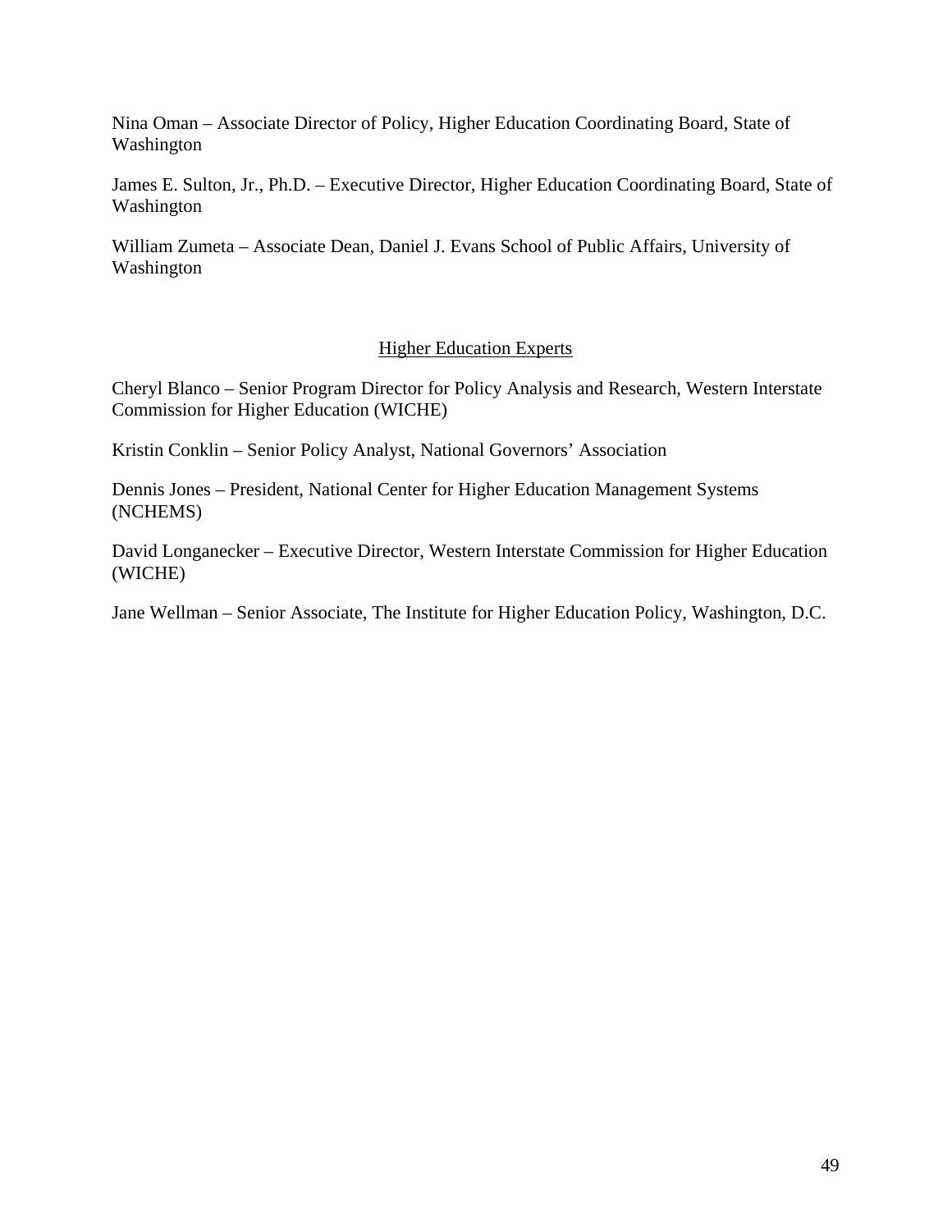Nina Oman – Associate Director of Policy, Higher Education Coordinating Board, State of Washington

James E. Sulton, Jr., Ph.D. – Executive Director, Higher Education Coordinating Board, State of Washington

William Zumeta – Associate Dean, Daniel J. Evans School of Public Affairs, University of Washington

## Higher Education Experts

Cheryl Blanco – Senior Program Director for Policy Analysis and Research, Western Interstate Commission for Higher Education (WICHE)

Kristin Conklin – Senior Policy Analyst, National Governors' Association

Dennis Jones – President, National Center for Higher Education Management Systems (NCHEMS)

David Longanecker – Executive Director, Western Interstate Commission for Higher Education (WICHE)

Jane Wellman – Senior Associate, The Institute for Higher Education Policy, Washington, D.C.